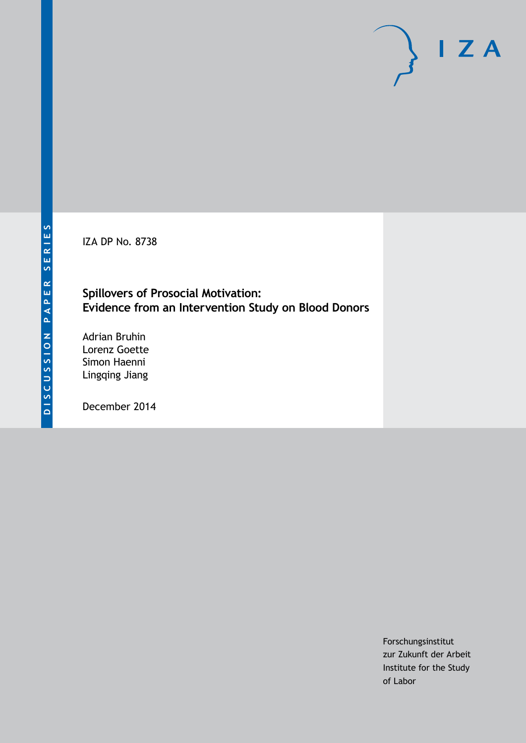DISCUSSION PAPER SERIES

IZA DP No. 8738

# Spillovers of Prosocial Motivation: Evidence from an Intervention Study on Blood Donors

Adrian Bruhin
Lorenz Goette
Simon Haenni
Lingqing Jiang

December 2014

Forschungsinstitut
zur Zukunft der Arbeit
Institute for the Study
of Labor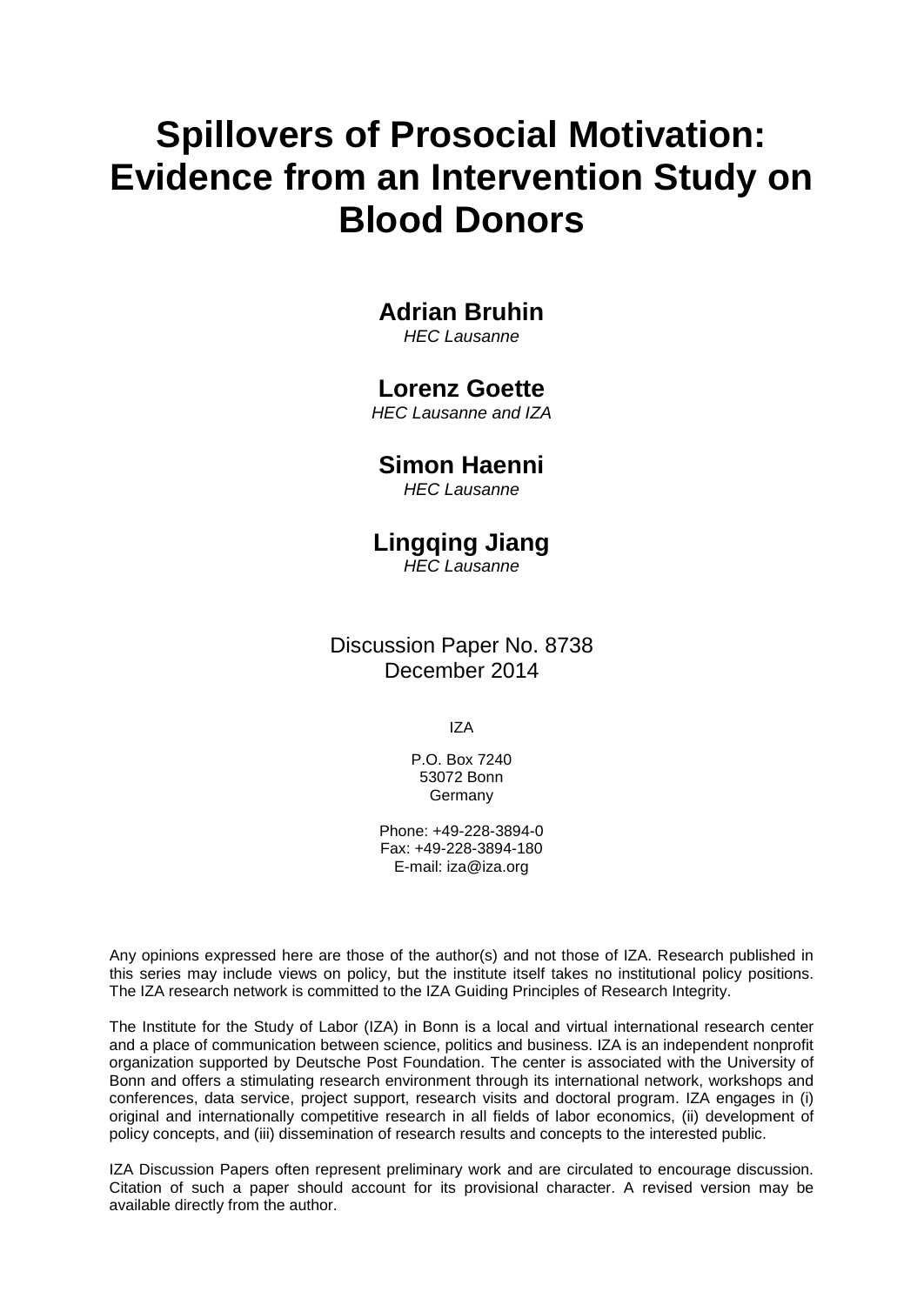# Spillovers of Prosocial Motivation: Evidence from an Intervention Study on Blood Donors

**Adrian Bruhin**
*HEC Lausanne*

**Lorenz Goette**
*HEC Lausanne and IZA*

**Simon Haenni**
*HEC Lausanne*

**Lingqing Jiang**
*HEC Lausanne*

Discussion Paper No. 8738
December 2014

IZA

P.O. Box 7240
53072 Bonn
Germany

Phone: +49-228-3894-0
Fax: +49-228-3894-180
E-mail: iza@iza.org

Any opinions expressed here are those of the author(s) and not those of IZA. Research published in this series may include views on policy, but the institute itself takes no institutional policy positions. The IZA research network is committed to the IZA Guiding Principles of Research Integrity.

The Institute for the Study of Labor (IZA) in Bonn is a local and virtual international research center and a place of communication between science, politics and business. IZA is an independent nonprofit organization supported by Deutsche Post Foundation. The center is associated with the University of Bonn and offers a stimulating research environment through its international network, workshops and conferences, data service, project support, research visits and doctoral program. IZA engages in (i) original and internationally competitive research in all fields of labor economics, (ii) development of policy concepts, and (iii) dissemination of research results and concepts to the interested public.

IZA Discussion Papers often represent preliminary work and are circulated to encourage discussion. Citation of such a paper should account for its provisional character. A revised version may be available directly from the author.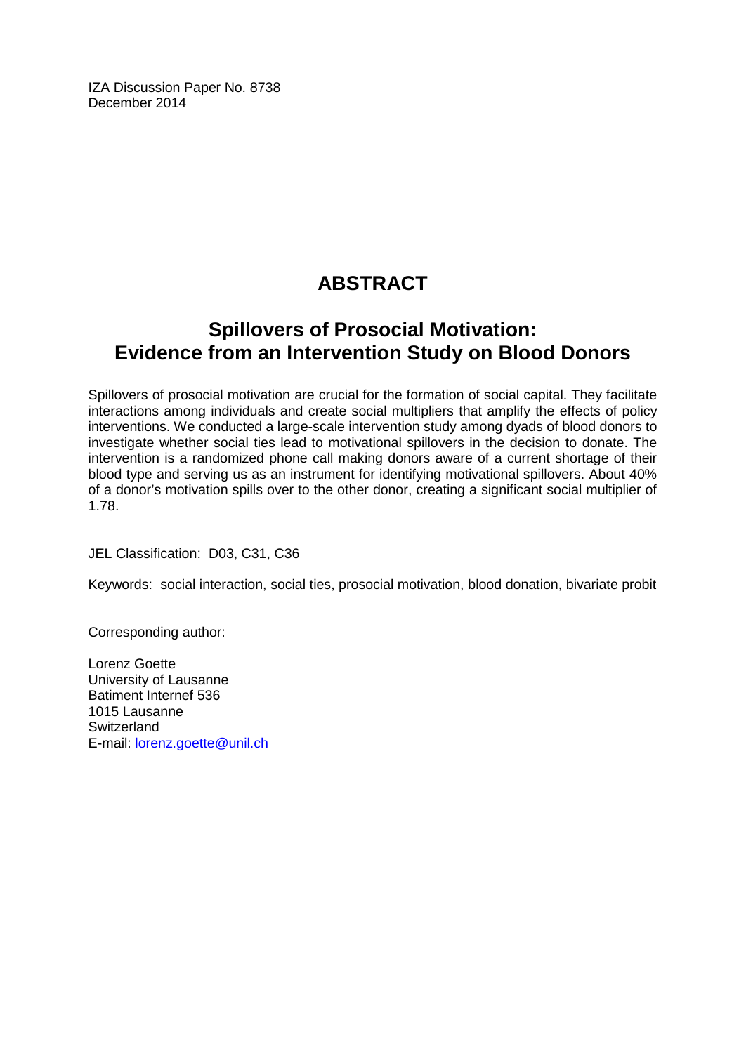IZA Discussion Paper No. 8738
December 2014

# ABSTRACT

## Spillovers of Prosocial Motivation: Evidence from an Intervention Study on Blood Donors

Spillovers of prosocial motivation are crucial for the formation of social capital. They facilitate interactions among individuals and create social multipliers that amplify the effects of policy interventions. We conducted a large-scale intervention study among dyads of blood donors to investigate whether social ties lead to motivational spillovers in the decision to donate. The intervention is a randomized phone call making donors aware of a current shortage of their blood type and serving us as an instrument for identifying motivational spillovers. About 40% of a donor's motivation spills over to the other donor, creating a significant social multiplier of 1.78.

JEL Classification: D03, C31, C36

Keywords: social interaction, social ties, prosocial motivation, blood donation, bivariate probit

Corresponding author:

Lorenz Goette
University of Lausanne
Batiment Internef 536
1015 Lausanne
Switzerland
E-mail: lorenz.goette@unil.ch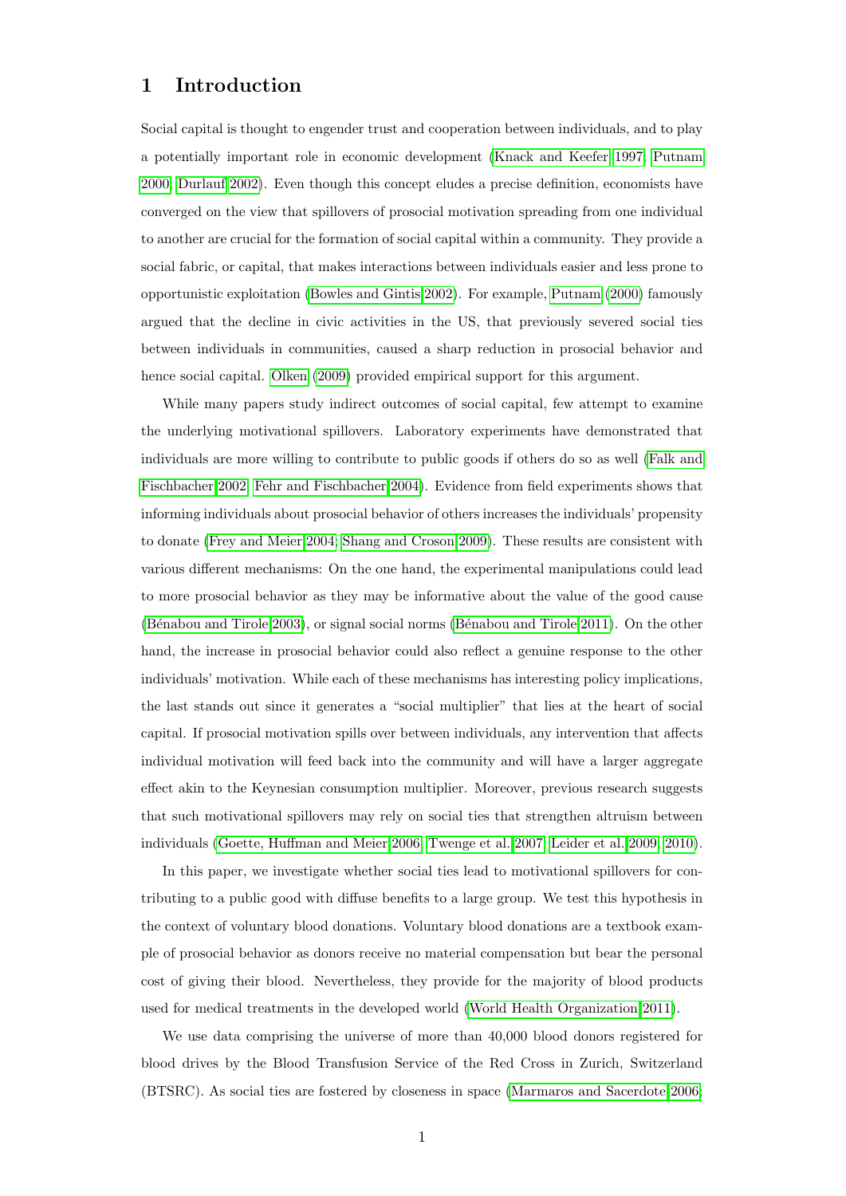# 1 Introduction

Social capital is thought to engender trust and cooperation between individuals, and to play a potentially important role in economic development (Knack and Keefer 1997; Putnam 2000; Durlauf 2002). Even though this concept eludes a precise definition, economists have converged on the view that spillovers of prosocial motivation spreading from one individual to another are crucial for the formation of social capital within a community. They provide a social fabric, or capital, that makes interactions between individuals easier and less prone to opportunistic exploitation (Bowles and Gintis 2002). For example, Putnam (2000) famously argued that the decline in civic activities in the US, that previously severed social ties between individuals in communities, caused a sharp reduction in prosocial behavior and hence social capital. Olken (2009) provided empirical support for this argument.

While many papers study indirect outcomes of social capital, few attempt to examine the underlying motivational spillovers. Laboratory experiments have demonstrated that individuals are more willing to contribute to public goods if others do so as well (Falk and Fischbacher 2002; Fehr and Fischbacher 2004). Evidence from field experiments shows that informing individuals about prosocial behavior of others increases the individuals' propensity to donate (Frey and Meier 2004; Shang and Croson 2009). These results are consistent with various different mechanisms: On the one hand, the experimental manipulations could lead to more prosocial behavior as they may be informative about the value of the good cause (Bénabou and Tirole 2003), or signal social norms (Bénabou and Tirole 2011). On the other hand, the increase in prosocial behavior could also reflect a genuine response to the other individuals' motivation. While each of these mechanisms has interesting policy implications, the last stands out since it generates a "social multiplier" that lies at the heart of social capital. If prosocial motivation spills over between individuals, any intervention that affects individual motivation will feed back into the community and will have a larger aggregate effect akin to the Keynesian consumption multiplier. Moreover, previous research suggests that such motivational spillovers may rely on social ties that strengthen altruism between individuals (Goette, Huffman and Meier 2006; Twenge et al. 2007; Leider et al. 2009, 2010).

In this paper, we investigate whether social ties lead to motivational spillovers for contributing to a public good with diffuse benefits to a large group. We test this hypothesis in the context of voluntary blood donations. Voluntary blood donations are a textbook example of prosocial behavior as donors receive no material compensation but bear the personal cost of giving their blood. Nevertheless, they provide for the majority of blood products used for medical treatments in the developed world (World Health Organization 2011).

We use data comprising the universe of more than 40,000 blood donors registered for blood drives by the Blood Transfusion Service of the Red Cross in Zurich, Switzerland (BTSRC). As social ties are fostered by closeness in space (Marmaros and Sacerdote 2006;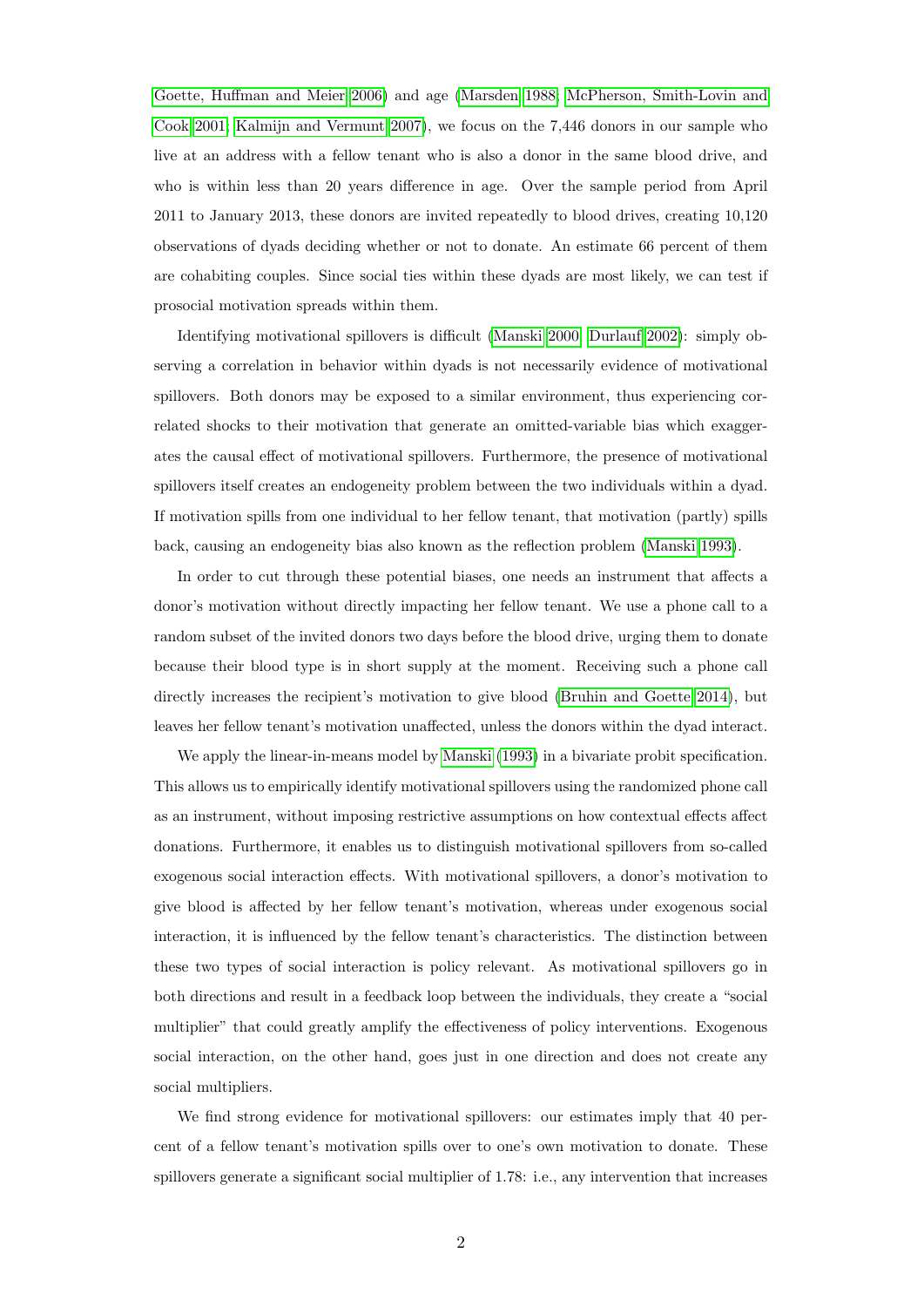Goette, Huffman and Meier 2006) and age (Marsden 1988; McPherson, Smith-Lovin and Cook 2001; Kalmijn and Vermunt 2007), we focus on the 7,446 donors in our sample who live at an address with a fellow tenant who is also a donor in the same blood drive, and who is within less than 20 years difference in age. Over the sample period from April 2011 to January 2013, these donors are invited repeatedly to blood drives, creating 10,120 observations of dyads deciding whether or not to donate. An estimate 66 percent of them are cohabiting couples. Since social ties within these dyads are most likely, we can test if prosocial motivation spreads within them.

Identifying motivational spillovers is difficult (Manski 2000; Durlauf 2002): simply observing a correlation in behavior within dyads is not necessarily evidence of motivational spillovers. Both donors may be exposed to a similar environment, thus experiencing correlated shocks to their motivation that generate an omitted-variable bias which exaggerates the causal effect of motivational spillovers. Furthermore, the presence of motivational spillovers itself creates an endogeneity problem between the two individuals within a dyad. If motivation spills from one individual to her fellow tenant, that motivation (partly) spills back, causing an endogeneity bias also known as the reflection problem (Manski 1993).

In order to cut through these potential biases, one needs an instrument that affects a donor's motivation without directly impacting her fellow tenant. We use a phone call to a random subset of the invited donors two days before the blood drive, urging them to donate because their blood type is in short supply at the moment. Receiving such a phone call directly increases the recipient's motivation to give blood (Bruhin and Goette 2014), but leaves her fellow tenant's motivation unaffected, unless the donors within the dyad interact.

We apply the linear-in-means model by Manski (1993) in a bivariate probit specification. This allows us to empirically identify motivational spillovers using the randomized phone call as an instrument, without imposing restrictive assumptions on how contextual effects affect donations. Furthermore, it enables us to distinguish motivational spillovers from so-called exogenous social interaction effects. With motivational spillovers, a donor's motivation to give blood is affected by her fellow tenant's motivation, whereas under exogenous social interaction, it is influenced by the fellow tenant's characteristics. The distinction between these two types of social interaction is policy relevant. As motivational spillovers go in both directions and result in a feedback loop between the individuals, they create a "social multiplier" that could greatly amplify the effectiveness of policy interventions. Exogenous social interaction, on the other hand, goes just in one direction and does not create any social multipliers.

We find strong evidence for motivational spillovers: our estimates imply that 40 percent of a fellow tenant's motivation spills over to one's own motivation to donate. These spillovers generate a significant social multiplier of 1.78: i.e., any intervention that increases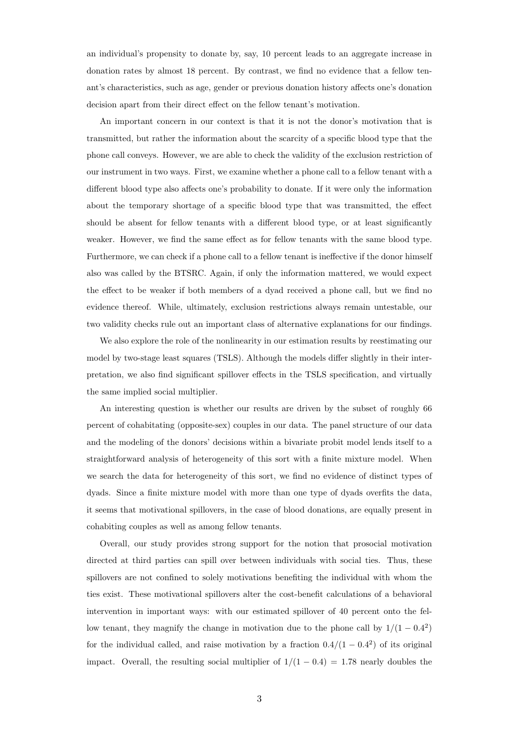an individual's propensity to donate by, say, 10 percent leads to an aggregate increase in donation rates by almost 18 percent. By contrast, we find no evidence that a fellow tenant's characteristics, such as age, gender or previous donation history affects one's donation decision apart from their direct effect on the fellow tenant's motivation.

An important concern in our context is that it is not the donor's motivation that is transmitted, but rather the information about the scarcity of a specific blood type that the phone call conveys. However, we are able to check the validity of the exclusion restriction of our instrument in two ways. First, we examine whether a phone call to a fellow tenant with a different blood type also affects one's probability to donate. If it were only the information about the temporary shortage of a specific blood type that was transmitted, the effect should be absent for fellow tenants with a different blood type, or at least significantly weaker. However, we find the same effect as for fellow tenants with the same blood type. Furthermore, we can check if a phone call to a fellow tenant is ineffective if the donor himself also was called by the BTSRC. Again, if only the information mattered, we would expect the effect to be weaker if both members of a dyad received a phone call, but we find no evidence thereof. While, ultimately, exclusion restrictions always remain untestable, our two validity checks rule out an important class of alternative explanations for our findings.

We also explore the role of the nonlinearity in our estimation results by reestimating our model by two-stage least squares (TSLS). Although the models differ slightly in their interpretation, we also find significant spillover effects in the TSLS specification, and virtually the same implied social multiplier.

An interesting question is whether our results are driven by the subset of roughly 66 percent of cohabitating (opposite-sex) couples in our data. The panel structure of our data and the modeling of the donors' decisions within a bivariate probit model lends itself to a straightforward analysis of heterogeneity of this sort with a finite mixture model. When we search the data for heterogeneity of this sort, we find no evidence of distinct types of dyads. Since a finite mixture model with more than one type of dyads overfits the data, it seems that motivational spillovers, in the case of blood donations, are equally present in cohabiting couples as well as among fellow tenants.

Overall, our study provides strong support for the notion that prosocial motivation directed at third parties can spill over between individuals with social ties. Thus, these spillovers are not confined to solely motivations benefiting the individual with whom the ties exist. These motivational spillovers alter the cost-benefit calculations of a behavioral intervention in important ways: with our estimated spillover of 40 percent onto the fellow tenant, they magnify the change in motivation due to the phone call by $1/(1-0.4^2)$ for the individual called, and raise motivation by a fraction $0.4/(1-0.4^2)$ of its original impact. Overall, the resulting social multiplier of $1/(1-0.4) = 1.78$ nearly doubles the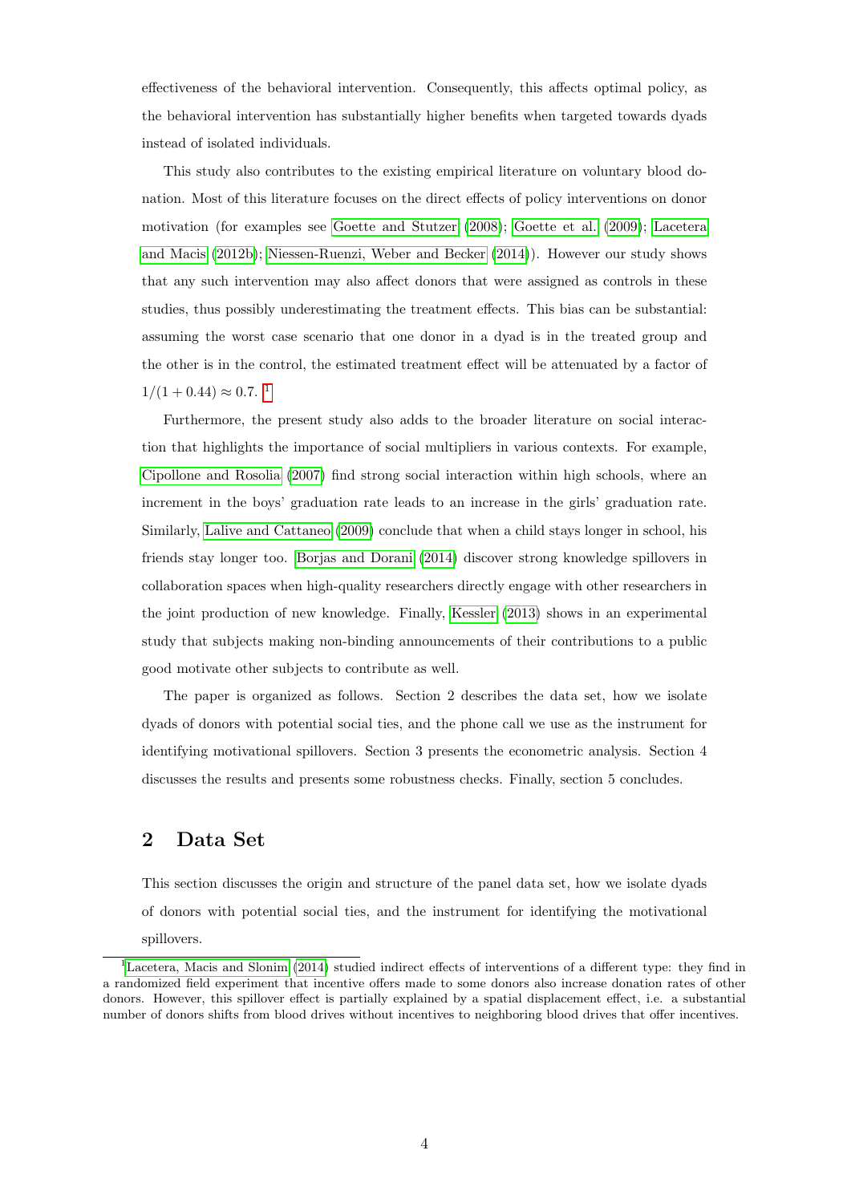effectiveness of the behavioral intervention. Consequently, this affects optimal policy, as the behavioral intervention has substantially higher benefits when targeted towards dyads instead of isolated individuals.

This study also contributes to the existing empirical literature on voluntary blood donation. Most of this literature focuses on the direct effects of policy interventions on donor motivation (for examples see Goette and Stutzer (2008); Goette et al. (2009); Lacetera and Macis (2012b); Niessen-Ruenzi, Weber and Becker (2014)). However our study shows that any such intervention may also affect donors that were assigned as controls in these studies, thus possibly underestimating the treatment effects. This bias can be substantial: assuming the worst case scenario that one donor in a dyad is in the treated group and the other is in the control, the estimated treatment effect will be attenuated by a factor of $1/(1 + 0.44) \approx 0.7$. [1]

Furthermore, the present study also adds to the broader literature on social interaction that highlights the importance of social multipliers in various contexts. For example, Cipollone and Rosolia (2007) find strong social interaction within high schools, where an increment in the boys' graduation rate leads to an increase in the girls' graduation rate. Similarly, Lalive and Cattaneo (2009) conclude that when a child stays longer in school, his friends stay longer too. Borjas and Doran (2014) discover strong knowledge spillovers in collaboration spaces when high-quality researchers directly engage with other researchers in the joint production of new knowledge. Finally, Kessler (2013) shows in an experimental study that subjects making non-binding announcements of their contributions to a public good motivate other subjects to contribute as well.

The paper is organized as follows. Section 2 describes the data set, how we isolate dyads of donors with potential social ties, and the phone call we use as the instrument for identifying motivational spillovers. Section 3 presents the econometric analysis. Section 4 discusses the results and presents some robustness checks. Finally, section 5 concludes.

## 2 Data Set

This section discusses the origin and structure of the panel data set, how we isolate dyads of donors with potential social ties, and the instrument for identifying the motivational spillovers.

[1] Lacetera, Macis and Slonim (2014) studied indirect effects of interventions of a different type: they find in a randomized field experiment that incentive offers made to some donors also increase donation rates of other donors. However, this spillover effect is partially explained by a spatial displacement effect, i.e. a substantial number of donors shifts from blood drives without incentives to neighboring blood drives that offer incentives.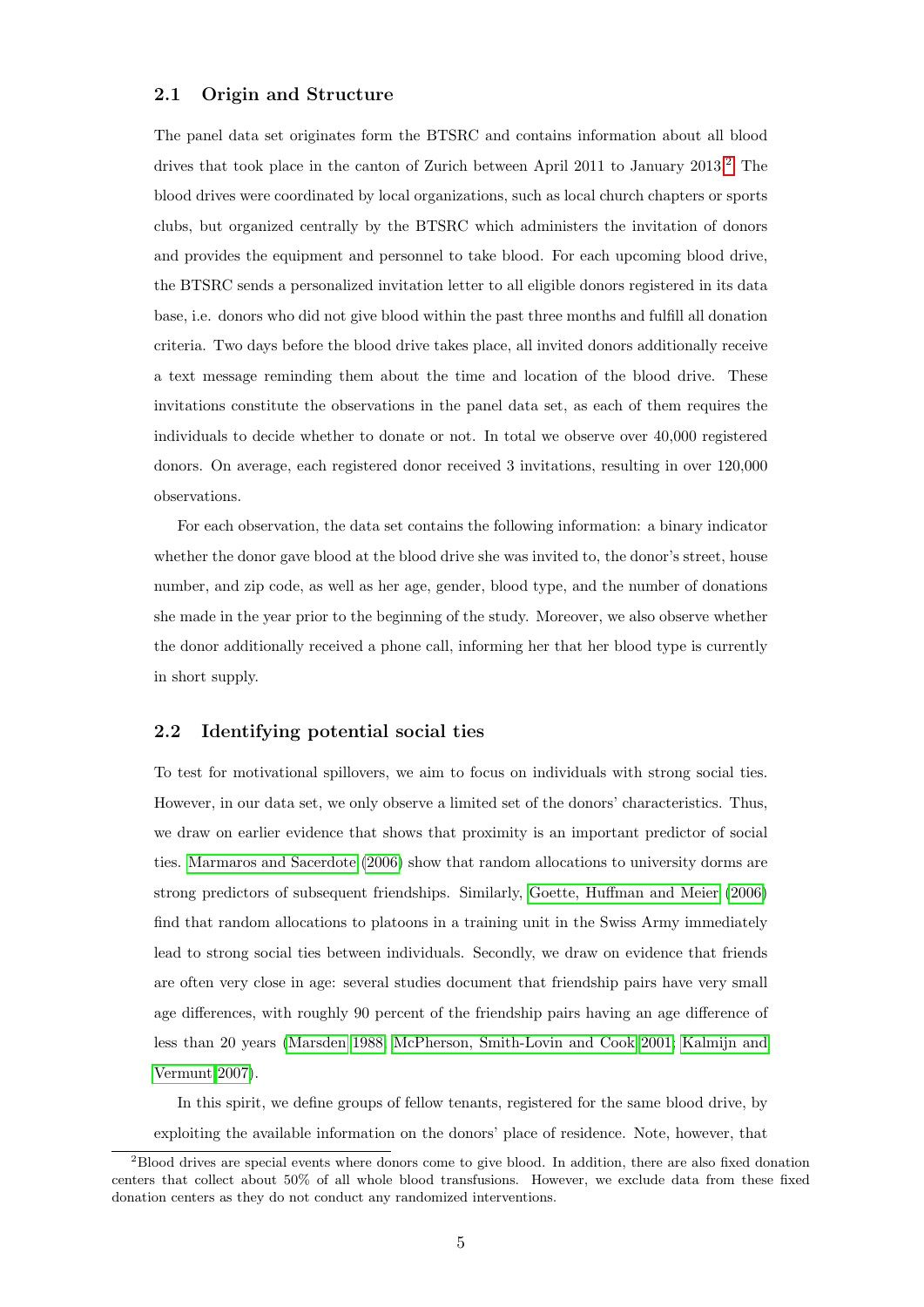### 2.1 Origin and Structure

The panel data set originates form the BTSRC and contains information about all blood drives that took place in the canton of Zurich between April 2011 to January 2013.[2] The blood drives were coordinated by local organizations, such as local church chapters or sports clubs, but organized centrally by the BTSRC which administers the invitation of donors and provides the equipment and personnel to take blood. For each upcoming blood drive, the BTSRC sends a personalized invitation letter to all eligible donors registered in its data base, i.e. donors who did not give blood within the past three months and fulfill all donation criteria. Two days before the blood drive takes place, all invited donors additionally receive a text message reminding them about the time and location of the blood drive. These invitations constitute the observations in the panel data set, as each of them requires the individuals to decide whether to donate or not. In total we observe over 40,000 registered donors. On average, each registered donor received 3 invitations, resulting in over 120,000 observations.

For each observation, the data set contains the following information: a binary indicator whether the donor gave blood at the blood drive she was invited to, the donor's street, house number, and zip code, as well as her age, gender, blood type, and the number of donations she made in the year prior to the beginning of the study. Moreover, we also observe whether the donor additionally received a phone call, informing her that her blood type is currently in short supply.

### 2.2 Identifying potential social ties

To test for motivational spillovers, we aim to focus on individuals with strong social ties. However, in our data set, we only observe a limited set of the donors' characteristics. Thus, we draw on earlier evidence that shows that proximity is an important predictor of social ties. Marmaros and Sacerdote (2006) show that random allocations to university dorms are strong predictors of subsequent friendships. Similarly, Goette, Huffman and Meier (2006) find that random allocations to platoons in a training unit in the Swiss Army immediately lead to strong social ties between individuals. Secondly, we draw on evidence that friends are often very close in age: several studies document that friendship pairs have very small age differences, with roughly 90 percent of the friendship pairs having an age difference of less than 20 years (Marsden 1988; McPherson, Smith-Lovin and Cook 2001; Kalmijn and Vermunt 2007).

In this spirit, we define groups of fellow tenants, registered for the same blood drive, by exploiting the available information on the donors' place of residence. Note, however, that

[2] Blood drives are special events where donors come to give blood. In addition, there are also fixed donation centers that collect about 50% of all whole blood transfusions. However, we exclude data from these fixed donation centers as they do not conduct any randomized interventions.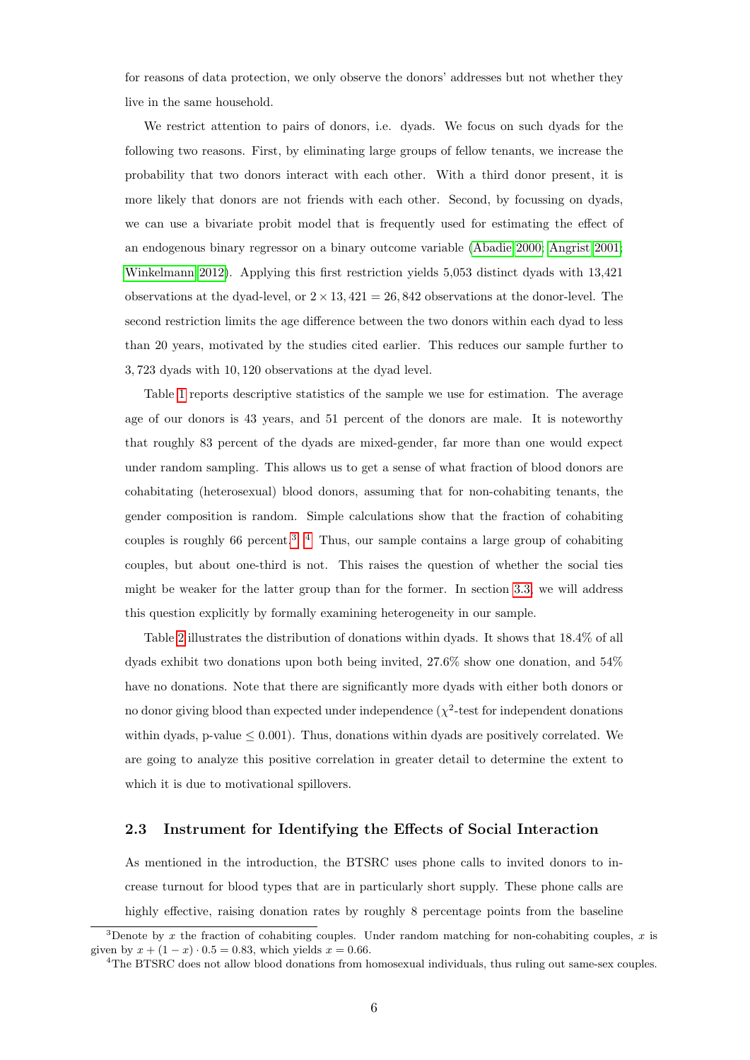for reasons of data protection, we only observe the donors' addresses but not whether they live in the same household.

We restrict attention to pairs of donors, i.e. dyads. We focus on such dyads for the following two reasons. First, by eliminating large groups of fellow tenants, we increase the probability that two donors interact with each other. With a third donor present, it is more likely that donors are not friends with each other. Second, by focussing on dyads, we can use a bivariate probit model that is frequently used for estimating the effect of an endogenous binary regressor on a binary outcome variable (Abadie 2000; Angrist 2001; Winkelmann 2012). Applying this first restriction yields 5,053 distinct dyads with 13,421 observations at the dyad-level, or $2 \times 13,421 = 26,842$ observations at the donor-level. The second restriction limits the age difference between the two donors within each dyad to less than 20 years, motivated by the studies cited earlier. This reduces our sample further to 3,723 dyads with 10,120 observations at the dyad level.

Table 1 reports descriptive statistics of the sample we use for estimation. The average age of our donors is 43 years, and 51 percent of the donors are male. It is noteworthy that roughly 83 percent of the dyads are mixed-gender, far more than one would expect under random sampling. This allows us to get a sense of what fraction of blood donors are cohabitating (heterosexual) blood donors, assuming that for non-cohabiting tenants, the gender composition is random. Simple calculations show that the fraction of cohabiting couples is roughly 66 percent.[3], [4] Thus, our sample contains a large group of cohabiting couples, but about one-third is not. This raises the question of whether the social ties might be weaker for the latter group than for the former. In section 3.3, we will address this question explicitly by formally examining heterogeneity in our sample.

Table 2 illustrates the distribution of donations within dyads. It shows that 18.4% of all dyads exhibit two donations upon both being invited, 27.6% show one donation, and 54% have no donations. Note that there are significantly more dyads with either both donors or no donor giving blood than expected under independence ($\chi^2$-test for independent donations within dyads, p-value $\leq 0.001$). Thus, donations within dyads are positively correlated. We are going to analyze this positive correlation in greater detail to determine the extent to which it is due to motivational spillovers.

### 2.3 Instrument for Identifying the Effects of Social Interaction

As mentioned in the introduction, the BTSRC uses phone calls to invited donors to increase turnout for blood types that are in particularly short supply. These phone calls are highly effective, raising donation rates by roughly 8 percentage points from the baseline

---

[3] Denote by $x$ the fraction of cohabiting couples. Under random matching for non-cohabiting couples, $x$ is given by $x + (1 - x) \cdot 0.5 = 0.83$, which yields $x = 0.66$.

[4] The BTSRC does not allow blood donations from homosexual individuals, thus ruling out same-sex couples.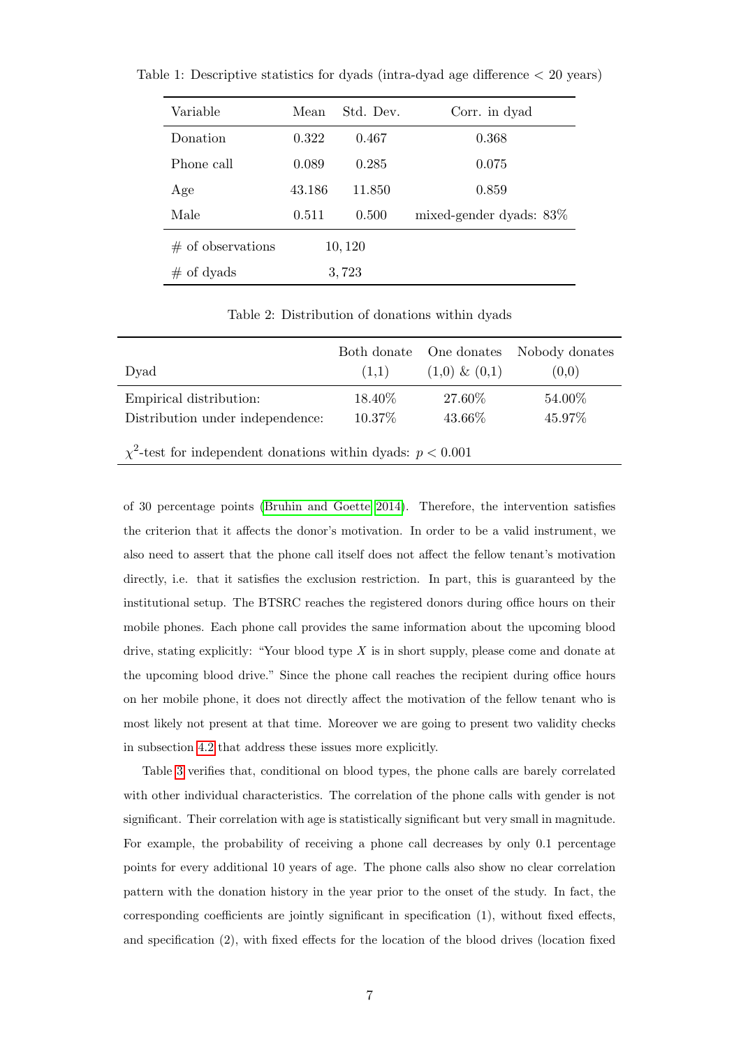Table 1: Descriptive statistics for dyads (intra-dyad age difference < 20 years)

| Variable | Mean | Std. Dev. | Corr. in dyad |
|---|---|---|---|
| Donation | 0.322 | 0.467 | 0.368 |
| Phone call | 0.089 | 0.285 | 0.075 |
| Age | 43.186 | 11.850 | 0.859 |
| Male | 0.511 | 0.500 | mixed-gender dyads: 83% |
| # of observations | 10,120 | | |
| # of dyads | 3,723 | | |

Table 2: Distribution of donations within dyads

| Dyad | Both donate (1,1) | One donates (1,0) & (0,1) | Nobody donates (0,0) |
|---|---|---|---|
| Empirical distribution: | 18.40% | 27.60% | 54.00% |
| Distribution under independence: | 10.37% | 43.66% | 45.97% |

$\chi^2$-test for independent donations within dyads: $p < 0.001$

of 30 percentage points (Bruhin and Goette 2014). Therefore, the intervention satisfies the criterion that it affects the donor's motivation. In order to be a valid instrument, we also need to assert that the phone call itself does not affect the fellow tenant's motivation directly, i.e. that it satisfies the exclusion restriction. In part, this is guaranteed by the institutional setup. The BTSRC reaches the registered donors during office hours on their mobile phones. Each phone call provides the same information about the upcoming blood drive, stating explicitly: "Your blood type $X$ is in short supply, please come and donate at the upcoming blood drive." Since the phone call reaches the recipient during office hours on her mobile phone, it does not directly affect the motivation of the fellow tenant who is most likely not present at that time. Moreover we are going to present two validity checks in subsection 4.2 that address these issues more explicitly.

Table 3 verifies that, conditional on blood types, the phone calls are barely correlated with other individual characteristics. The correlation of the phone calls with gender is not significant. Their correlation with age is statistically significant but very small in magnitude. For example, the probability of receiving a phone call decreases by only 0.1 percentage points for every additional 10 years of age. The phone calls also show no clear correlation pattern with the donation history in the year prior to the onset of the study. In fact, the corresponding coefficients are jointly significant in specification (1), without fixed effects, and specification (2), with fixed effects for the location of the blood drives (location fixed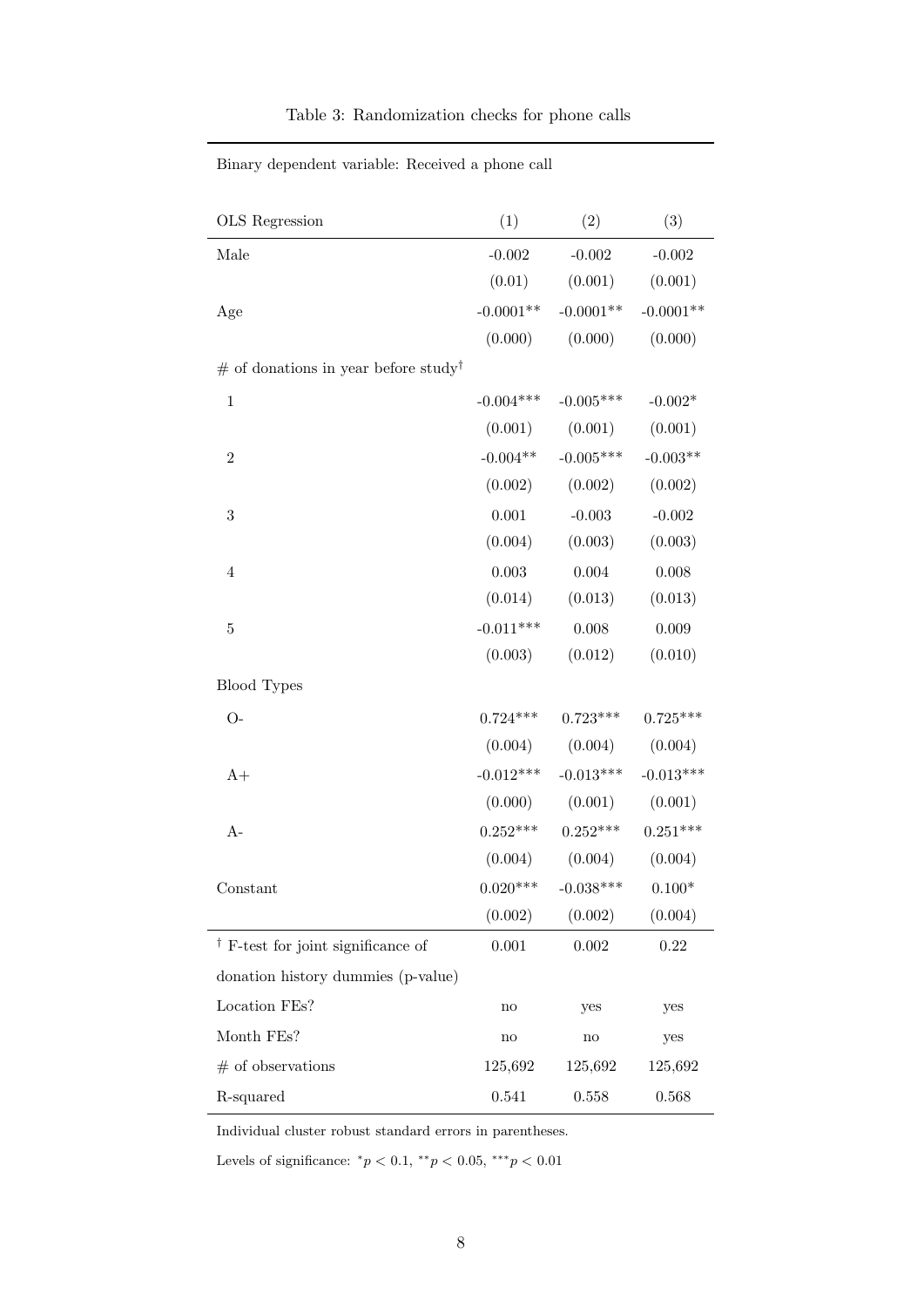Table 3: Randomization checks for phone calls

Binary dependent variable: Received a phone call

| OLS Regression | (1) | (2) | (3) |
|---|---|---|---|
| Male | -0.002 | -0.002 | -0.002 |
| | (0.01) | (0.001) | (0.001) |
| Age | -0.0001** | -0.0001** | -0.0001** |
| | (0.000) | (0.000) | (0.000) |
| # of donations in year before study† | | | |
| 1 | -0.004*** | -0.005*** | -0.002* |
| | (0.001) | (0.001) | (0.001) |
| 2 | -0.004** | -0.005*** | -0.003** |
| | (0.002) | (0.002) | (0.002) |
| 3 | 0.001 | -0.003 | -0.002 |
| | (0.004) | (0.003) | (0.003) |
| 4 | 0.003 | 0.004 | 0.008 |
| | (0.014) | (0.013) | (0.013) |
| 5 | -0.011*** | 0.008 | 0.009 |
| | (0.003) | (0.012) | (0.010) |
| Blood Types | | | |
| O- | 0.724*** | 0.723*** | 0.725*** |
| | (0.004) | (0.004) | (0.004) |
| A+ | -0.012*** | -0.013*** | -0.013*** |
| | (0.000) | (0.001) | (0.001) |
| A- | 0.252*** | 0.252*** | 0.251*** |
| | (0.004) | (0.004) | (0.004) |
| Constant | 0.020*** | -0.038*** | 0.100* |
| | (0.002) | (0.002) | (0.004) |
| † F-test for joint significance of donation history dummies (p-value) | 0.001 | 0.002 | 0.22 |
| Location FEs? | no | yes | yes |
| Month FEs? | no | no | yes |
| # of observations | 125,692 | 125,692 | 125,692 |
| R-squared | 0.541 | 0.558 | 0.568 |

Individual cluster robust standard errors in parentheses.

Levels of significance: $^{*}p < 0.1$, $^{**}p < 0.05$, $^{***}p < 0.01$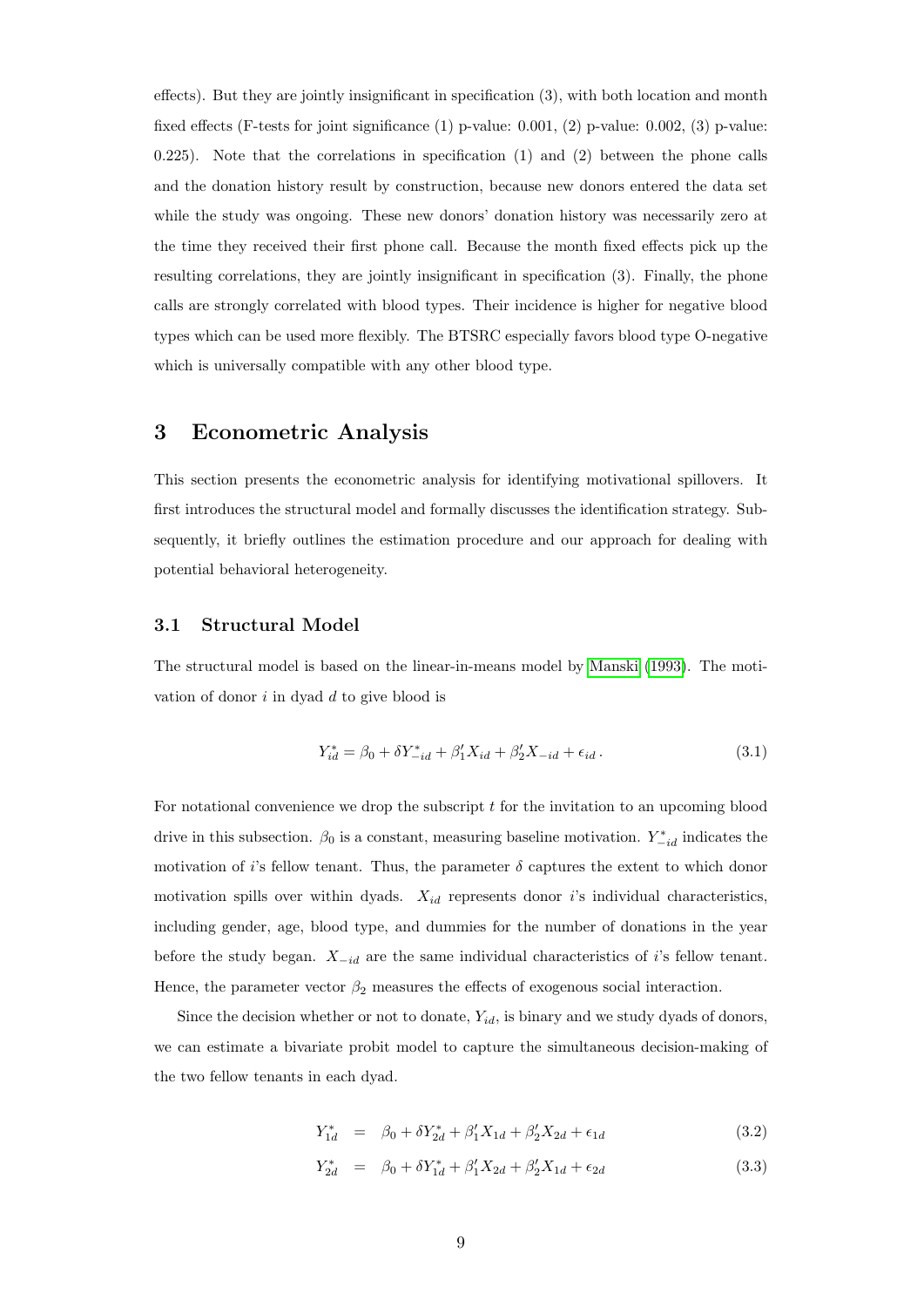effects). But they are jointly insignificant in specification (3), with both location and month fixed effects (F-tests for joint significance (1) p-value: 0.001, (2) p-value: 0.002, (3) p-value: 0.225). Note that the correlations in specification (1) and (2) between the phone calls and the donation history result by construction, because new donors entered the data set while the study was ongoing. These new donors' donation history was necessarily zero at the time they received their first phone call. Because the month fixed effects pick up the resulting correlations, they are jointly insignificant in specification (3). Finally, the phone calls are strongly correlated with blood types. Their incidence is higher for negative blood types which can be used more flexibly. The BTSRC especially favors blood type O-negative which is universally compatible with any other blood type.

# 3 Econometric Analysis

This section presents the econometric analysis for identifying motivational spillovers. It first introduces the structural model and formally discusses the identification strategy. Subsequently, it briefly outlines the estimation procedure and our approach for dealing with potential behavioral heterogeneity.

## 3.1 Structural Model

The structural model is based on the linear-in-means model by Manski (1993). The motivation of donor $i$ in dyad $d$ to give blood is

$$Y^*_{id} = \beta_0 + \delta Y^*_{-id} + \beta_1' X_{id} + \beta_2' X_{-id} + \epsilon_{id} \,. \tag{3.1}$$

For notational convenience we drop the subscript $t$ for the invitation to an upcoming blood drive in this subsection. $\beta_0$ is a constant, measuring baseline motivation. $Y^*_{-id}$ indicates the motivation of $i$'s fellow tenant. Thus, the parameter $\delta$ captures the extent to which donor motivation spills over within dyads. $X_{id}$ represents donor $i$'s individual characteristics, including gender, age, blood type, and dummies for the number of donations in the year before the study began. $X_{-id}$ are the same individual characteristics of $i$'s fellow tenant. Hence, the parameter vector $\beta_2$ measures the effects of exogenous social interaction.

Since the decision whether or not to donate, $Y_{id}$, is binary and we study dyads of donors, we can estimate a bivariate probit model to capture the simultaneous decision-making of the two fellow tenants in each dyad.

$$Y^*_{1d} = \beta_0 + \delta Y^*_{2d} + \beta_1' X_{1d} + \beta_2' X_{2d} + \epsilon_{1d} \tag{3.2}$$

$$Y^*_{2d} = \beta_0 + \delta Y^*_{1d} + \beta_1' X_{2d} + \beta_2' X_{1d} + \epsilon_{2d} \tag{3.3}$$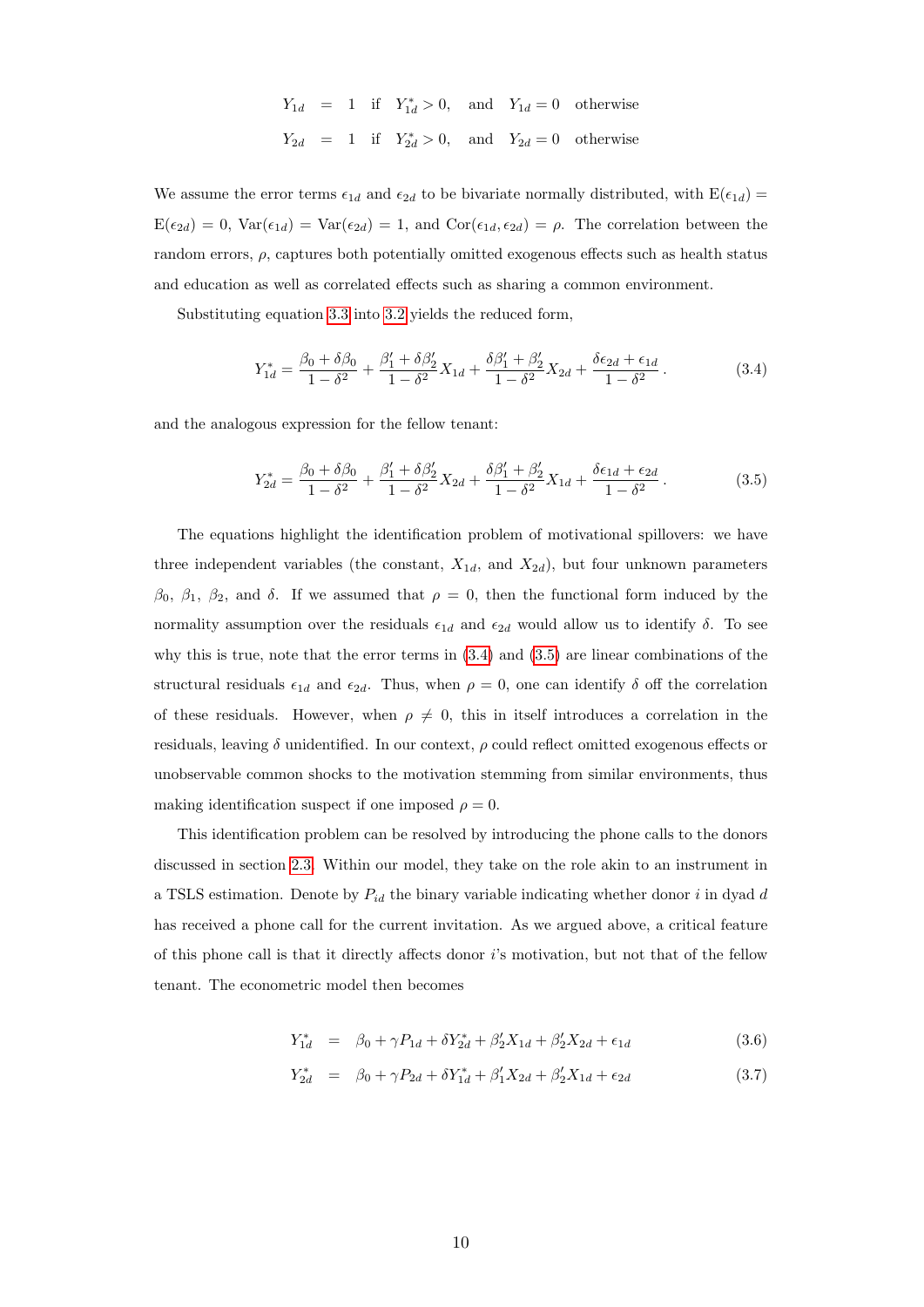$$
\begin{aligned}
Y_{1d} &= 1 \quad \text{if} \quad Y^*_{1d} > 0, \quad \text{and} \quad Y_{1d} = 0 \quad \text{otherwise} \\
Y_{2d} &= 1 \quad \text{if} \quad Y^*_{2d} > 0, \quad \text{and} \quad Y_{2d} = 0 \quad \text{otherwise}
\end{aligned}
$$

We assume the error terms $\epsilon_{1d}$ and $\epsilon_{2d}$ to be bivariate normally distributed, with $\text{E}(\epsilon_{1d}) = \text{E}(\epsilon_{2d}) = 0$, $\text{Var}(\epsilon_{1d}) = \text{Var}(\epsilon_{2d}) = 1$, and $\text{Cor}(\epsilon_{1d}, \epsilon_{2d}) = \rho$. The correlation between the random errors, $\rho$, captures both potentially omitted exogenous effects such as health status and education as well as correlated effects such as sharing a common environment.

Substituting equation 3.3 into 3.2 yields the reduced form,

$$
Y^*_{1d} = \frac{\beta_0 + \delta\beta_0}{1-\delta^2} + \frac{\beta_1' + \delta\beta_2'}{1-\delta^2} X_{1d} + \frac{\delta\beta_1' + \beta_2'}{1-\delta^2} X_{2d} + \frac{\delta\epsilon_{2d} + \epsilon_{1d}}{1-\delta^2}. \tag{3.4}
$$

and the analogous expression for the fellow tenant:

$$
Y^*_{2d} = \frac{\beta_0 + \delta\beta_0}{1-\delta^2} + \frac{\beta_1' + \delta\beta_2'}{1-\delta^2} X_{2d} + \frac{\delta\beta_1' + \beta_2'}{1-\delta^2} X_{1d} + \frac{\delta\epsilon_{1d} + \epsilon_{2d}}{1-\delta^2}. \tag{3.5}
$$

The equations highlight the identification problem of motivational spillovers: we have three independent variables (the constant, $X_{1d}$, and $X_{2d}$), but four unknown parameters $\beta_0$, $\beta_1$, $\beta_2$, and $\delta$. If we assumed that $\rho = 0$, then the functional form induced by the normality assumption over the residuals $\epsilon_{1d}$ and $\epsilon_{2d}$ would allow us to identify $\delta$. To see why this is true, note that the error terms in (3.4) and (3.5) are linear combinations of the structural residuals $\epsilon_{1d}$ and $\epsilon_{2d}$. Thus, when $\rho = 0$, one can identify $\delta$ off the correlation of these residuals. However, when $\rho \neq 0$, this in itself introduces a correlation in the residuals, leaving $\delta$ unidentified. In our context, $\rho$ could reflect omitted exogenous effects or unobservable common shocks to the motivation stemming from similar environments, thus making identification suspect if one imposed $\rho = 0$.

This identification problem can be resolved by introducing the phone calls to the donors discussed in section 2.3. Within our model, they take on the role akin to an instrument in a TSLS estimation. Denote by $P_{id}$ the binary variable indicating whether donor $i$ in dyad $d$ has received a phone call for the current invitation. As we argued above, a critical feature of this phone call is that it directly affects donor $i$'s motivation, but not that of the fellow tenant. The econometric model then becomes

$$
\begin{aligned}
Y^*_{1d} &= \beta_0 + \gamma P_{1d} + \delta Y^*_{2d} + \beta_2' X_{1d} + \beta_2' X_{2d} + \epsilon_{1d} \qquad (3.6) \\
Y^*_{2d} &= \beta_0 + \gamma P_{2d} + \delta Y^*_{1d} + \beta_1' X_{2d} + \beta_2' X_{1d} + \epsilon_{2d} \qquad (3.7)
\end{aligned}
$$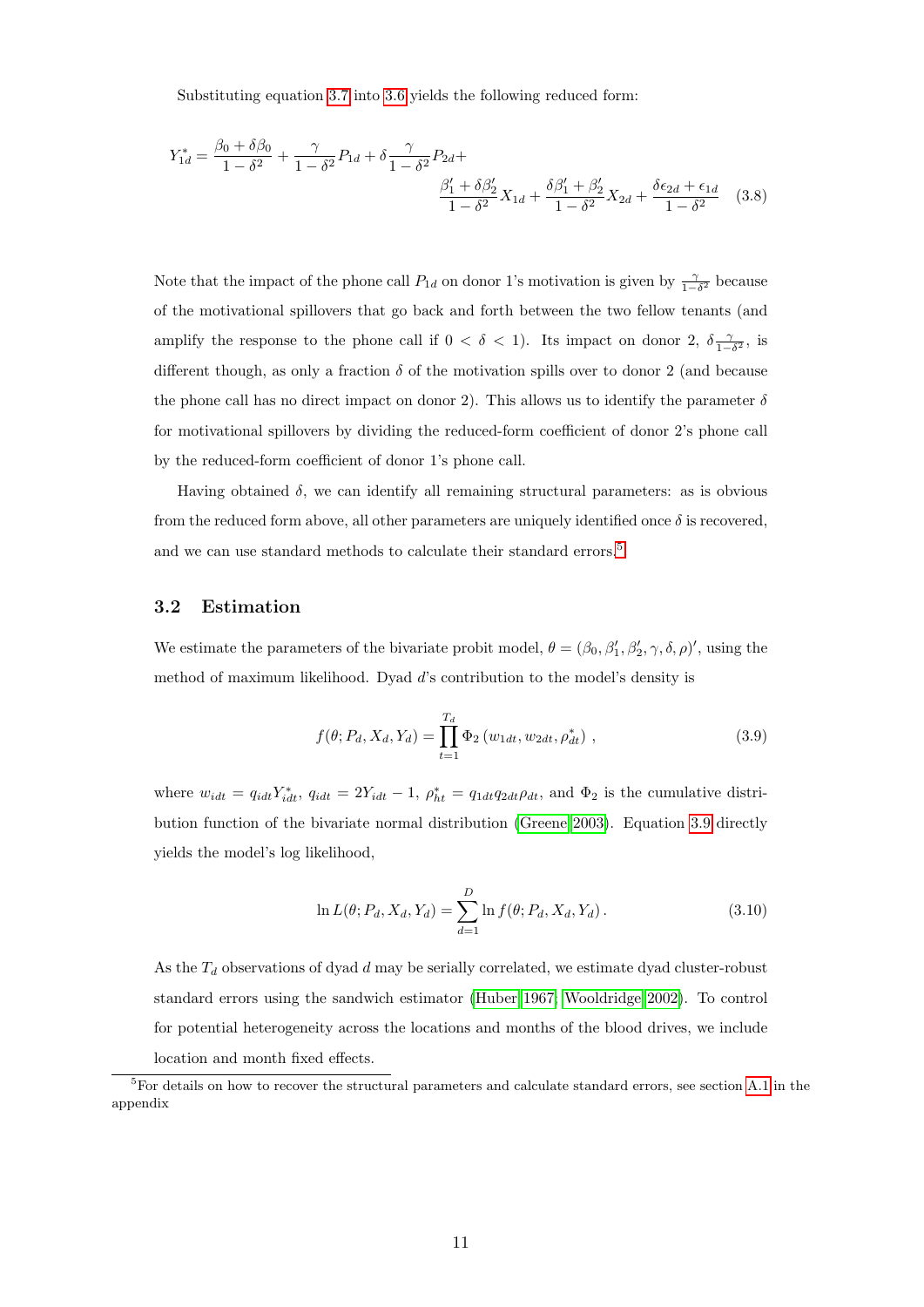Substituting equation 3.7 into 3.6 yields the following reduced form:

$$Y_{1d}^{*} = \frac{\beta_0 + \delta\beta_0}{1-\delta^2} + \frac{\gamma}{1-\delta^2} P_{1d} + \delta \frac{\gamma}{1-\delta^2} P_{2d} + \frac{\beta_1' + \delta\beta_2'}{1-\delta^2} X_{1d} + \frac{\delta\beta_1' + \beta_2'}{1-\delta^2} X_{2d} + \frac{\delta\epsilon_{2d} + \epsilon_{1d}}{1-\delta^2} \tag{3.8}$$

Note that the impact of the phone call $P_{1d}$ on donor 1's motivation is given by $\frac{\gamma}{1-\delta^2}$ because of the motivational spillovers that go back and forth between the two fellow tenants (and amplify the response to the phone call if $0 < \delta < 1$). Its impact on donor 2, $\delta\frac{\gamma}{1-\delta^2}$, is different though, as only a fraction $\delta$ of the motivation spills over to donor 2 (and because the phone call has no direct impact on donor 2). This allows us to identify the parameter $\delta$ for motivational spillovers by dividing the reduced-form coefficient of donor 2's phone call by the reduced-form coefficient of donor 1's phone call.

Having obtained $\delta$, we can identify all remaining structural parameters: as is obvious from the reduced form above, all other parameters are uniquely identified once $\delta$ is recovered, and we can use standard methods to calculate their standard errors.[5]

### 3.2 Estimation

We estimate the parameters of the bivariate probit model, $\theta = (\beta_0, \beta_1', \beta_2', \gamma, \delta, \rho)'$, using the method of maximum likelihood. Dyad $d$'s contribution to the model's density is

$$f(\theta; P_d, X_d, Y_d) = \prod_{t=1}^{T_d} \Phi_2\left(w_{1dt}, w_{2dt}, \rho_{dt}^{*}\right), \tag{3.9}$$

where $w_{idt} = q_{idt} Y_{idt}^{*}$, $q_{idt} = 2Y_{idt} - 1$, $\rho_{ht}^{*} = q_{1dt} q_{2dt} \rho_{dt}$, and $\Phi_2$ is the cumulative distribution function of the bivariate normal distribution (Greene 2003). Equation 3.9 directly yields the model's log likelihood,

$$\ln L(\theta; P_d, X_d, Y_d) = \sum_{d=1}^{D} \ln f(\theta; P_d, X_d, Y_d). \tag{3.10}$$

As the $T_d$ observations of dyad $d$ may be serially correlated, we estimate dyad cluster-robust standard errors using the sandwich estimator (Huber 1967; Wooldridge 2002). To control for potential heterogeneity across the locations and months of the blood drives, we include location and month fixed effects.

[5] For details on how to recover the structural parameters and calculate standard errors, see section A.1 in the appendix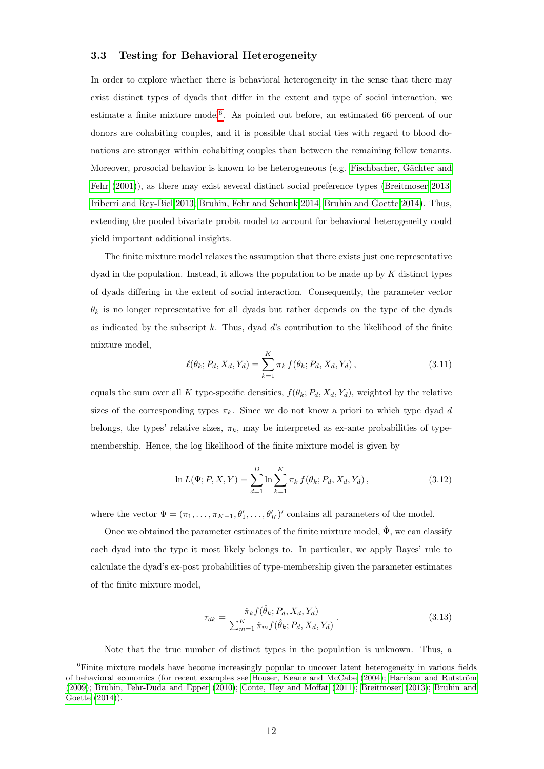### 3.3 Testing for Behavioral Heterogeneity

In order to explore whether there is behavioral heterogeneity in the sense that there may exist distinct types of dyads that differ in the extent and type of social interaction, we estimate a finite mixture model[6]. As pointed out before, an estimated 66 percent of our donors are cohabiting couples, and it is possible that social ties with regard to blood donations are stronger within cohabiting couples than between the remaining fellow tenants. Moreover, prosocial behavior is known to be heterogeneous (e.g. Fischbacher, Gächter and Fehr (2001)), as there may exist several distinct social preference types (Breitmoser 2013; Iriberri and Rey-Biel 2013; Bruhin, Fehr and Schunk 2014; Bruhin and Goette 2014). Thus, extending the pooled bivariate probit model to account for behavioral heterogeneity could yield important additional insights.

The finite mixture model relaxes the assumption that there exists just one representative dyad in the population. Instead, it allows the population to be made up by $K$ distinct types of dyads differing in the extent of social interaction. Consequently, the parameter vector $\theta_k$ is no longer representative for all dyads but rather depends on the type of the dyads as indicated by the subscript $k$. Thus, dyad $d$'s contribution to the likelihood of the finite mixture model,

$$\ell(\theta_k; P_d, X_d, Y_d) = \sum_{k=1}^{K} \pi_k \, f(\theta_k; P_d, X_d, Y_d) \,, \tag{3.11}$$

equals the sum over all $K$ type-specific densities, $f(\theta_k; P_d, X_d, Y_d)$, weighted by the relative sizes of the corresponding types $\pi_k$. Since we do not know a priori to which type dyad $d$ belongs, the types' relative sizes, $\pi_k$, may be interpreted as ex-ante probabilities of type-membership. Hence, the log likelihood of the finite mixture model is given by

$$\ln L(\Psi; P, X, Y) = \sum_{d=1}^{D} \ln \sum_{k=1}^{K} \pi_k \, f(\theta_k; P_d, X_d, Y_d) \,, \tag{3.12}$$

where the vector $\Psi = (\pi_1, \ldots, \pi_{K-1}, \theta_1', \ldots, \theta_K')'$ contains all parameters of the model.

Once we obtained the parameter estimates of the finite mixture model, $\hat{\Psi}$, we can classify each dyad into the type it most likely belongs to. In particular, we apply Bayes' rule to calculate the dyad's ex-post probabilities of type-membership given the parameter estimates of the finite mixture model,

$$\tau_{dk} = \frac{\hat{\pi}_k f(\hat{\theta}_k; P_d, X_d, Y_d)}{\sum_{m=1}^{K} \hat{\pi}_m f(\hat{\theta}_k; P_d, X_d, Y_d)} \,. \tag{3.13}$$

Note that the true number of distinct types in the population is unknown. Thus, a

[6] Finite mixture models have become increasingly popular to uncover latent heterogeneity in various fields of behavioral economics (for recent examples see Houser, Keane and McCabe (2004); Harrison and Rutström (2009); Bruhin, Fehr-Duda and Epper (2010); Conte, Hey and Moffat (2011); Breitmoser (2013); Bruhin and Goette (2014)).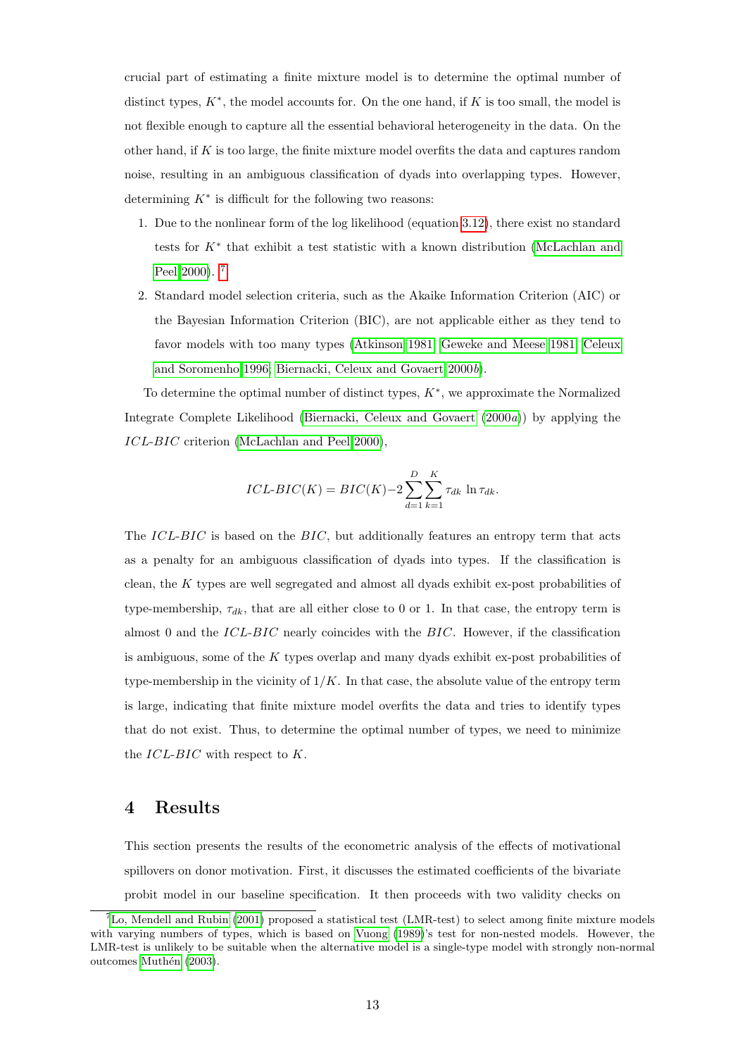crucial part of estimating a finite mixture model is to determine the optimal number of distinct types, $K^*$, the model accounts for. On the one hand, if $K$ is too small, the model is not flexible enough to capture all the essential behavioral heterogeneity in the data. On the other hand, if $K$ is too large, the finite mixture model overfits the data and captures random noise, resulting in an ambiguous classification of dyads into overlapping types. However, determining $K^*$ is difficult for the following two reasons:

1. Due to the nonlinear form of the log likelihood (equation 3.12), there exist no standard tests for $K^*$ that exhibit a test statistic with a known distribution (McLachlan and Peel 2000). [7]
2. Standard model selection criteria, such as the Akaike Information Criterion (AIC) or the Bayesian Information Criterion (BIC), are not applicable either as they tend to favor models with too many types (Atkinson 1981; Geweke and Meese 1981; Celeux and Soromenho 1996; Biernacki, Celeux and Govaert 2000*b*).

To determine the optimal number of distinct types, $K^*$, we approximate the Normalized Integrate Complete Likelihood (Biernacki, Celeux and Govaert (2000*a*)) by applying the *ICL-BIC* criterion (McLachlan and Peel 2000),

$$ICL\text{-}BIC(K) = BIC(K) - 2\sum_{d=1}^{D}\sum_{k=1}^{K} \tau_{dk} \ln \tau_{dk}.$$

The *ICL-BIC* is based on the *BIC*, but additionally features an entropy term that acts as a penalty for an ambiguous classification of dyads into types. If the classification is clean, the $K$ types are well segregated and almost all dyads exhibit ex-post probabilities of type-membership, $\tau_{dk}$, that are all either close to 0 or 1. In that case, the entropy term is almost 0 and the *ICL-BIC* nearly coincides with the *BIC*. However, if the classification is ambiguous, some of the $K$ types overlap and many dyads exhibit ex-post probabilities of type-membership in the vicinity of $1/K$. In that case, the absolute value of the entropy term is large, indicating that finite mixture model overfits the data and tries to identify types that do not exist. Thus, to determine the optimal number of types, we need to minimize the *ICL-BIC* with respect to $K$.

# 4 Results

This section presents the results of the econometric analysis of the effects of motivational spillovers on donor motivation. First, it discusses the estimated coefficients of the bivariate probit model in our baseline specification. It then proceeds with two validity checks on

[7] Lo, Mendell and Rubin (2001) proposed a statistical test (LMR-test) to select among finite mixture models with varying numbers of types, which is based on Vuong (1989)'s test for non-nested models. However, the LMR-test is unlikely to be suitable when the alternative model is a single-type model with strongly non-normal outcomes Muthén (2003).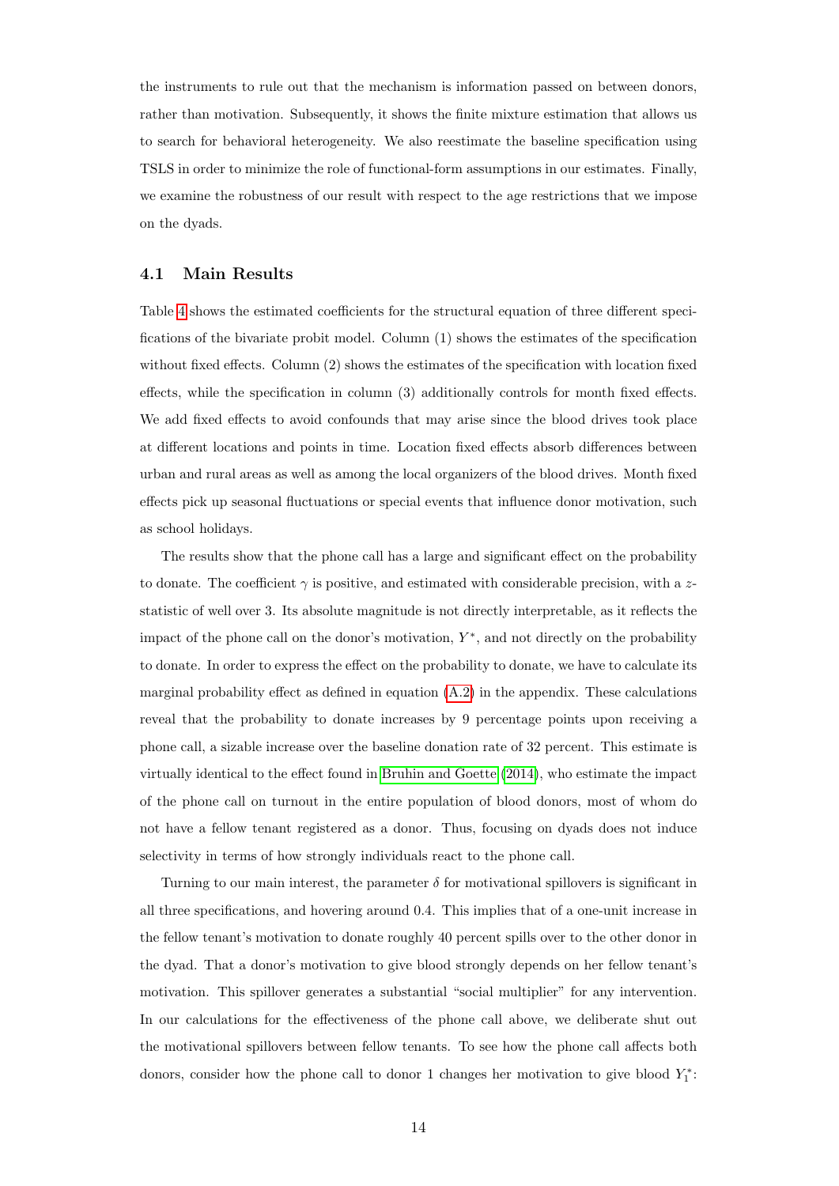the instruments to rule out that the mechanism is information passed on between donors, rather than motivation. Subsequently, it shows the finite mixture estimation that allows us to search for behavioral heterogeneity. We also reestimate the baseline specification using TSLS in order to minimize the role of functional-form assumptions in our estimates. Finally, we examine the robustness of our result with respect to the age restrictions that we impose on the dyads.

### 4.1 Main Results

Table 4 shows the estimated coefficients for the structural equation of three different specifications of the bivariate probit model. Column (1) shows the estimates of the specification without fixed effects. Column (2) shows the estimates of the specification with location fixed effects, while the specification in column (3) additionally controls for month fixed effects. We add fixed effects to avoid confounds that may arise since the blood drives took place at different locations and points in time. Location fixed effects absorb differences between urban and rural areas as well as among the local organizers of the blood drives. Month fixed effects pick up seasonal fluctuations or special events that influence donor motivation, such as school holidays.

The results show that the phone call has a large and significant effect on the probability to donate. The coefficient $\gamma$ is positive, and estimated with considerable precision, with a $z$-statistic of well over 3. Its absolute magnitude is not directly interpretable, as it reflects the impact of the phone call on the donor's motivation, $Y^*$, and not directly on the probability to donate. In order to express the effect on the probability to donate, we have to calculate its marginal probability effect as defined in equation (A.2) in the appendix. These calculations reveal that the probability to donate increases by 9 percentage points upon receiving a phone call, a sizable increase over the baseline donation rate of 32 percent. This estimate is virtually identical to the effect found in Bruhin and Goette (2014), who estimate the impact of the phone call on turnout in the entire population of blood donors, most of whom do not have a fellow tenant registered as a donor. Thus, focusing on dyads does not induce selectivity in terms of how strongly individuals react to the phone call.

Turning to our main interest, the parameter $\delta$ for motivational spillovers is significant in all three specifications, and hovering around 0.4. This implies that of a one-unit increase in the fellow tenant's motivation to donate roughly 40 percent spills over to the other donor in the dyad. That a donor's motivation to give blood strongly depends on her fellow tenant's motivation. This spillover generates a substantial "social multiplier" for any intervention. In our calculations for the effectiveness of the phone call above, we deliberate shut out the motivational spillovers between fellow tenants. To see how the phone call affects both donors, consider how the phone call to donor 1 changes her motivation to give blood $Y_1^*$: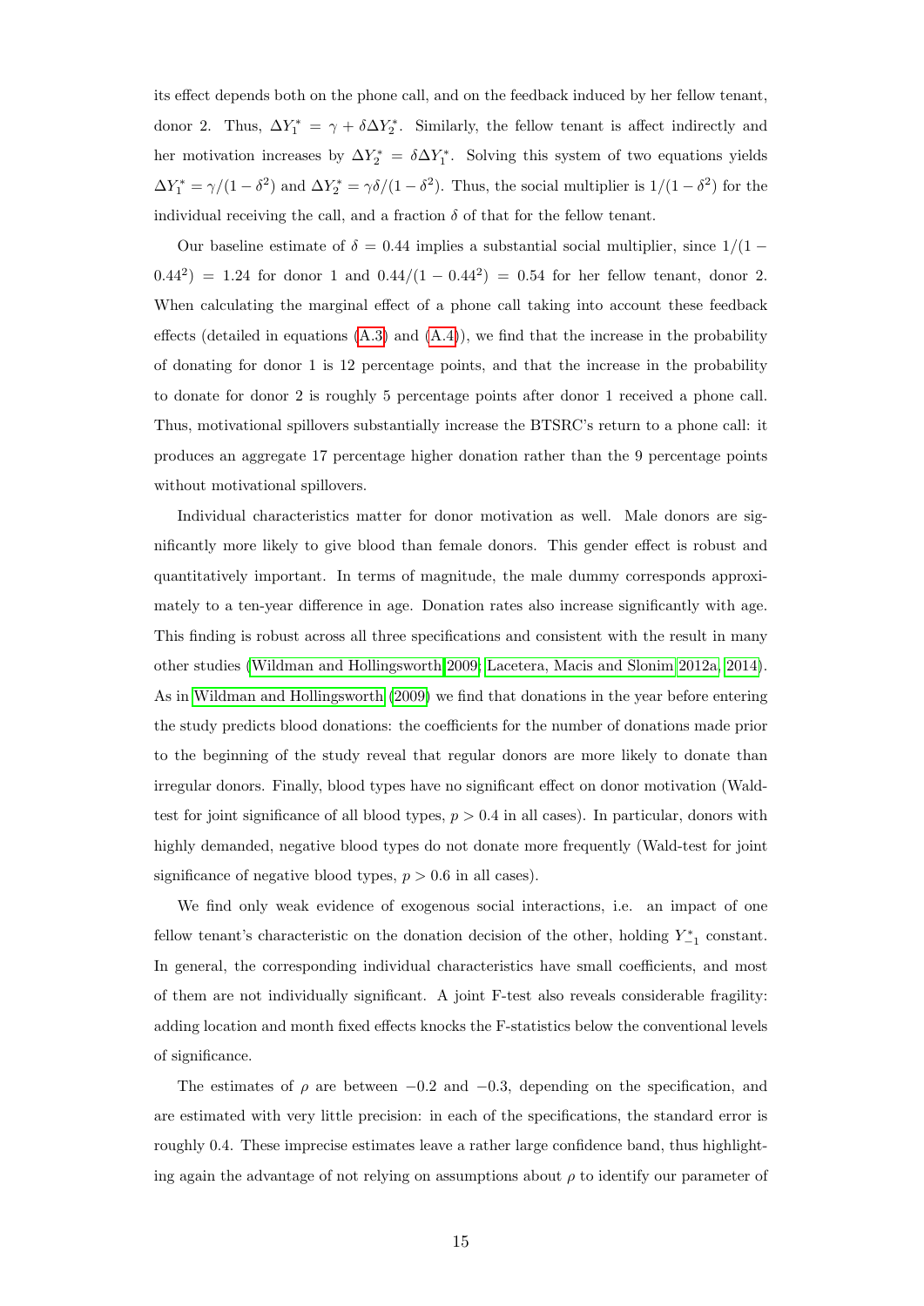its effect depends both on the phone call, and on the feedback induced by her fellow tenant, donor 2. Thus, $\Delta Y_1^* = \gamma + \delta \Delta Y_2^*$. Similarly, the fellow tenant is affect indirectly and her motivation increases by $\Delta Y_2^* = \delta \Delta Y_1^*$. Solving this system of two equations yields $\Delta Y_1^* = \gamma/(1-\delta^2)$ and $\Delta Y_2^* = \gamma\delta/(1-\delta^2)$. Thus, the social multiplier is $1/(1-\delta^2)$ for the individual receiving the call, and a fraction $\delta$ of that for the fellow tenant.

Our baseline estimate of $\delta = 0.44$ implies a substantial social multiplier, since $1/(1 - 0.44^2) = 1.24$ for donor 1 and $0.44/(1 - 0.44^2) = 0.54$ for her fellow tenant, donor 2. When calculating the marginal effect of a phone call taking into account these feedback effects (detailed in equations (A.3) and (A.4)), we find that the increase in the probability of donating for donor 1 is 12 percentage points, and that the increase in the probability to donate for donor 2 is roughly 5 percentage points after donor 1 received a phone call. Thus, motivational spillovers substantially increase the BTSRC's return to a phone call: it produces an aggregate 17 percentage higher donation rather than the 9 percentage points without motivational spillovers.

Individual characteristics matter for donor motivation as well. Male donors are significantly more likely to give blood than female donors. This gender effect is robust and quantitatively important. In terms of magnitude, the male dummy corresponds approximately to a ten-year difference in age. Donation rates also increase significantly with age. This finding is robust across all three specifications and consistent with the result in many other studies (Wildman and Hollingsworth 2009; Lacetera, Macis and Slonim 2012a, 2014). As in Wildman and Hollingsworth (2009) we find that donations in the year before entering the study predicts blood donations: the coefficients for the number of donations made prior to the beginning of the study reveal that regular donors are more likely to donate than irregular donors. Finally, blood types have no significant effect on donor motivation (Wald-test for joint significance of all blood types, $p > 0.4$ in all cases). In particular, donors with highly demanded, negative blood types do not donate more frequently (Wald-test for joint significance of negative blood types, $p > 0.6$ in all cases).

We find only weak evidence of exogenous social interactions, i.e. an impact of one fellow tenant's characteristic on the donation decision of the other, holding $Y_{-1}^*$ constant. In general, the corresponding individual characteristics have small coefficients, and most of them are not individually significant. A joint F-test also reveals considerable fragility: adding location and month fixed effects knocks the F-statistics below the conventional levels of significance.

The estimates of $\rho$ are between $-0.2$ and $-0.3$, depending on the specification, and are estimated with very little precision: in each of the specifications, the standard error is roughly 0.4. These imprecise estimates leave a rather large confidence band, thus highlighting again the advantage of not relying on assumptions about $\rho$ to identify our parameter of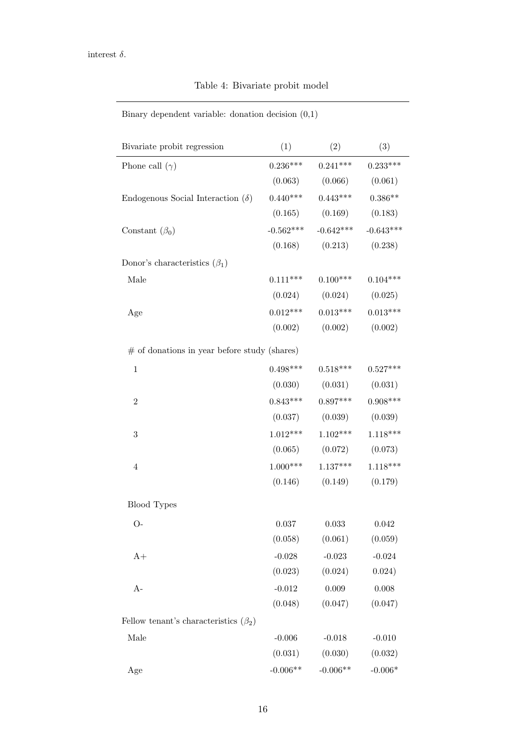interest $\delta$.

Table 4: Bivariate probit model

| Binary dependent variable: donation decision (0,1) | | | |
|---|---|---|---|
| Bivariate probit regression | (1) | (2) | (3) |
| Phone call ($\gamma$) | 0.236*** | 0.241*** | 0.233*** |
| | (0.063) | (0.066) | (0.061) |
| Endogenous Social Interaction ($\delta$) | 0.440*** | 0.443*** | 0.386** |
| | (0.165) | (0.169) | (0.183) |
| Constant ($\beta_0$) | -0.562*** | -0.642*** | -0.643*** |
| | (0.168) | (0.213) | (0.238) |
| Donor's characteristics ($\beta_1$) | | | |
| Male | 0.111*** | 0.100*** | 0.104*** |
| | (0.024) | (0.024) | (0.025) |
| Age | 0.012*** | 0.013*** | 0.013*** |
| | (0.002) | (0.002) | (0.002) |
| # of donations in year before study (shares) | | | |
| 1 | 0.498*** | 0.518*** | 0.527*** |
| | (0.030) | (0.031) | (0.031) |
| 2 | 0.843*** | 0.897*** | 0.908*** |
| | (0.037) | (0.039) | (0.039) |
| 3 | 1.012*** | 1.102*** | 1.118*** |
| | (0.065) | (0.072) | (0.073) |
| 4 | 1.000*** | 1.137*** | 1.118*** |
| | (0.146) | (0.149) | (0.179) |
| Blood Types | | | |
| O- | 0.037 | 0.033 | 0.042 |
| | (0.058) | (0.061) | (0.059) |
| A+ | -0.028 | -0.023 | -0.024 |
| | (0.023) | (0.024) | 0.024) |
| A- | -0.012 | 0.009 | 0.008 |
| | (0.048) | (0.047) | (0.047) |
| Fellow tenant's characteristics ($\beta_2$) | | | |
| Male | -0.006 | -0.018 | -0.010 |
| | (0.031) | (0.030) | (0.032) |
| Age | -0.006** | -0.006** | -0.006* |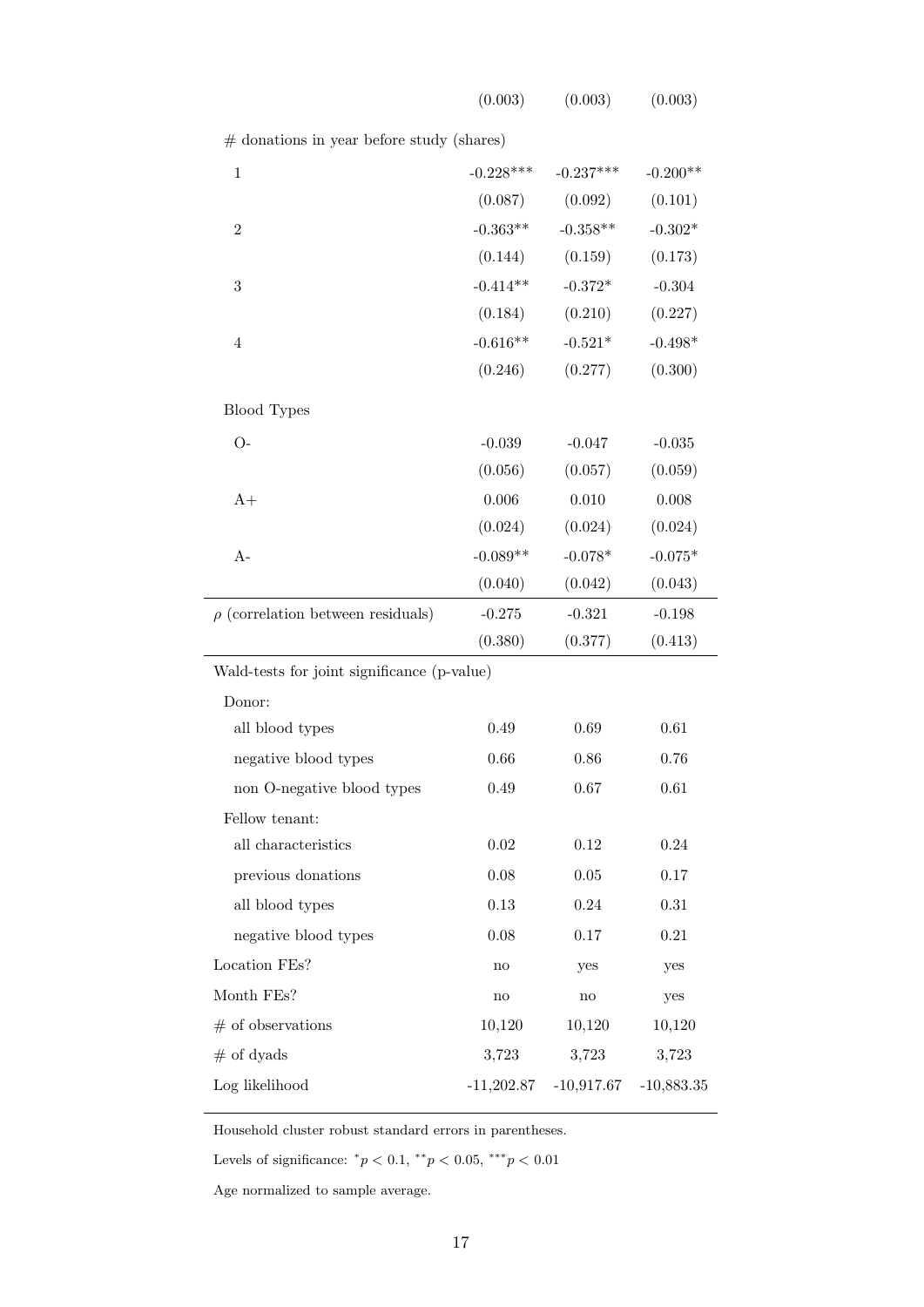| | | | |
|---|---|---|---|
| | (0.003) | (0.003) | (0.003) |
| # donations in year before study (shares) | | | |
| 1 | -0.228*** | -0.237*** | -0.200** |
| | (0.087) | (0.092) | (0.101) |
| 2 | -0.363** | -0.358** | -0.302* |
| | (0.144) | (0.159) | (0.173) |
| 3 | -0.414** | -0.372* | -0.304 |
| | (0.184) | (0.210) | (0.227) |
| 4 | -0.616** | -0.521* | -0.498* |
| | (0.246) | (0.277) | (0.300) |
| Blood Types | | | |
| O- | -0.039 | -0.047 | -0.035 |
| | (0.056) | (0.057) | (0.059) |
| A+ | 0.006 | 0.010 | 0.008 |
| | (0.024) | (0.024) | (0.024) |
| A- | -0.089** | -0.078* | -0.075* |
| | (0.040) | (0.042) | (0.043) |
| $\rho$ (correlation between residuals) | -0.275 | -0.321 | -0.198 |
| | (0.380) | (0.377) | (0.413) |
| Wald-tests for joint significance (p-value) | | | |
| Donor: | | | |
| all blood types | 0.49 | 0.69 | 0.61 |
| negative blood types | 0.66 | 0.86 | 0.76 |
| non O-negative blood types | 0.49 | 0.67 | 0.61 |
| Fellow tenant: | | | |
| all characteristics | 0.02 | 0.12 | 0.24 |
| previous donations | 0.08 | 0.05 | 0.17 |
| all blood types | 0.13 | 0.24 | 0.31 |
| negative blood types | 0.08 | 0.17 | 0.21 |
| Location FEs? | no | yes | yes |
| Month FEs? | no | no | yes |
| # of observations | 10,120 | 10,120 | 10,120 |
| # of dyads | 3,723 | 3,723 | 3,723 |
| Log likelihood | -11,202.87 | -10,917.67 | -10,883.35 |

Household cluster robust standard errors in parentheses.

Levels of significance: $^{*}p < 0.1$, $^{**}p < 0.05$, $^{***}p < 0.01$

Age normalized to sample average.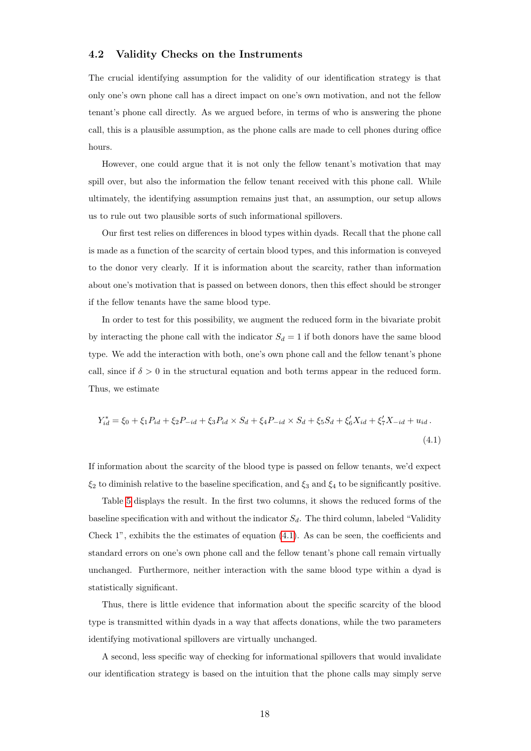### 4.2 Validity Checks on the Instruments

The crucial identifying assumption for the validity of our identification strategy is that only one's own phone call has a direct impact on one's own motivation, and not the fellow tenant's phone call directly. As we argued before, in terms of who is answering the phone call, this is a plausible assumption, as the phone calls are made to cell phones during office hours.

However, one could argue that it is not only the fellow tenant's motivation that may spill over, but also the information the fellow tenant received with this phone call. While ultimately, the identifying assumption remains just that, an assumption, our setup allows us to rule out two plausible sorts of such informational spillovers.

Our first test relies on differences in blood types within dyads. Recall that the phone call is made as a function of the scarcity of certain blood types, and this information is conveyed to the donor very clearly. If it is information about the scarcity, rather than information about one's motivation that is passed on between donors, then this effect should be stronger if the fellow tenants have the same blood type.

In order to test for this possibility, we augment the reduced form in the bivariate probit by interacting the phone call with the indicator $S_d = 1$ if both donors have the same blood type. We add the interaction with both, one's own phone call and the fellow tenant's phone call, since if $\delta > 0$ in the structural equation and both terms appear in the reduced form. Thus, we estimate

$$Y_{id}^{*} = \xi_0 + \xi_1 P_{id} + \xi_2 P_{-id} + \xi_3 P_{id} \times S_d + \xi_4 P_{-id} \times S_d + \xi_5 S_d + \xi_6' X_{id} + \xi_7' X_{-id} + u_{id} \,. \tag{4.1}$$

If information about the scarcity of the blood type is passed on fellow tenants, we'd expect $\xi_2$ to diminish relative to the baseline specification, and $\xi_3$ and $\xi_4$ to be significantly positive.

Table 5 displays the result. In the first two columns, it shows the reduced forms of the baseline specification with and without the indicator $S_d$. The third column, labeled "Validity Check 1", exhibits the the estimates of equation (4.1). As can be seen, the coefficients and standard errors on one's own phone call and the fellow tenant's phone call remain virtually unchanged. Furthermore, neither interaction with the same blood type within a dyad is statistically significant.

Thus, there is little evidence that information about the specific scarcity of the blood type is transmitted within dyads in a way that affects donations, while the two parameters identifying motivational spillovers are virtually unchanged.

A second, less specific way of checking for informational spillovers that would invalidate our identification strategy is based on the intuition that the phone calls may simply serve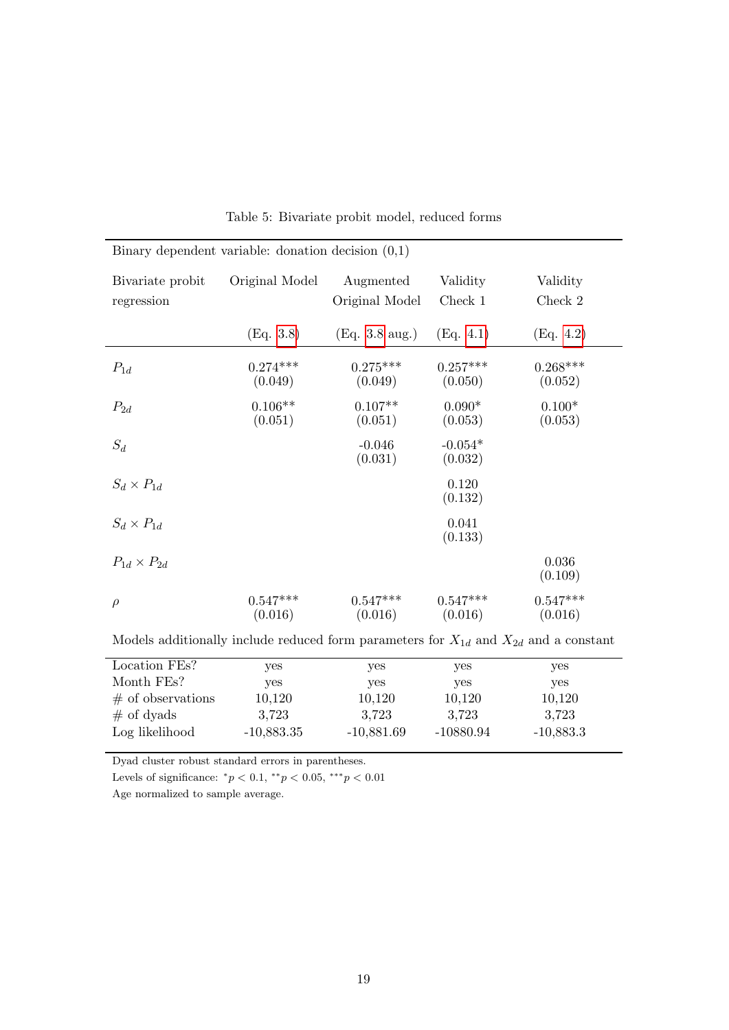Table 5: Bivariate probit model, reduced forms

| Binary dependent variable: donation decision (0,1) | | | | |
|---|---|---|---|---|
| Bivariate probit regression | Original Model | Augmented Original Model | Validity Check 1 | Validity Check 2 |
| | (Eq. 3.8) | (Eq. 3.8 aug.) | (Eq. 4.1) | (Eq. 4.2) |
| $P_{1d}$ | 0.274*** | 0.275*** | 0.257*** | 0.268*** |
| | (0.049) | (0.049) | (0.050) | (0.052) |
| $P_{2d}$ | 0.106** | 0.107** | 0.090* | 0.100* |
| | (0.051) | (0.051) | (0.053) | (0.053) |
| $S_d$ | | -0.046 | -0.054* | |
| | | (0.031) | (0.032) | |
| $S_d \times P_{1d}$ | | | 0.120 | |
| | | | (0.132) | |
| $S_d \times P_{1d}$ | | | 0.041 | |
| | | | (0.133) | |
| $P_{1d} \times P_{2d}$ | | | | 0.036 |
| | | | | (0.109) |
| $\rho$ | 0.547*** | 0.547*** | 0.547*** | 0.547*** |
| | (0.016) | (0.016) | (0.016) | (0.016) |
| Models additionally include reduced form parameters for $X_{1d}$ and $X_{2d}$ and a constant | | | | |
| Location FEs? | yes | yes | yes | yes |
| Month FEs? | yes | yes | yes | yes |
| # of observations | 10,120 | 10,120 | 10,120 | 10,120 |
| # of dyads | 3,723 | 3,723 | 3,723 | 3,723 |
| Log likelihood | -10,883.35 | -10,881.69 | -10880.94 | -10,883.3 |

Dyad cluster robust standard errors in parentheses.

Levels of significance: $^{*}p < 0.1$, $^{**}p < 0.05$, $^{***}p < 0.01$

Age normalized to sample average.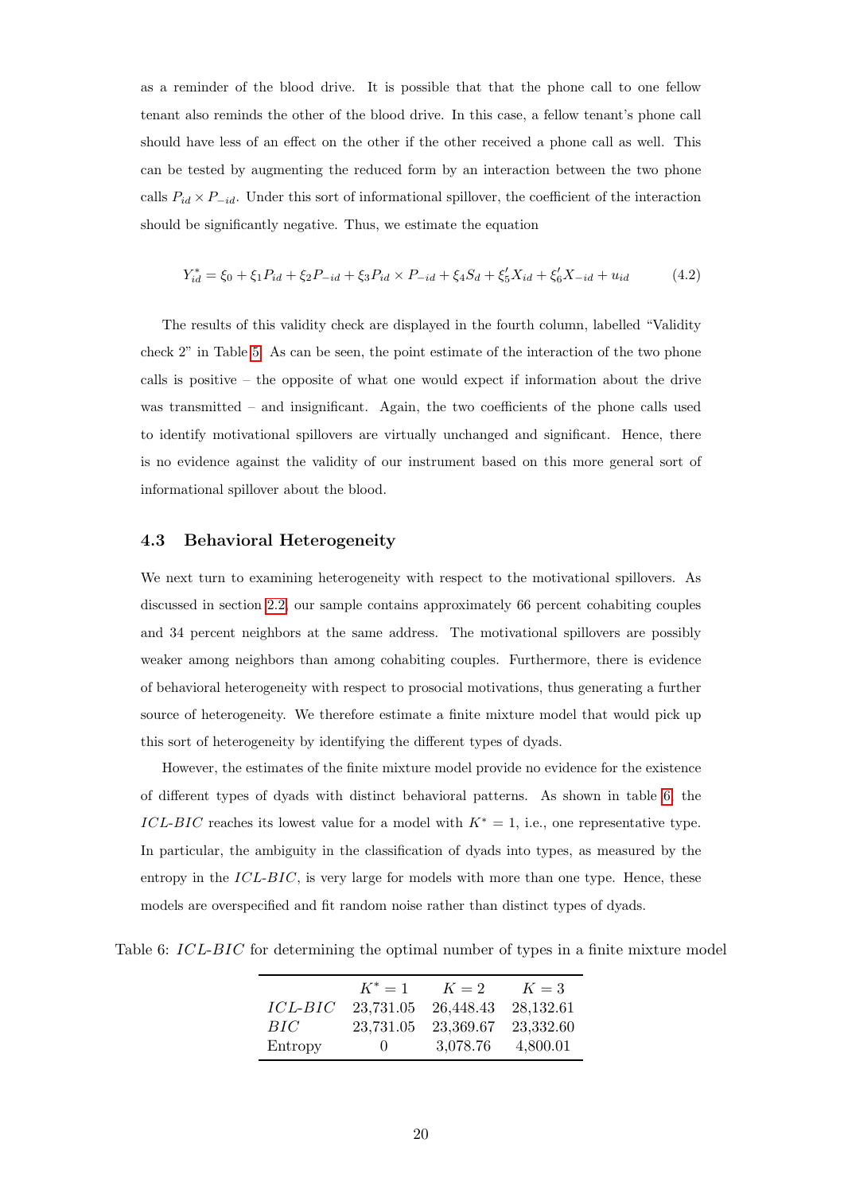as a reminder of the blood drive. It is possible that that the phone call to one fellow tenant also reminds the other of the blood drive. In this case, a fellow tenant's phone call should have less of an effect on the other if the other received a phone call as well. This can be tested by augmenting the reduced form by an interaction between the two phone calls $P_{id} \times P_{-id}$. Under this sort of informational spillover, the coefficient of the interaction should be significantly negative. Thus, we estimate the equation

$$Y_{id}^{*} = \xi_0 + \xi_1 P_{id} + \xi_2 P_{-id} + \xi_3 P_{id} \times P_{-id} + \xi_4 S_d + \xi_5' X_{id} + \xi_6' X_{-id} + u_{id} \tag{4.2}$$

The results of this validity check are displayed in the fourth column, labelled "Validity check 2" in Table 5. As can be seen, the point estimate of the interaction of the two phone calls is positive – the opposite of what one would expect if information about the drive was transmitted – and insignificant. Again, the two coefficients of the phone calls used to identify motivational spillovers are virtually unchanged and significant. Hence, there is no evidence against the validity of our instrument based on this more general sort of informational spillover about the blood.

### 4.3 Behavioral Heterogeneity

We next turn to examining heterogeneity with respect to the motivational spillovers. As discussed in section 2.2, our sample contains approximately 66 percent cohabiting couples and 34 percent neighbors at the same address. The motivational spillovers are possibly weaker among neighbors than among cohabiting couples. Furthermore, there is evidence of behavioral heterogeneity with respect to prosocial motivations, thus generating a further source of heterogeneity. We therefore estimate a finite mixture model that would pick up this sort of heterogeneity by identifying the different types of dyads.

However, the estimates of the finite mixture model provide no evidence for the existence of different types of dyads with distinct behavioral patterns. As shown in table 6, the *ICL-BIC* reaches its lowest value for a model with $K^{*} = 1$, i.e., one representative type. In particular, the ambiguity in the classification of dyads into types, as measured by the entropy in the *ICL-BIC*, is very large for models with more than one type. Hence, these models are overspecified and fit random noise rather than distinct types of dyads.

Table 6: *ICL-BIC* for determining the optimal number of types in a finite mixture model

| | $K^{*} = 1$ | $K = 2$ | $K = 3$ |
|---|---|---|---|
| *ICL-BIC* | 23,731.05 | 26,448.43 | 28,132.61 |
| *BIC* | 23,731.05 | 23,369.67 | 23,332.60 |
| Entropy | 0 | 3,078.76 | 4,800.01 |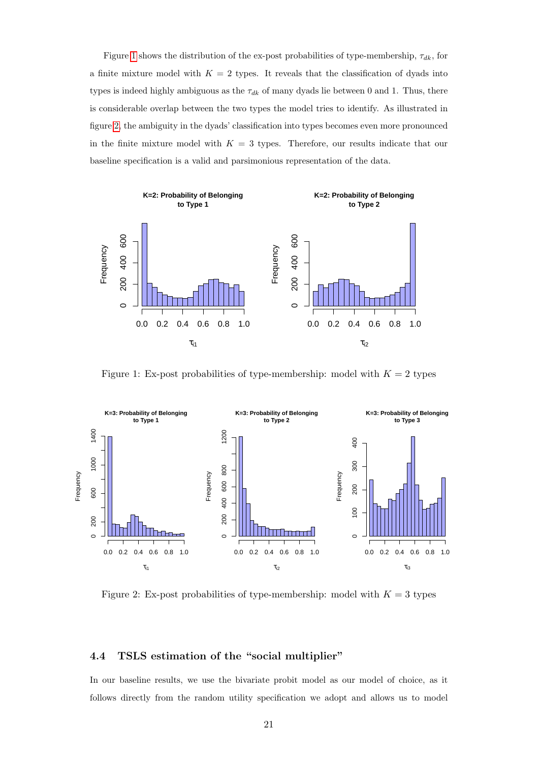Figure 1 shows the distribution of the ex-post probabilities of type-membership, $\tau_{dk}$, for a finite mixture model with $K = 2$ types. It reveals that the classification of dyads into types is indeed highly ambiguous as the $\tau_{dk}$ of many dyads lie between 0 and 1. Thus, there is considerable overlap between the two types the model tries to identify. As illustrated in figure 2, the ambiguity in the dyads' classification into types becomes even more pronounced in the finite mixture model with $K = 3$ types. Therefore, our results indicate that our baseline specification is a valid and parsimonious representation of the data.

Figure 1: Ex-post probabilities of type-membership: model with $K = 2$ types

Figure 2: Ex-post probabilities of type-membership: model with $K = 3$ types

### 4.4 TSLS estimation of the "social multiplier"

In our baseline results, we use the bivariate probit model as our model of choice, as it follows directly from the random utility specification we adopt and allows us to model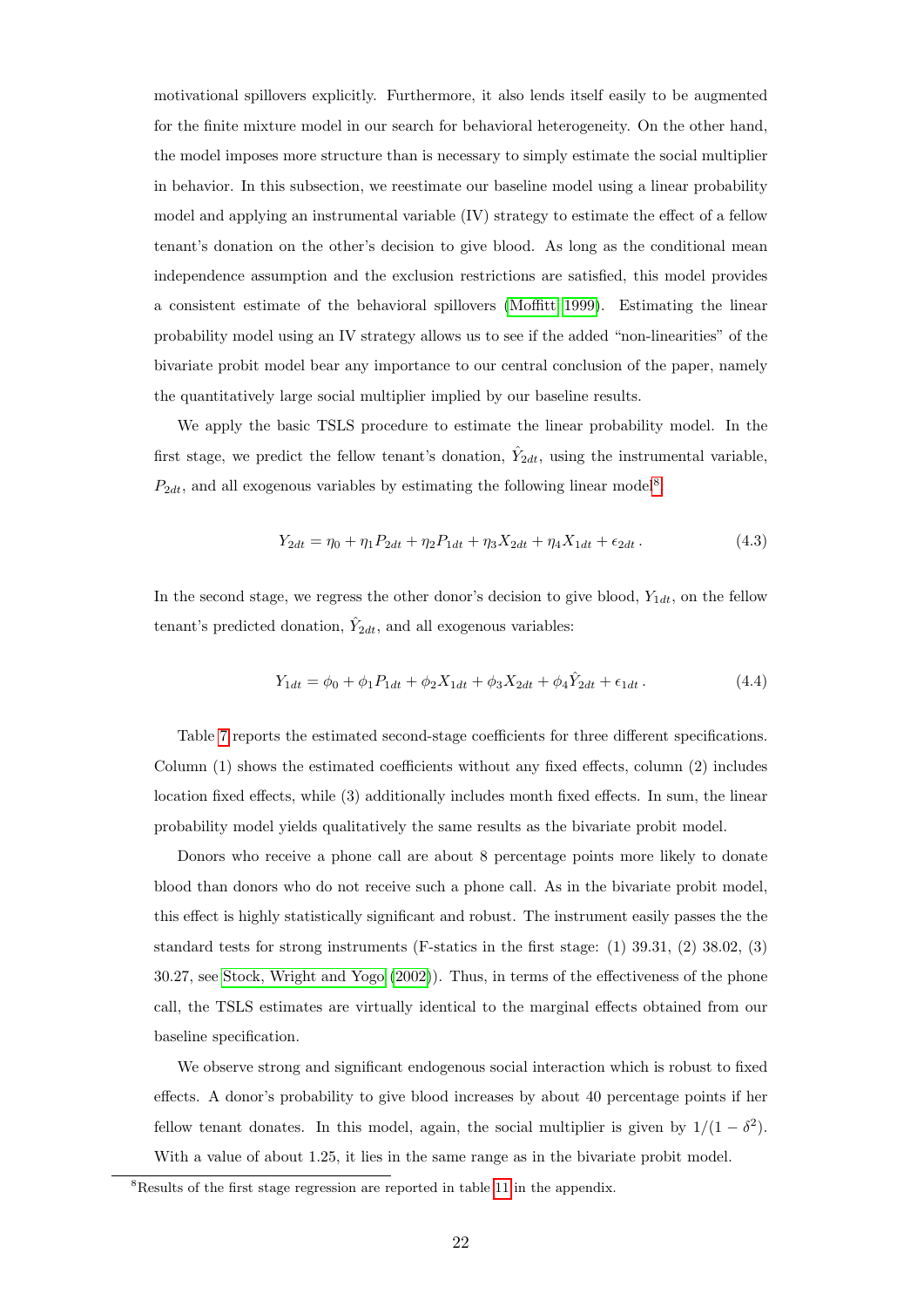motivational spillovers explicitly. Furthermore, it also lends itself easily to be augmented for the finite mixture model in our search for behavioral heterogeneity. On the other hand, the model imposes more structure than is necessary to simply estimate the social multiplier in behavior. In this subsection, we reestimate our baseline model using a linear probability model and applying an instrumental variable (IV) strategy to estimate the effect of a fellow tenant's donation on the other's decision to give blood. As long as the conditional mean independence assumption and the exclusion restrictions are satisfied, this model provides a consistent estimate of the behavioral spillovers (Moffitt 1999). Estimating the linear probability model using an IV strategy allows us to see if the added "non-linearities" of the bivariate probit model bear any importance to our central conclusion of the paper, namely the quantitatively large social multiplier implied by our baseline results.

We apply the basic TSLS procedure to estimate the linear probability model. In the first stage, we predict the fellow tenant's donation, $\hat{Y}_{2dt}$, using the instrumental variable, $P_{2dt}$, and all exogenous variables by estimating the following linear model[8]:

$$Y_{2dt} = \eta_0 + \eta_1 P_{2dt} + \eta_2 P_{1dt} + \eta_3 X_{2dt} + \eta_4 X_{1dt} + \epsilon_{2dt} \,. \tag{4.3}$$

In the second stage, we regress the other donor's decision to give blood, $Y_{1dt}$, on the fellow tenant's predicted donation, $\hat{Y}_{2dt}$, and all exogenous variables:

$$Y_{1dt} = \phi_0 + \phi_1 P_{1dt} + \phi_2 X_{1dt} + \phi_3 X_{2dt} + \phi_4 \hat{Y}_{2dt} + \epsilon_{1dt} \,. \tag{4.4}$$

Table 7 reports the estimated second-stage coefficients for three different specifications. Column (1) shows the estimated coefficients without any fixed effects, column (2) includes location fixed effects, while (3) additionally includes month fixed effects. In sum, the linear probability model yields qualitatively the same results as the bivariate probit model.

Donors who receive a phone call are about 8 percentage points more likely to donate blood than donors who do not receive such a phone call. As in the bivariate probit model, this effect is highly statistically significant and robust. The instrument easily passes the the standard tests for strong instruments (F-statics in the first stage: (1) 39.31, (2) 38.02, (3) 30.27, see Stock, Wright and Yogo (2002)). Thus, in terms of the effectiveness of the phone call, the TSLS estimates are virtually identical to the marginal effects obtained from our baseline specification.

We observe strong and significant endogenous social interaction which is robust to fixed effects. A donor's probability to give blood increases by about 40 percentage points if her fellow tenant donates. In this model, again, the social multiplier is given by $1/(1 - \delta^2)$. With a value of about 1.25, it lies in the same range as in the bivariate probit model.

[8] Results of the first stage regression are reported in table 11 in the appendix.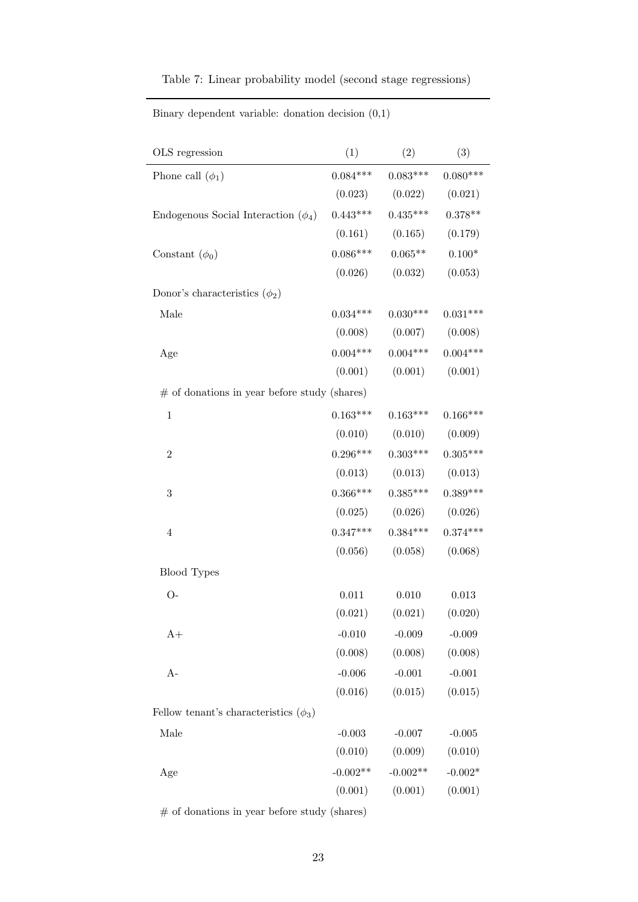Table 7: Linear probability model (second stage regressions)

Binary dependent variable: donation decision (0,1)

| OLS regression | (1) | (2) | (3) |
|---|---|---|---|
| Phone call ($\phi_1$) | 0.084*** | 0.083*** | 0.080*** |
| | (0.023) | (0.022) | (0.021) |
| Endogenous Social Interaction ($\phi_4$) | 0.443*** | 0.435*** | 0.378** |
| | (0.161) | (0.165) | (0.179) |
| Constant ($\phi_0$) | 0.086*** | 0.065** | 0.100* |
| | (0.026) | (0.032) | (0.053) |
| Donor's characteristics ($\phi_2$) | | | |
| Male | 0.034*** | 0.030*** | 0.031*** |
| | (0.008) | (0.007) | (0.008) |
| Age | 0.004*** | 0.004*** | 0.004*** |
| | (0.001) | (0.001) | (0.001) |
| # of donations in year before study (shares) | | | |
| 1 | 0.163*** | 0.163*** | 0.166*** |
| | (0.010) | (0.010) | (0.009) |
| 2 | 0.296*** | 0.303*** | 0.305*** |
| | (0.013) | (0.013) | (0.013) |
| 3 | 0.366*** | 0.385*** | 0.389*** |
| | (0.025) | (0.026) | (0.026) |
| 4 | 0.347*** | 0.384*** | 0.374*** |
| | (0.056) | (0.058) | (0.068) |
| Blood Types | | | |
| O- | 0.011 | 0.010 | 0.013 |
| | (0.021) | (0.021) | (0.020) |
| A+ | -0.010 | -0.009 | -0.009 |
| | (0.008) | (0.008) | (0.008) |
| A- | -0.006 | -0.001 | -0.001 |
| | (0.016) | (0.015) | (0.015) |
| Fellow tenant's characteristics ($\phi_3$) | | | |
| Male | -0.003 | -0.007 | -0.005 |
| | (0.010) | (0.009) | (0.010) |
| Age | -0.002** | -0.002** | -0.002* |
| | (0.001) | (0.001) | (0.001) |
| # of donations in year before study (shares) | | | |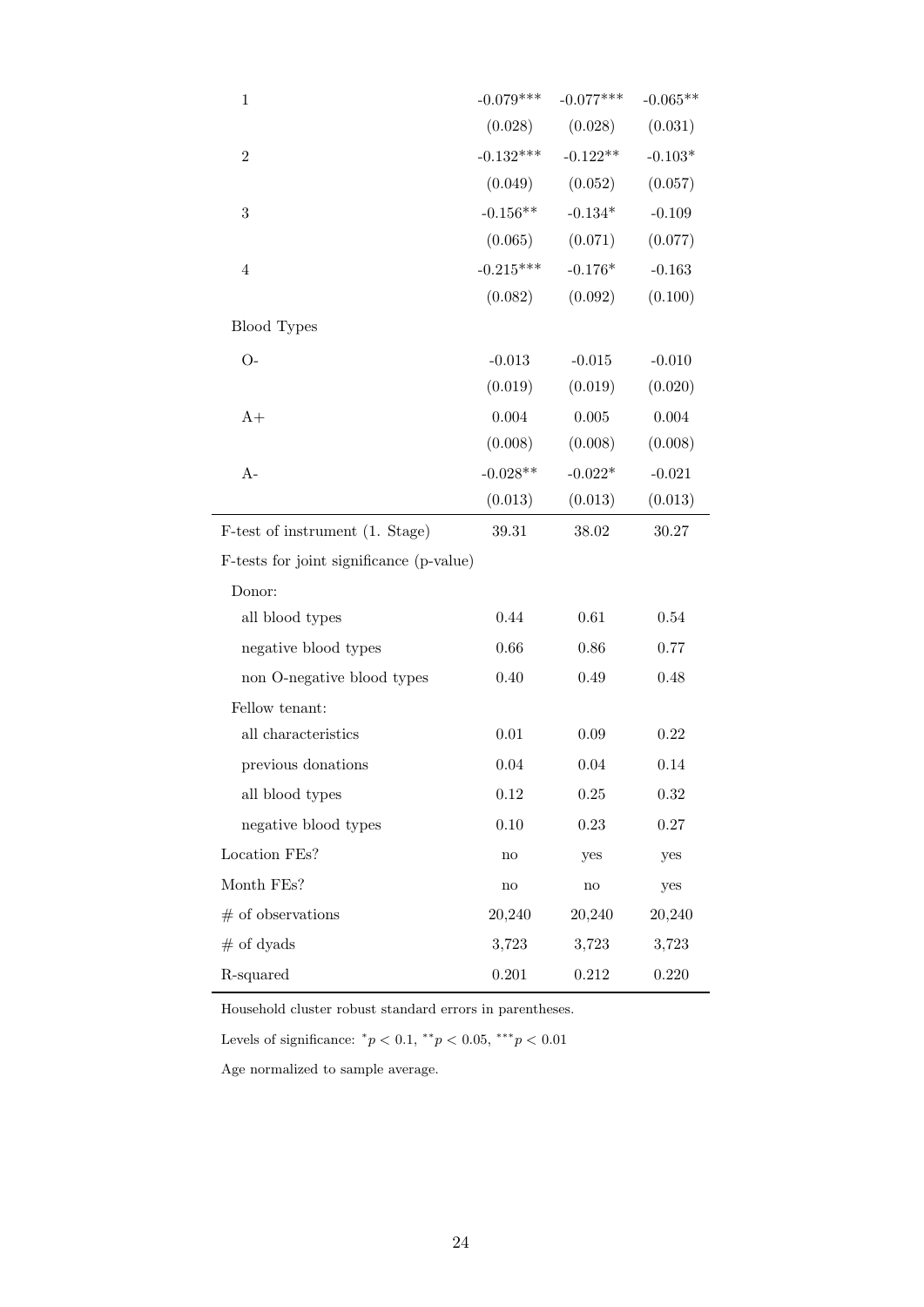| | | | |
|---|---|---|---|
| 1 | -0.079*** | -0.077*** | -0.065** |
| | (0.028) | (0.028) | (0.031) |
| 2 | -0.132*** | -0.122** | -0.103* |
| | (0.049) | (0.052) | (0.057) |
| 3 | -0.156** | -0.134* | -0.109 |
| | (0.065) | (0.071) | (0.077) |
| 4 | -0.215*** | -0.176* | -0.163 |
| | (0.082) | (0.092) | (0.100) |
| Blood Types | | | |
| O- | -0.013 | -0.015 | -0.010 |
| | (0.019) | (0.019) | (0.020) |
| A+ | 0.004 | 0.005 | 0.004 |
| | (0.008) | (0.008) | (0.008) |
| A- | -0.028** | -0.022* | -0.021 |
| | (0.013) | (0.013) | (0.013) |
| F-test of instrument (1. Stage) | 39.31 | 38.02 | 30.27 |
| F-tests for joint significance (p-value) | | | |
| Donor: | | | |
| all blood types | 0.44 | 0.61 | 0.54 |
| negative blood types | 0.66 | 0.86 | 0.77 |
| non O-negative blood types | 0.40 | 0.49 | 0.48 |
| Fellow tenant: | | | |
| all characteristics | 0.01 | 0.09 | 0.22 |
| previous donations | 0.04 | 0.04 | 0.14 |
| all blood types | 0.12 | 0.25 | 0.32 |
| negative blood types | 0.10 | 0.23 | 0.27 |
| Location FEs? | no | yes | yes |
| Month FEs? | no | no | yes |
| # of observations | 20,240 | 20,240 | 20,240 |
| # of dyads | 3,723 | 3,723 | 3,723 |
| R-squared | 0.201 | 0.212 | 0.220 |

Household cluster robust standard errors in parentheses.

Levels of significance: $^{*}p < 0.1$, $^{**}p < 0.05$, $^{***}p < 0.01$

Age normalized to sample average.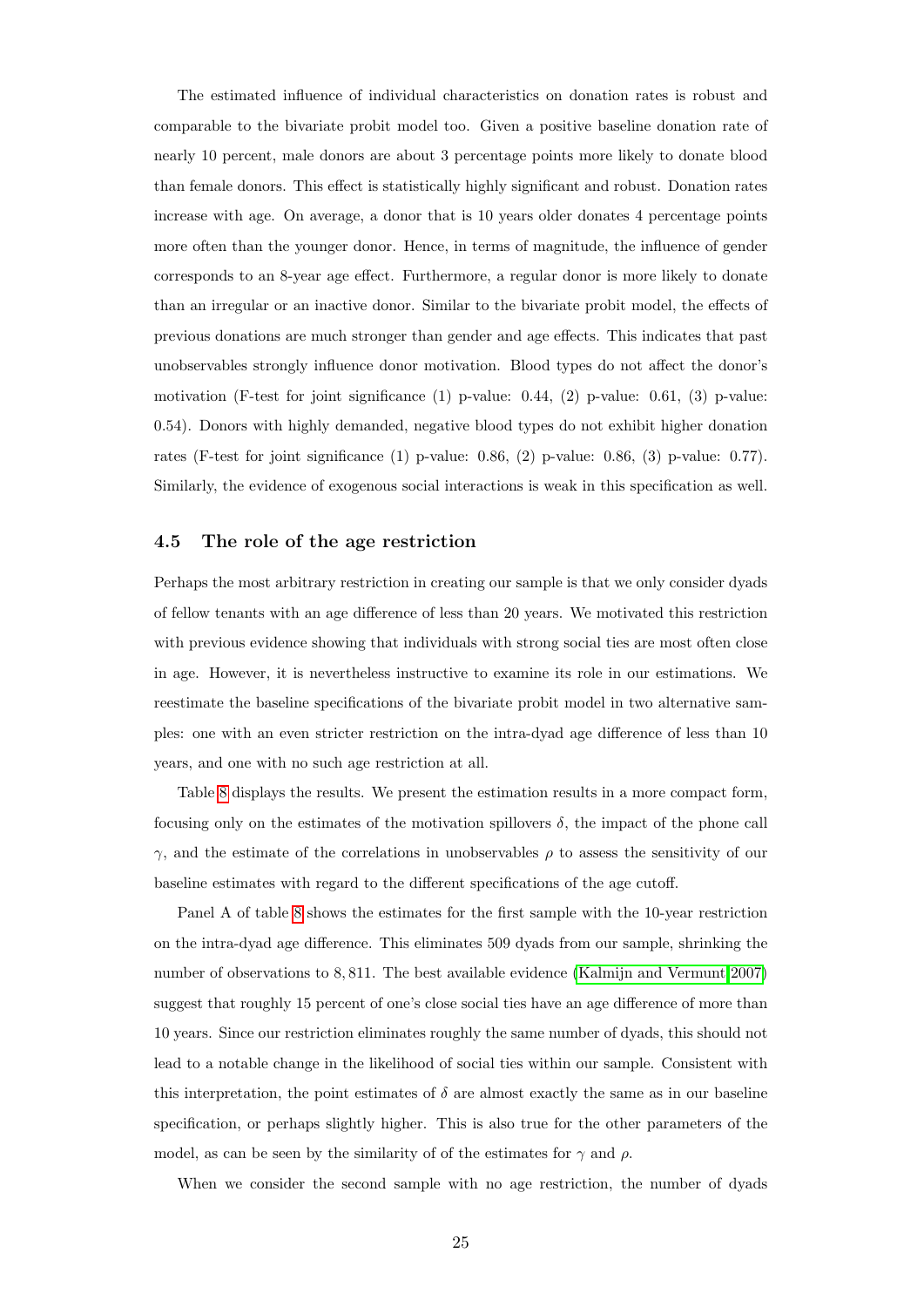The estimated influence of individual characteristics on donation rates is robust and comparable to the bivariate probit model too. Given a positive baseline donation rate of nearly 10 percent, male donors are about 3 percentage points more likely to donate blood than female donors. This effect is statistically highly significant and robust. Donation rates increase with age. On average, a donor that is 10 years older donates 4 percentage points more often than the younger donor. Hence, in terms of magnitude, the influence of gender corresponds to an 8-year age effect. Furthermore, a regular donor is more likely to donate than an irregular or an inactive donor. Similar to the bivariate probit model, the effects of previous donations are much stronger than gender and age effects. This indicates that past unobservables strongly influence donor motivation. Blood types do not affect the donor's motivation (F-test for joint significance (1) p-value: 0.44, (2) p-value: 0.61, (3) p-value: 0.54). Donors with highly demanded, negative blood types do not exhibit higher donation rates (F-test for joint significance (1) p-value: 0.86, (2) p-value: 0.86, (3) p-value: 0.77). Similarly, the evidence of exogenous social interactions is weak in this specification as well.

### 4.5 The role of the age restriction

Perhaps the most arbitrary restriction in creating our sample is that we only consider dyads of fellow tenants with an age difference of less than 20 years. We motivated this restriction with previous evidence showing that individuals with strong social ties are most often close in age. However, it is nevertheless instructive to examine its role in our estimations. We reestimate the baseline specifications of the bivariate probit model in two alternative samples: one with an even stricter restriction on the intra-dyad age difference of less than 10 years, and one with no such age restriction at all.

Table 8 displays the results. We present the estimation results in a more compact form, focusing only on the estimates of the motivation spillovers $\delta$, the impact of the phone call $\gamma$, and the estimate of the correlations in unobservables $\rho$ to assess the sensitivity of our baseline estimates with regard to the different specifications of the age cutoff.

Panel A of table 8 shows the estimates for the first sample with the 10-year restriction on the intra-dyad age difference. This eliminates 509 dyads from our sample, shrinking the number of observations to 8,811. The best available evidence (Kalmijn and Vermunt 2007) suggest that roughly 15 percent of one's close social ties have an age difference of more than 10 years. Since our restriction eliminates roughly the same number of dyads, this should not lead to a notable change in the likelihood of social ties within our sample. Consistent with this interpretation, the point estimates of $\delta$ are almost exactly the same as in our baseline specification, or perhaps slightly higher. This is also true for the other parameters of the model, as can be seen by the similarity of of the estimates for $\gamma$ and $\rho$.

When we consider the second sample with no age restriction, the number of dyads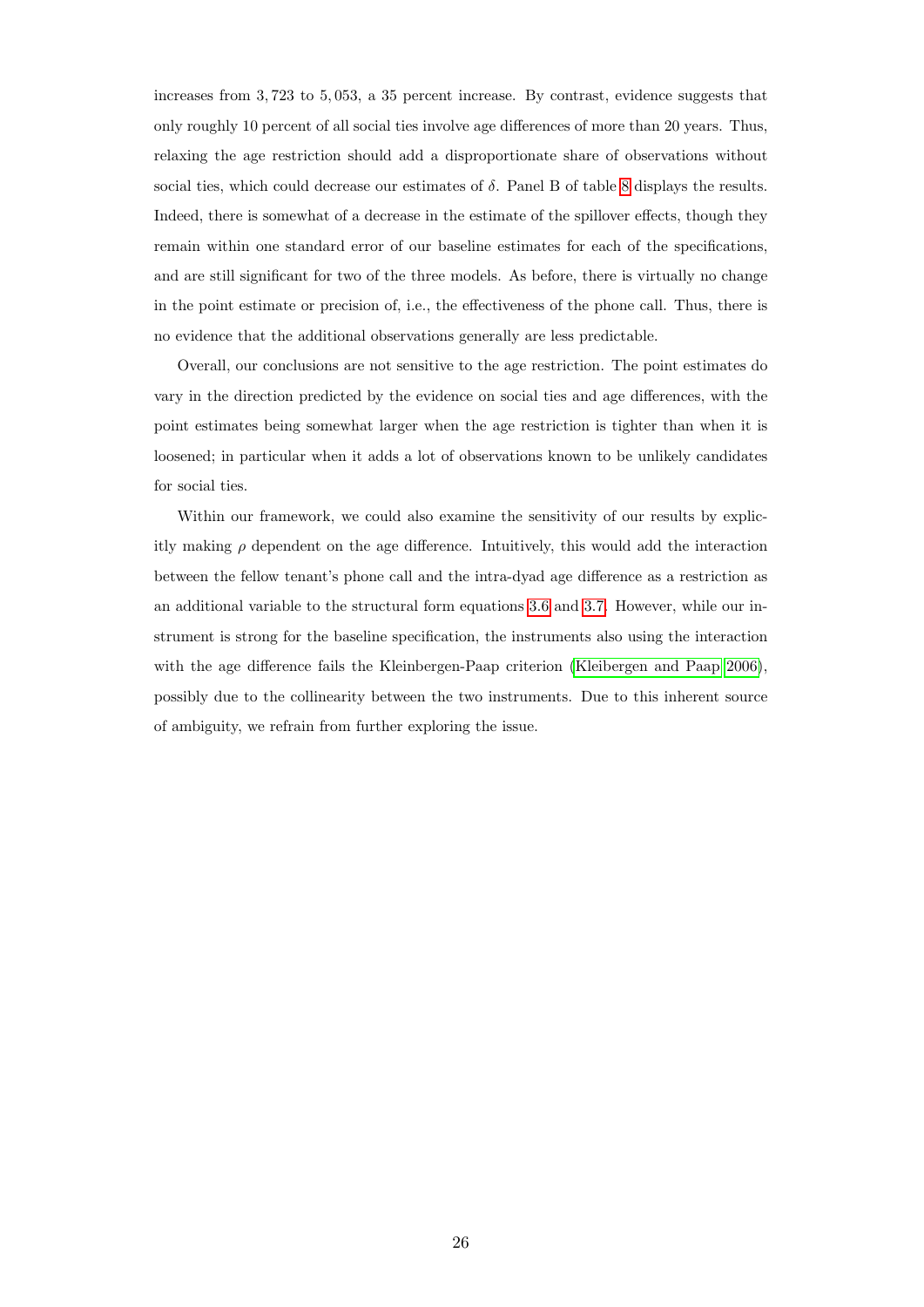increases from 3,723 to 5,053, a 35 percent increase. By contrast, evidence suggests that only roughly 10 percent of all social ties involve age differences of more than 20 years. Thus, relaxing the age restriction should add a disproportionate share of observations without social ties, which could decrease our estimates of $\delta$. Panel B of table 8 displays the results. Indeed, there is somewhat of a decrease in the estimate of the spillover effects, though they remain within one standard error of our baseline estimates for each of the specifications, and are still significant for two of the three models. As before, there is virtually no change in the point estimate or precision of, i.e., the effectiveness of the phone call. Thus, there is no evidence that the additional observations generally are less predictable.

Overall, our conclusions are not sensitive to the age restriction. The point estimates do vary in the direction predicted by the evidence on social ties and age differences, with the point estimates being somewhat larger when the age restriction is tighter than when it is loosened; in particular when it adds a lot of observations known to be unlikely candidates for social ties.

Within our framework, we could also examine the sensitivity of our results by explicitly making $\rho$ dependent on the age difference. Intuitively, this would add the interaction between the fellow tenant's phone call and the intra-dyad age difference as a restriction as an additional variable to the structural form equations 3.6 and 3.7. However, while our instrument is strong for the baseline specification, the instruments also using the interaction with the age difference fails the Kleinbergen-Paap criterion (Kleibergen and Paap 2006), possibly due to the collinearity between the two instruments. Due to this inherent source of ambiguity, we refrain from further exploring the issue.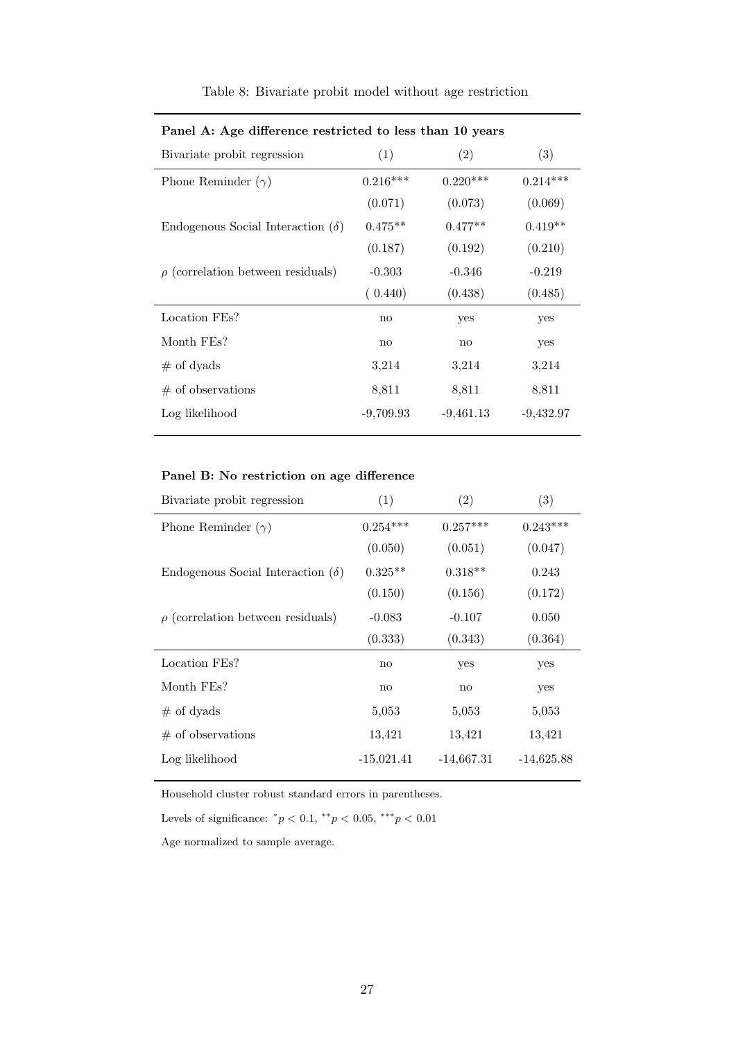Table 8: Bivariate probit model without age restriction

**Panel A: Age difference restricted to less than 10 years**

| Bivariate probit regression | (1) | (2) | (3) |
|---|---|---|---|
| Phone Reminder ($\gamma$) | 0.216*** | 0.220*** | 0.214*** |
| | (0.071) | (0.073) | (0.069) |
| Endogenous Social Interaction ($\delta$) | 0.475** | 0.477** | 0.419** |
| | (0.187) | (0.192) | (0.210) |
| $\rho$ (correlation between residuals) | -0.303 | -0.346 | -0.219 |
| | ( 0.440) | (0.438) | (0.485) |
| Location FEs? | no | yes | yes |
| Month FEs? | no | no | yes |
| # of dyads | 3,214 | 3,214 | 3,214 |
| # of observations | 8,811 | 8,811 | 8,811 |
| Log likelihood | -9,709.93 | -9,461.13 | -9,432.97 |

**Panel B: No restriction on age difference**

| Bivariate probit regression | (1) | (2) | (3) |
|---|---|---|---|
| Phone Reminder ($\gamma$) | 0.254*** | 0.257*** | 0.243*** |
| | (0.050) | (0.051) | (0.047) |
| Endogenous Social Interaction ($\delta$) | 0.325** | 0.318** | 0.243 |
| | (0.150) | (0.156) | (0.172) |
| $\rho$ (correlation between residuals) | -0.083 | -0.107 | 0.050 |
| | (0.333) | (0.343) | (0.364) |
| Location FEs? | no | yes | yes |
| Month FEs? | no | no | yes |
| # of dyads | 5,053 | 5,053 | 5,053 |
| # of observations | 13,421 | 13,421 | 13,421 |
| Log likelihood | -15,021.41 | -14,667.31 | -14,625.88 |

Household cluster robust standard errors in parentheses.

Levels of significance: $^{*}p < 0.1$, $^{**}p < 0.05$, $^{***}p < 0.01$

Age normalized to sample average.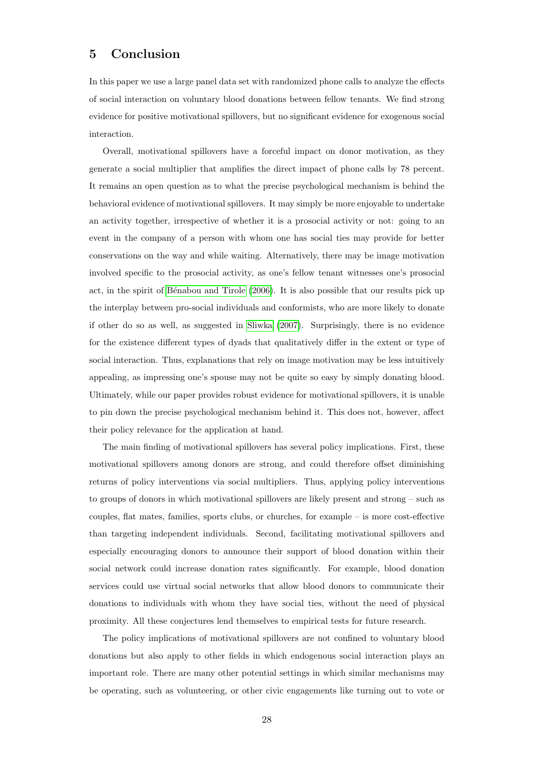## 5 Conclusion

In this paper we use a large panel data set with randomized phone calls to analyze the effects of social interaction on voluntary blood donations between fellow tenants. We find strong evidence for positive motivational spillovers, but no significant evidence for exogenous social interaction.

Overall, motivational spillovers have a forceful impact on donor motivation, as they generate a social multiplier that amplifies the direct impact of phone calls by 78 percent. It remains an open question as to what the precise psychological mechanism is behind the behavioral evidence of motivational spillovers. It may simply be more enjoyable to undertake an activity together, irrespective of whether it is a prosocial activity or not: going to an event in the company of a person with whom one has social ties may provide for better conservations on the way and while waiting. Alternatively, there may be image motivation involved specific to the prosocial activity, as one's fellow tenant witnesses one's prosocial act, in the spirit of Bénabou and Tirole (2006). It is also possible that our results pick up the interplay between pro-social individuals and conformists, who are more likely to donate if other do so as well, as suggested in Sliwka (2007). Surprisingly, there is no evidence for the existence different types of dyads that qualitatively differ in the extent or type of social interaction. Thus, explanations that rely on image motivation may be less intuitively appealing, as impressing one's spouse may not be quite so easy by simply donating blood. Ultimately, while our paper provides robust evidence for motivational spillovers, it is unable to pin down the precise psychological mechanism behind it. This does not, however, affect their policy relevance for the application at hand.

The main finding of motivational spillovers has several policy implications. First, these motivational spillovers among donors are strong, and could therefore offset diminishing returns of policy interventions via social multipliers. Thus, applying policy interventions to groups of donors in which motivational spillovers are likely present and strong – such as couples, flat mates, families, sports clubs, or churches, for example – is more cost-effective than targeting independent individuals. Second, facilitating motivational spillovers and especially encouraging donors to announce their support of blood donation within their social network could increase donation rates significantly. For example, blood donation services could use virtual social networks that allow blood donors to communicate their donations to individuals with whom they have social ties, without the need of physical proximity. All these conjectures lend themselves to empirical tests for future research.

The policy implications of motivational spillovers are not confined to voluntary blood donations but also apply to other fields in which endogenous social interaction plays an important role. There are many other potential settings in which similar mechanisms may be operating, such as volunteering, or other civic engagements like turning out to vote or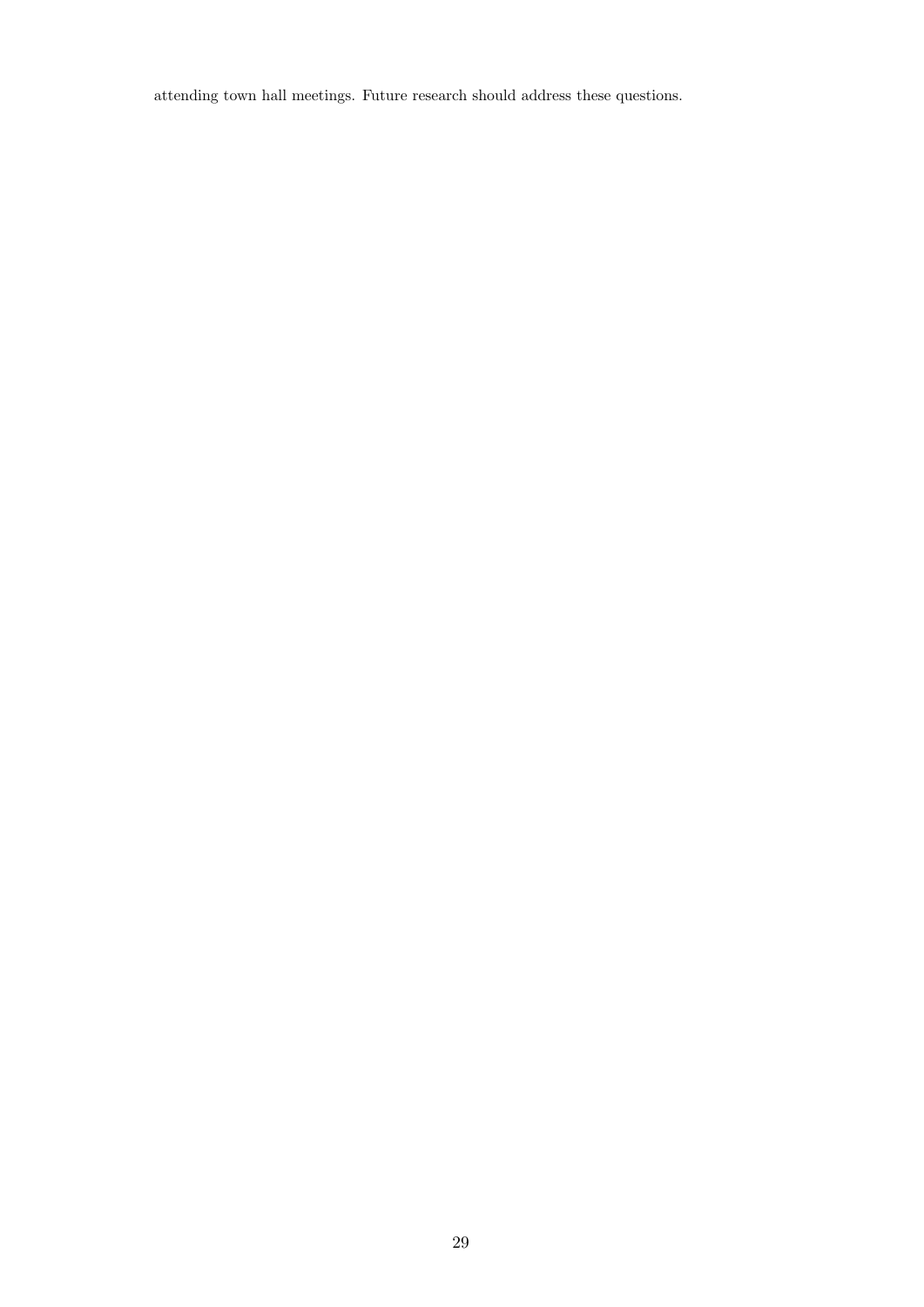attending town hall meetings. Future research should address these questions.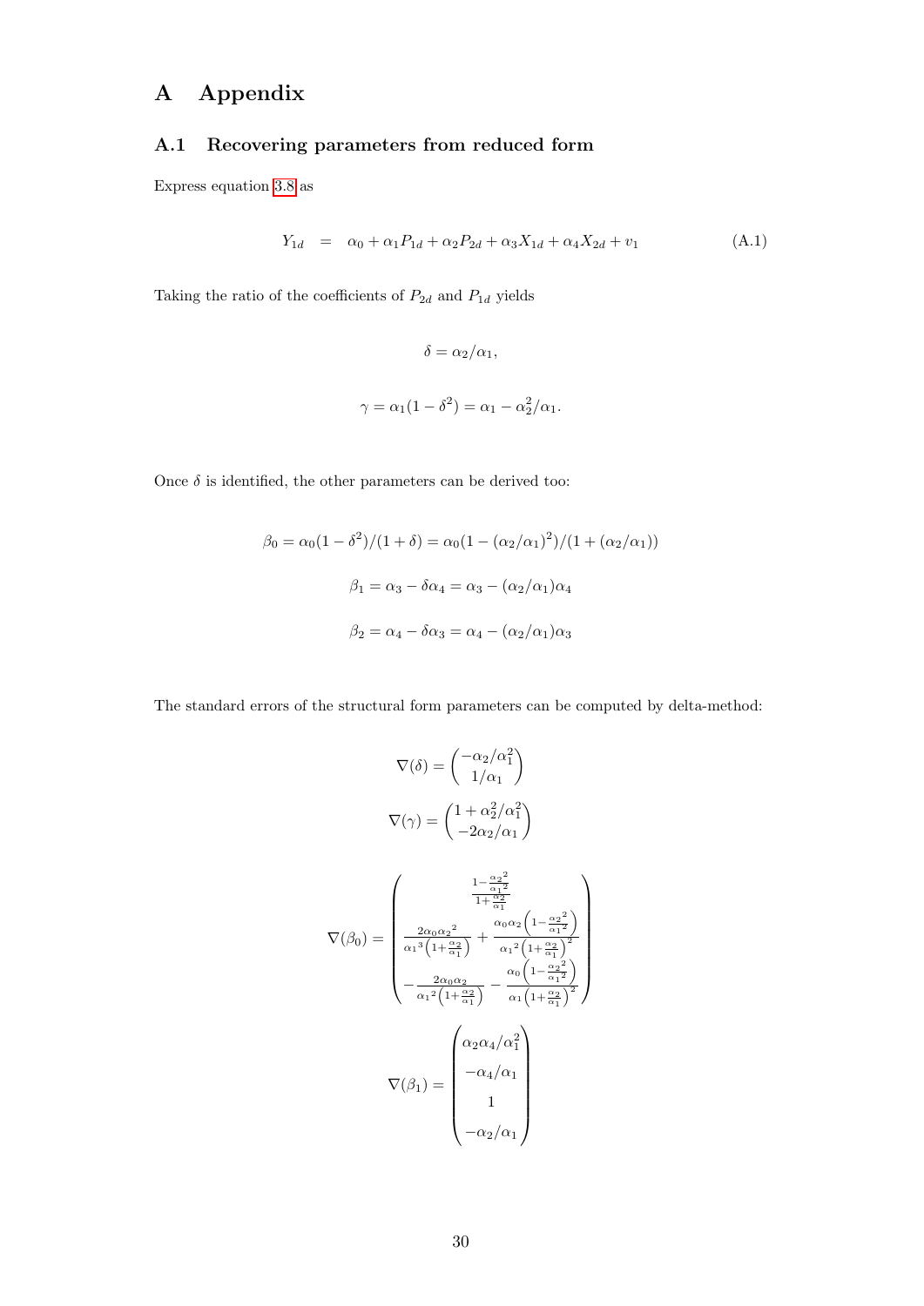# A Appendix

## A.1 Recovering parameters from reduced form

Express equation 3.8 as

$$Y_{1d} \quad = \quad \alpha_0 + \alpha_1 P_{1d} + \alpha_2 P_{2d} + \alpha_3 X_{1d} + \alpha_4 X_{2d} + v_1 \tag{A.1}$$

Taking the ratio of the coefficients of $P_{2d}$ and $P_{1d}$ yields

$$\delta = \alpha_2/\alpha_1,$$

$$\gamma = \alpha_1(1-\delta^2) = \alpha_1 - \alpha_2^2/\alpha_1.$$

Once $\delta$ is identified, the other parameters can be derived too:

$$\beta_0 = \alpha_0(1-\delta^2)/(1+\delta) = \alpha_0(1-(\alpha_2/\alpha_1)^2)/(1+(\alpha_2/\alpha_1))$$

$$\beta_1 = \alpha_3 - \delta\alpha_4 = \alpha_3 - (\alpha_2/\alpha_1)\alpha_4$$

$$\beta_2 = \alpha_4 - \delta\alpha_3 = \alpha_4 - (\alpha_2/\alpha_1)\alpha_3$$

The standard errors of the structural form parameters can be computed by delta-method:

$$\nabla(\delta) = \begin{pmatrix} -\alpha_2/\alpha_1^2 \\ 1/\alpha_1 \end{pmatrix}$$

$$\nabla(\gamma) = \begin{pmatrix} 1+\alpha_2^2/\alpha_1^2 \\ -2\alpha_2/\alpha_1 \end{pmatrix}$$

$$\nabla(\beta_0) = \begin{pmatrix} \frac{1-\frac{\alpha_2{}^2}{\alpha_1{}^2}}{1+\frac{\alpha_2}{\alpha_1}} \\ \frac{2\alpha_0\alpha_2{}^2}{\alpha_1{}^3\left(1+\frac{\alpha_2}{\alpha_1}\right)} + \frac{\alpha_0\alpha_2\left(1-\frac{\alpha_2{}^2}{\alpha_1{}^2}\right)}{\alpha_1{}^2\left(1+\frac{\alpha_2}{\alpha_1}\right)^2} \\ -\frac{2\alpha_0\alpha_2}{\alpha_1{}^2\left(1+\frac{\alpha_2}{\alpha_1}\right)} - \frac{\alpha_0\left(1-\frac{\alpha_2{}^2}{\alpha_1{}^2}\right)}{\alpha_1\left(1+\frac{\alpha_2}{\alpha_1}\right)^2} \end{pmatrix}$$

$$\nabla(\beta_1) = \begin{pmatrix} \alpha_2\alpha_4/\alpha_1^2 \\ -\alpha_4/\alpha_1 \\ 1 \\ -\alpha_2/\alpha_1 \end{pmatrix}$$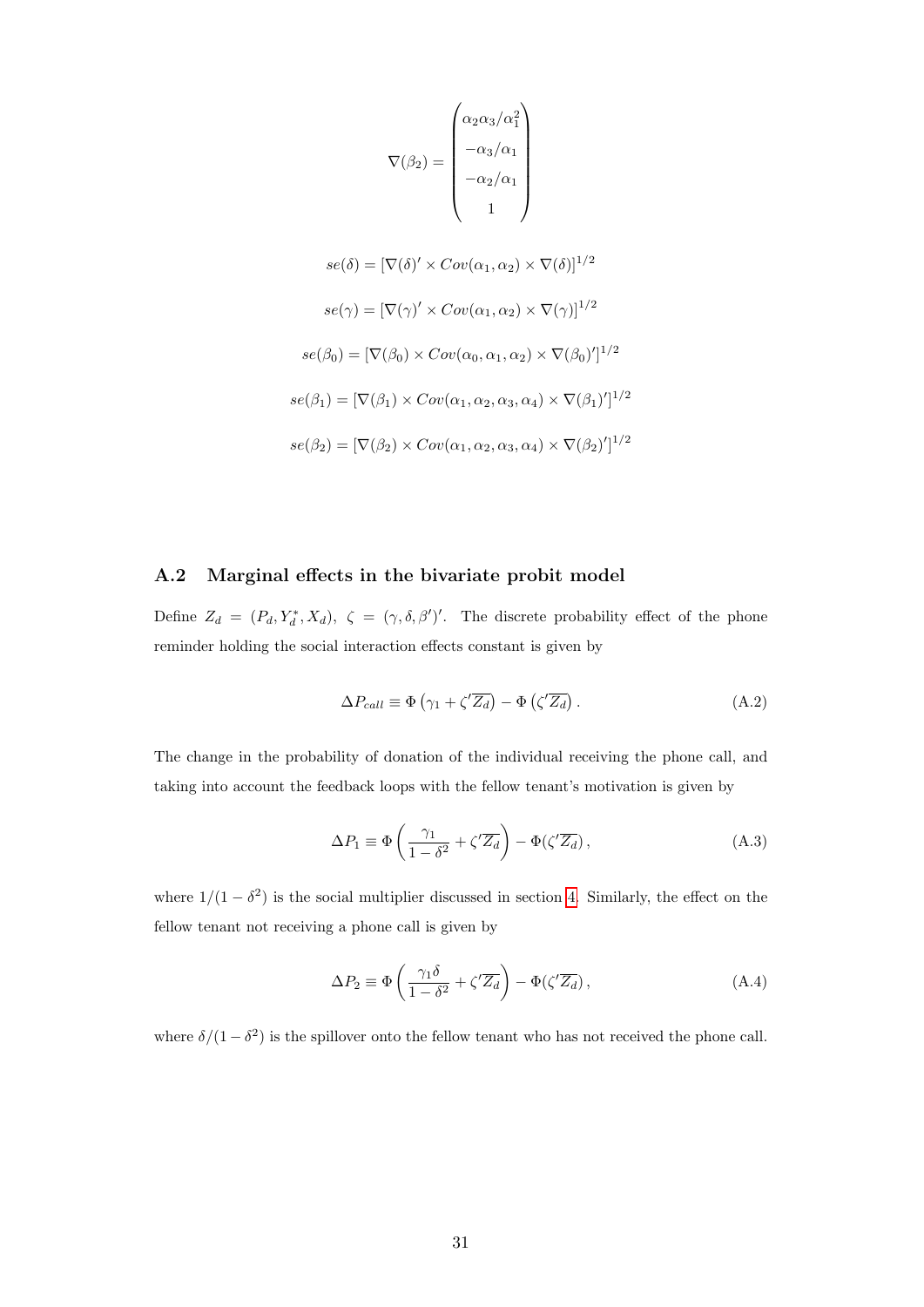$$\nabla(\beta_2) = \begin{pmatrix} \alpha_2\alpha_3/\alpha_1^2 \\ -\alpha_3/\alpha_1 \\ -\alpha_2/\alpha_1 \\ 1 \end{pmatrix}$$

$$se(\delta) = [\nabla(\delta)' \times Cov(\alpha_1, \alpha_2) \times \nabla(\delta)]^{1/2}$$

$$se(\gamma) = [\nabla(\gamma)' \times Cov(\alpha_1, \alpha_2) \times \nabla(\gamma)]^{1/2}$$

$$se(\beta_0) = [\nabla(\beta_0) \times Cov(\alpha_0, \alpha_1, \alpha_2) \times \nabla(\beta_0)']^{1/2}$$

$$se(\beta_1) = [\nabla(\beta_1) \times Cov(\alpha_1, \alpha_2, \alpha_3, \alpha_4) \times \nabla(\beta_1)']^{1/2}$$

$$se(\beta_2) = [\nabla(\beta_2) \times Cov(\alpha_1, \alpha_2, \alpha_3, \alpha_4) \times \nabla(\beta_2)']^{1/2}$$

## A.2 Marginal effects in the bivariate probit model

Define $Z_d = (P_d, Y_d^*, X_d)$, $\zeta = (\gamma, \delta, \beta')'$. The discrete probability effect of the phone reminder holding the social interaction effects constant is given by

$$\Delta P_{call} \equiv \Phi\left(\gamma_1 + \zeta'\overline{Z_d}\right) - \Phi\left(\zeta'\overline{Z_d}\right). \tag{A.2}$$

The change in the probability of donation of the individual receiving the phone call, and taking into account the feedback loops with the fellow tenant's motivation is given by

$$\Delta P_1 \equiv \Phi\left(\frac{\gamma_1}{1-\delta^2} + \zeta'\overline{Z_d}\right) - \Phi(\zeta'\overline{Z_d}), \tag{A.3}$$

where $1/(1-\delta^2)$ is the social multiplier discussed in section 4. Similarly, the effect on the fellow tenant not receiving a phone call is given by

$$\Delta P_2 \equiv \Phi\left(\frac{\gamma_1\delta}{1-\delta^2} + \zeta'\overline{Z_d}\right) - \Phi(\zeta'\overline{Z_d}), \tag{A.4}$$

where $\delta/(1-\delta^2)$ is the spillover onto the fellow tenant who has not received the phone call.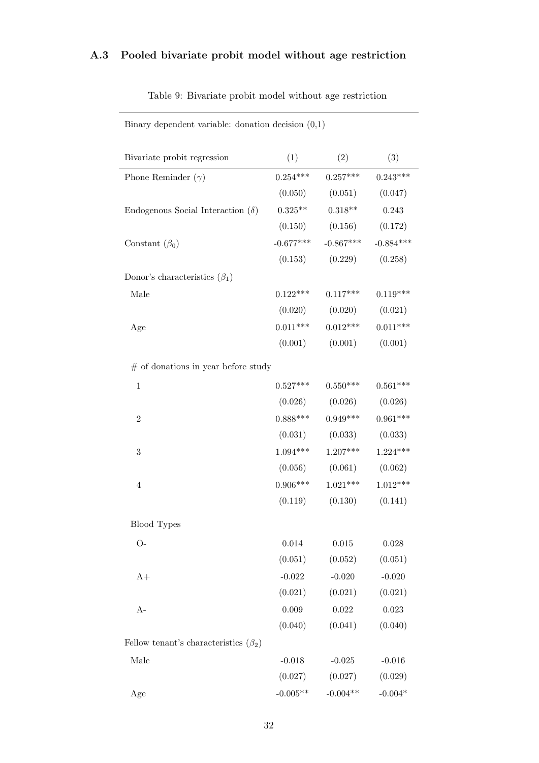### A.3 Pooled bivariate probit model without age restriction

Table 9: Bivariate probit model without age restriction

| Binary dependent variable: donation decision (0,1) | | | |
|---|---|---|---|
| Bivariate probit regression | (1) | (2) | (3) |
| Phone Reminder ($\gamma$) | 0.254*** | 0.257*** | 0.243*** |
| | (0.050) | (0.051) | (0.047) |
| Endogenous Social Interaction ($\delta$) | 0.325** | 0.318** | 0.243 |
| | (0.150) | (0.156) | (0.172) |
| Constant ($\beta_0$) | -0.677*** | -0.867*** | -0.884*** |
| | (0.153) | (0.229) | (0.258) |
| Donor's characteristics ($\beta_1$) | | | |
| Male | 0.122*** | 0.117*** | 0.119*** |
| | (0.020) | (0.020) | (0.021) |
| Age | 0.011*** | 0.012*** | 0.011*** |
| | (0.001) | (0.001) | (0.001) |
| # of donations in year before study | | | |
| 1 | 0.527*** | 0.550*** | 0.561*** |
| | (0.026) | (0.026) | (0.026) |
| 2 | 0.888*** | 0.949*** | 0.961*** |
| | (0.031) | (0.033) | (0.033) |
| 3 | 1.094*** | 1.207*** | 1.224*** |
| | (0.056) | (0.061) | (0.062) |
| 4 | 0.906*** | 1.021*** | 1.012*** |
| | (0.119) | (0.130) | (0.141) |
| Blood Types | | | |
| O- | 0.014 | 0.015 | 0.028 |
| | (0.051) | (0.052) | (0.051) |
| A+ | -0.022 | -0.020 | -0.020 |
| | (0.021) | (0.021) | (0.021) |
| A- | 0.009 | 0.022 | 0.023 |
| | (0.040) | (0.041) | (0.040) |
| Fellow tenant's characteristics ($\beta_2$) | | | |
| Male | -0.018 | -0.025 | -0.016 |
| | (0.027) | (0.027) | (0.029) |
| Age | -0.005** | -0.004** | -0.004* |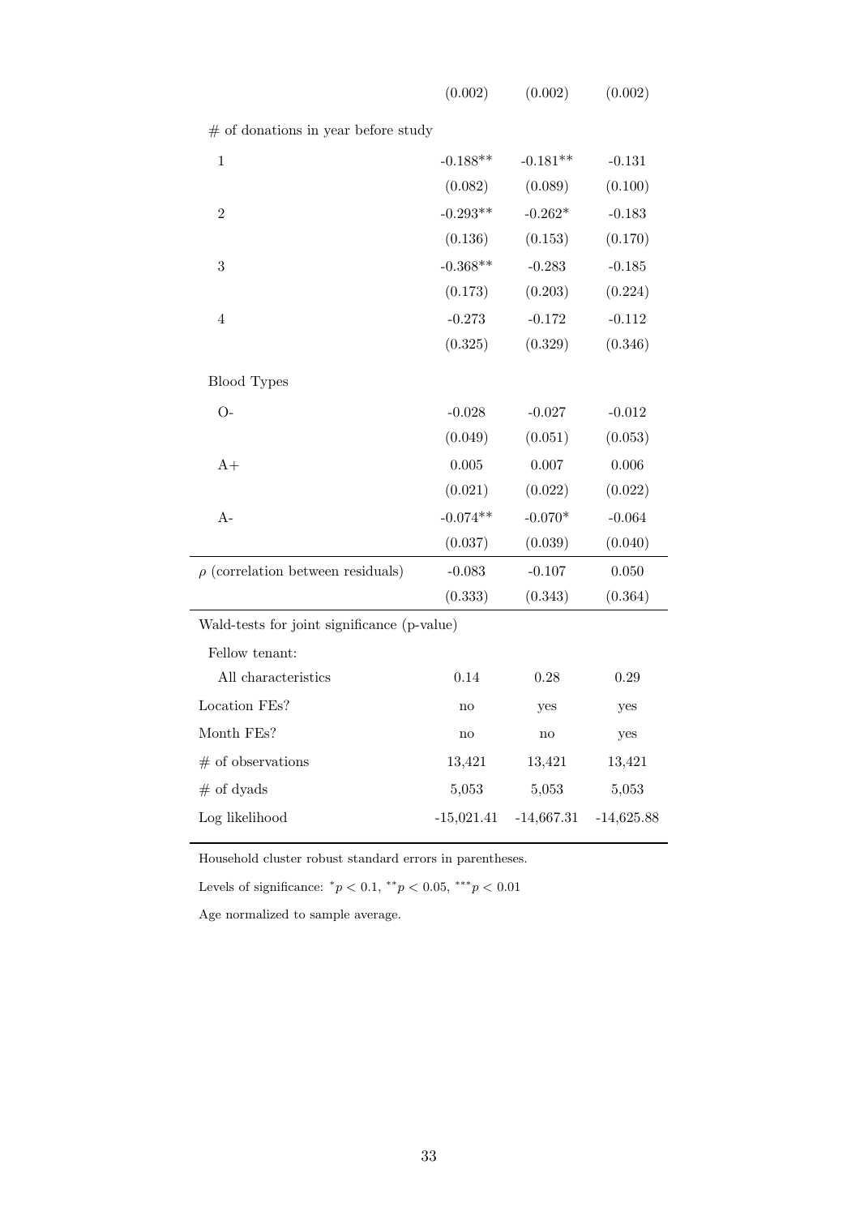| | | | |
|---|---|---|---|
| | (0.002) | (0.002) | (0.002) |
| # of donations in year before study | | | |
| 1 | -0.188** | -0.181** | -0.131 |
| | (0.082) | (0.089) | (0.100) |
| 2 | -0.293** | -0.262* | -0.183 |
| | (0.136) | (0.153) | (0.170) |
| 3 | -0.368** | -0.283 | -0.185 |
| | (0.173) | (0.203) | (0.224) |
| 4 | -0.273 | -0.172 | -0.112 |
| | (0.325) | (0.329) | (0.346) |
| Blood Types | | | |
| O- | -0.028 | -0.027 | -0.012 |
| | (0.049) | (0.051) | (0.053) |
| A+ | 0.005 | 0.007 | 0.006 |
| | (0.021) | (0.022) | (0.022) |
| A- | -0.074** | -0.070* | -0.064 |
| | (0.037) | (0.039) | (0.040) |
| $\rho$ (correlation between residuals) | -0.083 | -0.107 | 0.050 |
| | (0.333) | (0.343) | (0.364) |
| Wald-tests for joint significance (p-value) | | | |
| Fellow tenant: | | | |
| All characteristics | 0.14 | 0.28 | 0.29 |
| Location FEs? | no | yes | yes |
| Month FEs? | no | no | yes |
| # of observations | 13,421 | 13,421 | 13,421 |
| # of dyads | 5,053 | 5,053 | 5,053 |
| Log likelihood | -15,021.41 | -14,667.31 | -14,625.88 |

Household cluster robust standard errors in parentheses.

Levels of significance: $^{*}p < 0.1$, $^{**}p < 0.05$, $^{***}p < 0.01$

Age normalized to sample average.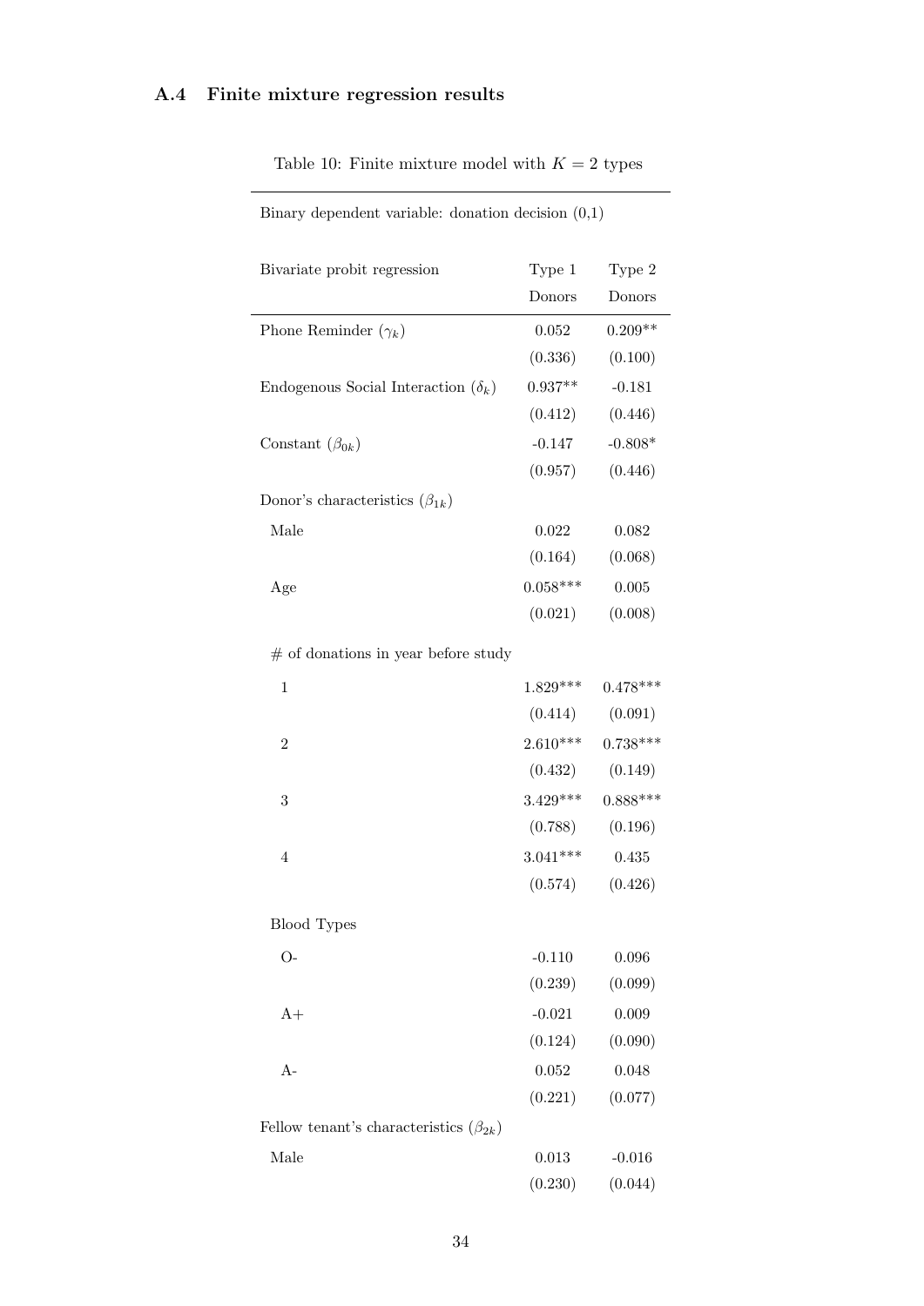### A.4 Finite mixture regression results

Table 10: Finite mixture model with $K = 2$ types

| Binary dependent variable: donation decision (0,1) | | |
|---|---|---|
| Bivariate probit regression | Type 1 Donors | Type 2 Donors |
| Phone Reminder ($\gamma_k$) | 0.052 | 0.209** |
| | (0.336) | (0.100) |
| Endogenous Social Interaction ($\delta_k$) | 0.937** | -0.181 |
| | (0.412) | (0.446) |
| Constant ($\beta_{0k}$) | -0.147 | -0.808* |
| | (0.957) | (0.446) |
| Donor's characteristics ($\beta_{1k}$) | | |
| Male | 0.022 | 0.082 |
| | (0.164) | (0.068) |
| Age | 0.058*** | 0.005 |
| | (0.021) | (0.008) |
| # of donations in year before study | | |
| 1 | 1.829*** | 0.478*** |
| | (0.414) | (0.091) |
| 2 | 2.610*** | 0.738*** |
| | (0.432) | (0.149) |
| 3 | 3.429*** | 0.888*** |
| | (0.788) | (0.196) |
| 4 | 3.041*** | 0.435 |
| | (0.574) | (0.426) |
| Blood Types | | |
| O- | -0.110 | 0.096 |
| | (0.239) | (0.099) |
| A+ | -0.021 | 0.009 |
| | (0.124) | (0.090) |
| A- | 0.052 | 0.048 |
| | (0.221) | (0.077) |
| Fellow tenant's characteristics ($\beta_{2k}$) | | |
| Male | 0.013 | -0.016 |
| | (0.230) | (0.044) |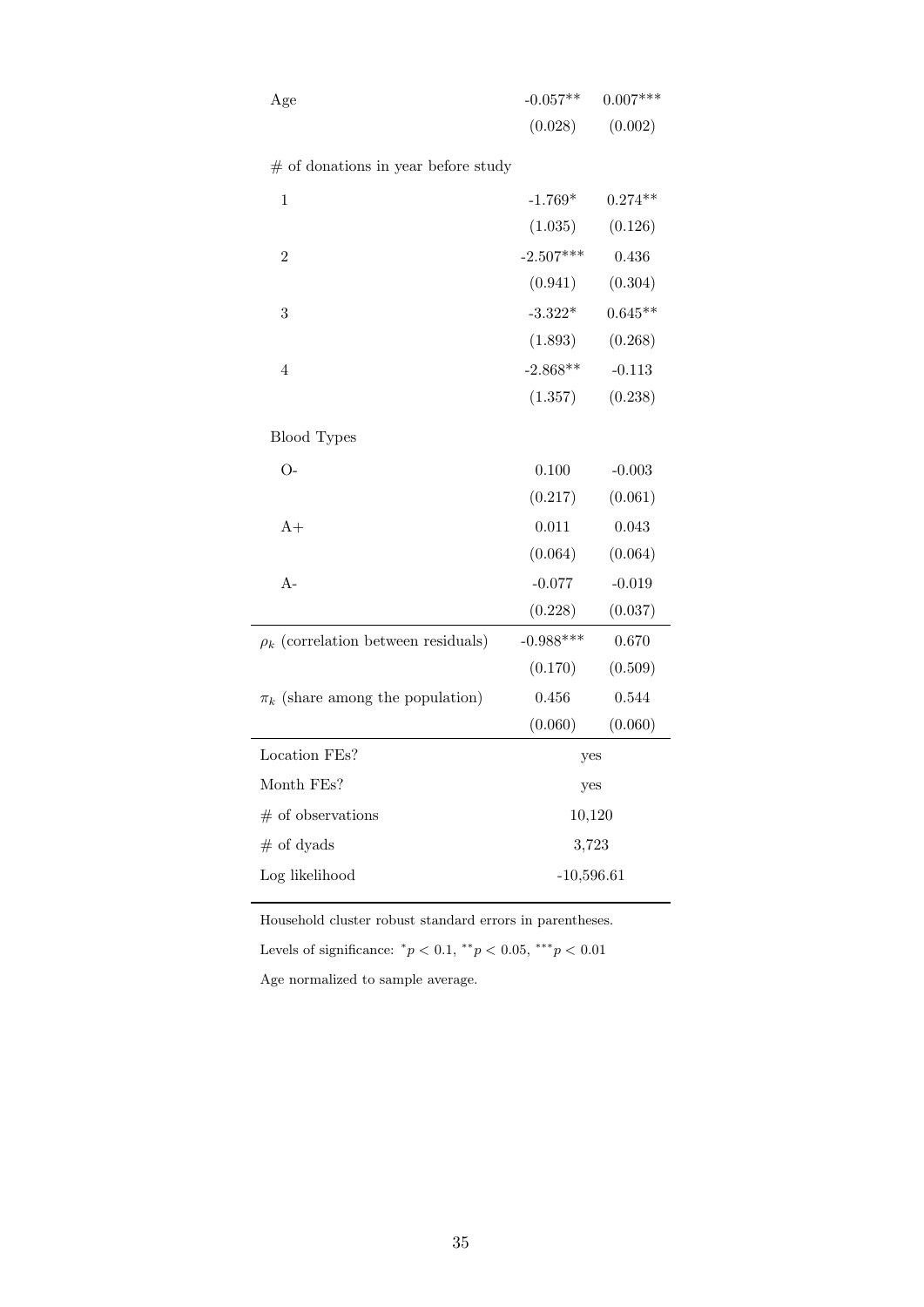| | | |
|---|---|---|
| Age | -0.057** | 0.007*** |
| | (0.028) | (0.002) |
| # of donations in year before study | | |
| 1 | -1.769* | 0.274** |
| | (1.035) | (0.126) |
| 2 | -2.507*** | 0.436 |
| | (0.941) | (0.304) |
| 3 | -3.322* | 0.645** |
| | (1.893) | (0.268) |
| 4 | -2.868** | -0.113 |
| | (1.357) | (0.238) |
| Blood Types | | |
| O- | 0.100 | -0.003 |
| | (0.217) | (0.061) |
| A+ | 0.011 | 0.043 |
| | (0.064) | (0.064) |
| A- | -0.077 | -0.019 |
| | (0.228) | (0.037) |
| $\rho_k$ (correlation between residuals) | -0.988*** | 0.670 |
| | (0.170) | (0.509) |
| $\pi_k$ (share among the population) | 0.456 | 0.544 |
| | (0.060) | (0.060) |
| Location FEs? | yes | |
| Month FEs? | yes | |
| # of observations | 10,120 | |
| # of dyads | 3,723 | |
| Log likelihood | -10,596.61 | |

Household cluster robust standard errors in parentheses.

Levels of significance: $^{*}p < 0.1$, $^{**}p < 0.05$, $^{***}p < 0.01$

Age normalized to sample average.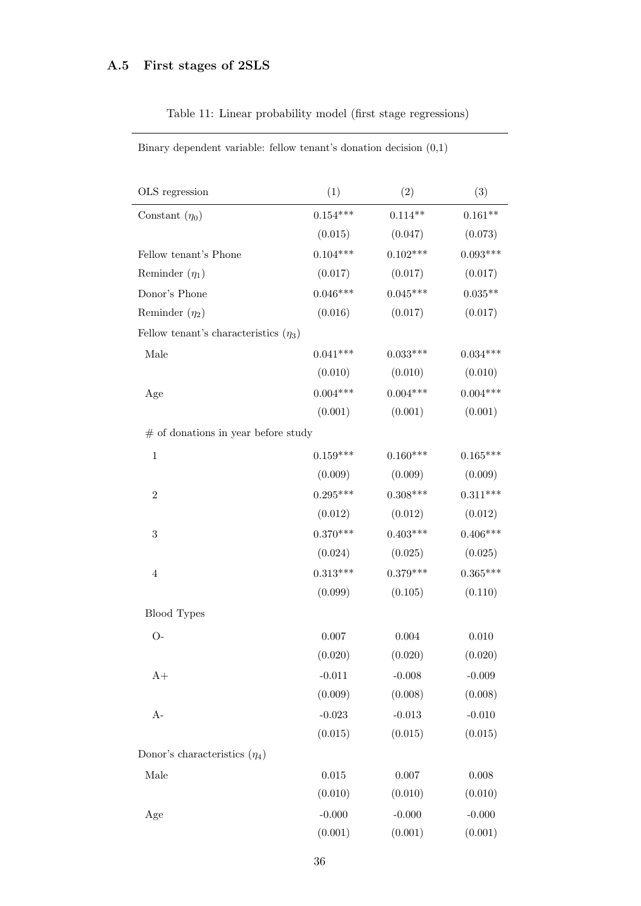### A.5 First stages of 2SLS

Table 11: Linear probability model (first stage regressions)

Binary dependent variable: fellow tenant's donation decision (0,1)

| OLS regression | (1) | (2) | (3) |
|---|---|---|---|
| Constant ($\eta_0$) | 0.154*** | 0.114** | 0.161** |
| | (0.015) | (0.047) | (0.073) |
| Fellow tenant's Phone Reminder ($\eta_1$) | 0.104*** | 0.102*** | 0.093*** |
| | (0.017) | (0.017) | (0.017) |
| Donor's Phone Reminder ($\eta_2$) | 0.046*** | 0.045*** | 0.035** |
| | (0.016) | (0.017) | (0.017) |
| Fellow tenant's characteristics ($\eta_3$) | | | |
| Male | 0.041*** | 0.033*** | 0.034*** |
| | (0.010) | (0.010) | (0.010) |
| Age | 0.004*** | 0.004*** | 0.004*** |
| | (0.001) | (0.001) | (0.001) |
| # of donations in year before study | | | |
| 1 | 0.159*** | 0.160*** | 0.165*** |
| | (0.009) | (0.009) | (0.009) |
| 2 | 0.295*** | 0.308*** | 0.311*** |
| | (0.012) | (0.012) | (0.012) |
| 3 | 0.370*** | 0.403*** | 0.406*** |
| | (0.024) | (0.025) | (0.025) |
| 4 | 0.313*** | 0.379*** | 0.365*** |
| | (0.099) | (0.105) | (0.110) |
| Blood Types | | | |
| O- | 0.007 | 0.004 | 0.010 |
| | (0.020) | (0.020) | (0.020) |
| A+ | -0.011 | -0.008 | -0.009 |
| | (0.009) | (0.008) | (0.008) |
| A- | -0.023 | -0.013 | -0.010 |
| | (0.015) | (0.015) | (0.015) |
| Donor's characteristics ($\eta_4$) | | | |
| Male | 0.015 | 0.007 | 0.008 |
| | (0.010) | (0.010) | (0.010) |
| Age | -0.000 | -0.000 | -0.000 |
| | (0.001) | (0.001) | (0.001) |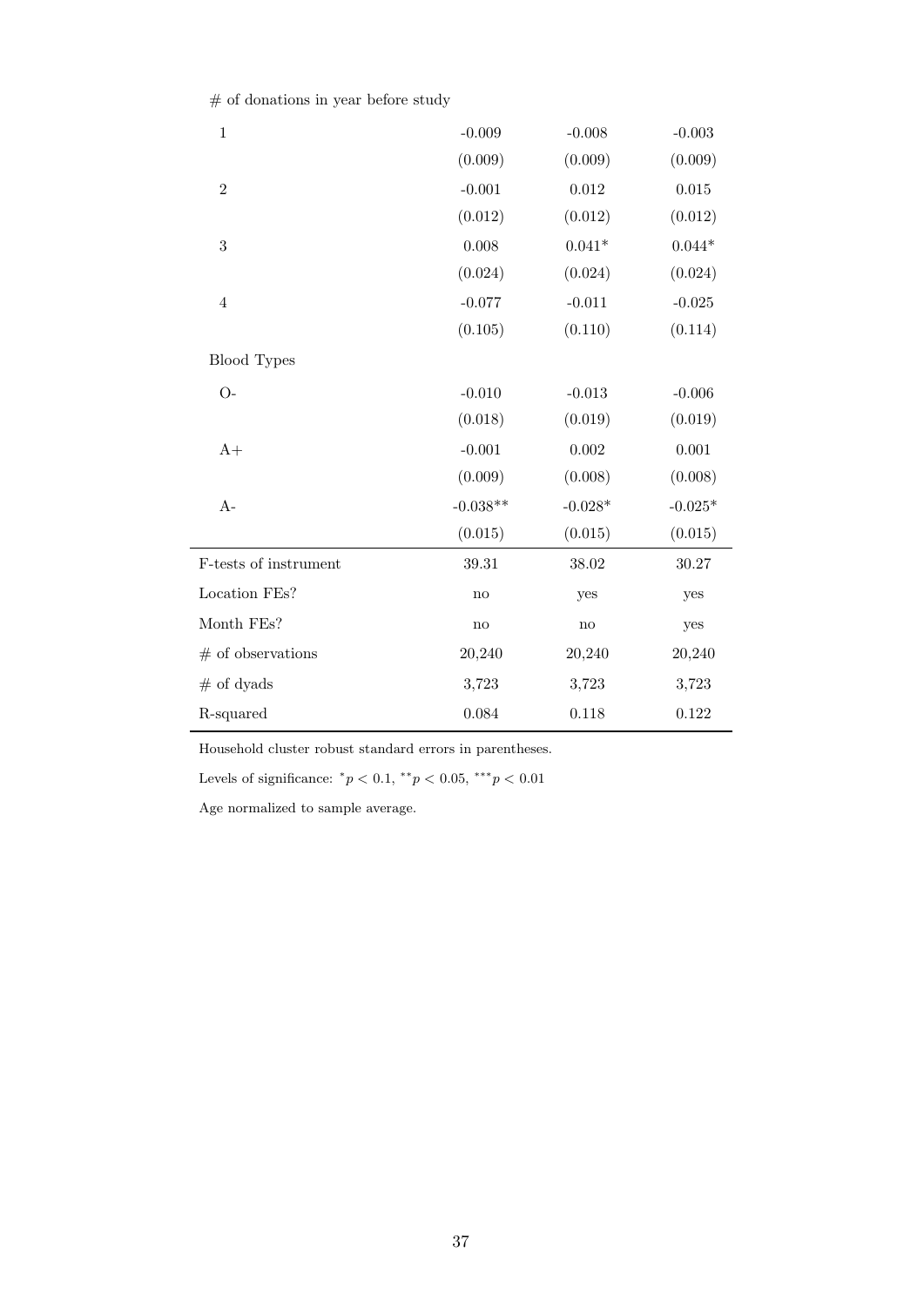| | | | |
|---|---|---|---|
| # of donations in year before study | | | |
| 1 | -0.009 | -0.008 | -0.003 |
| | (0.009) | (0.009) | (0.009) |
| 2 | -0.001 | 0.012 | 0.015 |
| | (0.012) | (0.012) | (0.012) |
| 3 | 0.008 | 0.041* | 0.044* |
| | (0.024) | (0.024) | (0.024) |
| 4 | -0.077 | -0.011 | -0.025 |
| | (0.105) | (0.110) | (0.114) |
| Blood Types | | | |
| O- | -0.010 | -0.013 | -0.006 |
| | (0.018) | (0.019) | (0.019) |
| A+ | -0.001 | 0.002 | 0.001 |
| | (0.009) | (0.008) | (0.008) |
| A- | -0.038** | -0.028* | -0.025* |
| | (0.015) | (0.015) | (0.015) |
| F-tests of instrument | 39.31 | 38.02 | 30.27 |
| Location FEs? | no | yes | yes |
| Month FEs? | no | no | yes |
| # of observations | 20,240 | 20,240 | 20,240 |
| # of dyads | 3,723 | 3,723 | 3,723 |
| R-squared | 0.084 | 0.118 | 0.122 |

Household cluster robust standard errors in parentheses.

Levels of significance: $^{*}p < 0.1$, $^{**}p < 0.05$, $^{***}p < 0.01$

Age normalized to sample average.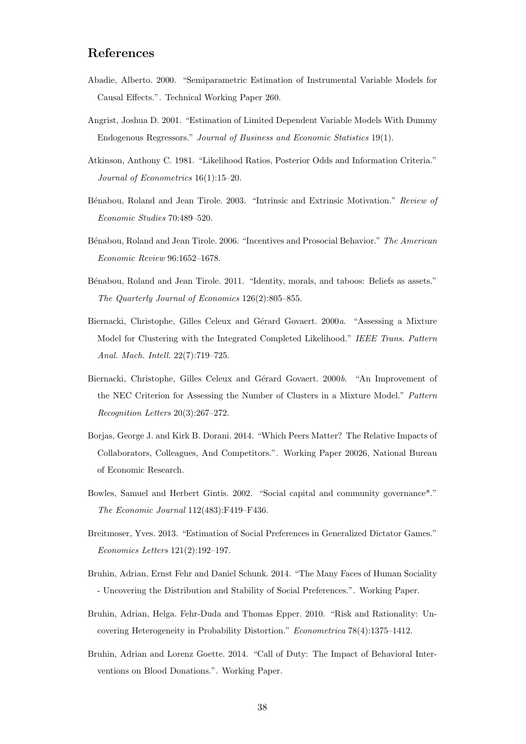## References

Abadie, Alberto. 2000. "Semiparametric Estimation of Instrumental Variable Models for Causal Effects.". Technical Working Paper 260.

Angrist, Joshua D. 2001. "Estimation of Limited Dependent Variable Models With Dummy Endogenous Regressors." *Journal of Business and Economic Statistics* 19(1).

Atkinson, Anthony C. 1981. "Likelihood Ratios, Posterior Odds and Information Criteria." *Journal of Econometrics* 16(1):15–20.

Bénabou, Roland and Jean Tirole. 2003. "Intrinsic and Extrinsic Motivation." *Review of Economic Studies* 70:489–520.

Bénabou, Roland and Jean Tirole. 2006. "Incentives and Prosocial Behavior." *The American Economic Review* 96:1652–1678.

Bénabou, Roland and Jean Tirole. 2011. "Identity, morals, and taboos: Beliefs as assets." *The Quarterly Journal of Economics* 126(2):805–855.

Biernacki, Christophe, Gilles Celeux and Gérard Govaert. 2000*a*. "Assessing a Mixture Model for Clustering with the Integrated Completed Likelihood." *IEEE Trans. Pattern Anal. Mach. Intell.* 22(7):719–725.

Biernacki, Christophe, Gilles Celeux and Gérard Govaert. 2000*b*. "An Improvement of the NEC Criterion for Assessing the Number of Clusters in a Mixture Model." *Pattern Recognition Letters* 20(3):267–272.

Borjas, George J. and Kirk B. Dorani. 2014. "Which Peers Matter? The Relative Impacts of Collaborators, Colleagues, And Competitors.". Working Paper 20026, National Bureau of Economic Research.

Bowles, Samuel and Herbert Gintis. 2002. "Social capital and community governance*." *The Economic Journal* 112(483):F419–F436.

Breitmoser, Yves. 2013. "Estimation of Social Preferences in Generalized Dictator Games." *Economics Letters* 121(2):192–197.

Bruhin, Adrian, Ernst Fehr and Daniel Schunk. 2014. "The Many Faces of Human Sociality - Uncovering the Distribution and Stability of Social Preferences.". Working Paper.

Bruhin, Adrian, Helga. Fehr-Duda and Thomas Epper. 2010. "Risk and Rationality: Uncovering Heterogeneity in Probability Distortion." *Econometrica* 78(4):1375–1412.

Bruhin, Adrian and Lorenz Goette. 2014. "Call of Duty: The Impact of Behavioral Interventions on Blood Donations.". Working Paper.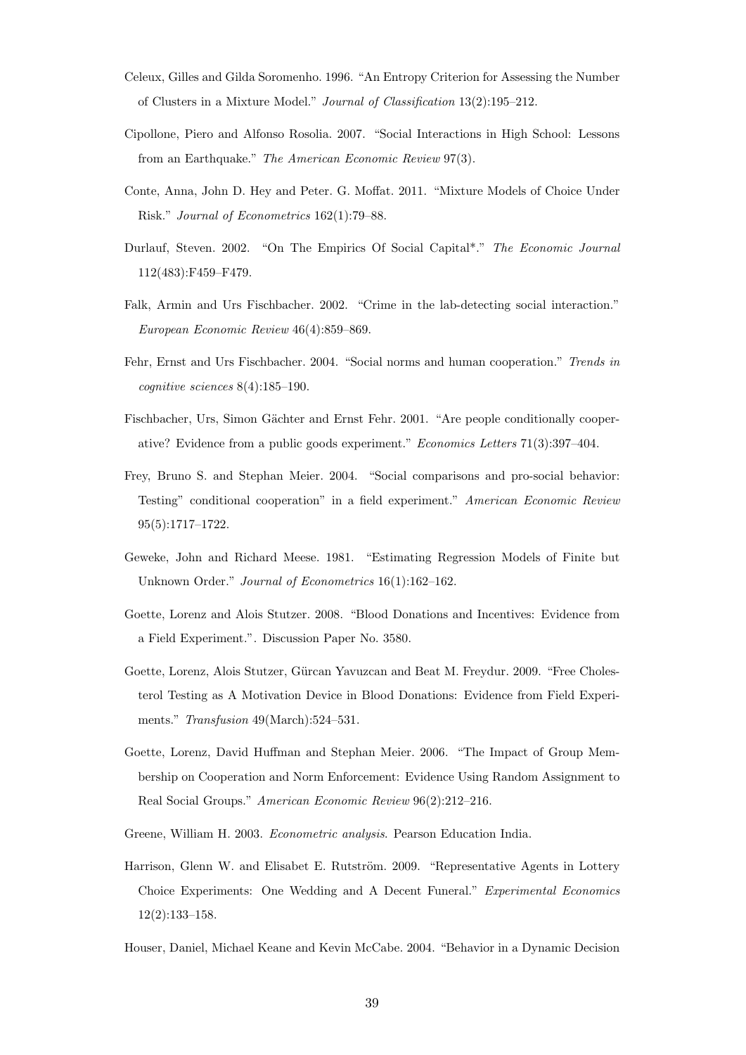Celeux, Gilles and Gilda Soromenho. 1996. "An Entropy Criterion for Assessing the Number of Clusters in a Mixture Model." *Journal of Classification* 13(2):195–212.

Cipollone, Piero and Alfonso Rosolia. 2007. "Social Interactions in High School: Lessons from an Earthquake." *The American Economic Review* 97(3).

Conte, Anna, John D. Hey and Peter. G. Moffat. 2011. "Mixture Models of Choice Under Risk." *Journal of Econometrics* 162(1):79–88.

Durlauf, Steven. 2002. "On The Empirics Of Social Capital*." *The Economic Journal* 112(483):F459–F479.

Falk, Armin and Urs Fischbacher. 2002. "Crime in the lab-detecting social interaction." *European Economic Review* 46(4):859–869.

Fehr, Ernst and Urs Fischbacher. 2004. "Social norms and human cooperation." *Trends in cognitive sciences* 8(4):185–190.

Fischbacher, Urs, Simon Gächter and Ernst Fehr. 2001. "Are people conditionally cooperative? Evidence from a public goods experiment." *Economics Letters* 71(3):397–404.

Frey, Bruno S. and Stephan Meier. 2004. "Social comparisons and pro-social behavior: Testing" conditional cooperation" in a field experiment." *American Economic Review* 95(5):1717–1722.

Geweke, John and Richard Meese. 1981. "Estimating Regression Models of Finite but Unknown Order." *Journal of Econometrics* 16(1):162–162.

Goette, Lorenz and Alois Stutzer. 2008. "Blood Donations and Incentives: Evidence from a Field Experiment.". Discussion Paper No. 3580.

Goette, Lorenz, Alois Stutzer, Gürcan Yavuzcan and Beat M. Freydur. 2009. "Free Cholesterol Testing as A Motivation Device in Blood Donations: Evidence from Field Experiments." *Transfusion* 49(March):524–531.

Goette, Lorenz, David Huffman and Stephan Meier. 2006. "The Impact of Group Membership on Cooperation and Norm Enforcement: Evidence Using Random Assignment to Real Social Groups." *American Economic Review* 96(2):212–216.

Greene, William H. 2003. *Econometric analysis*. Pearson Education India.

Harrison, Glenn W. and Elisabet E. Rutström. 2009. "Representative Agents in Lottery Choice Experiments: One Wedding and A Decent Funeral." *Experimental Economics* 12(2):133–158.

Houser, Daniel, Michael Keane and Kevin McCabe. 2004. "Behavior in a Dynamic Decision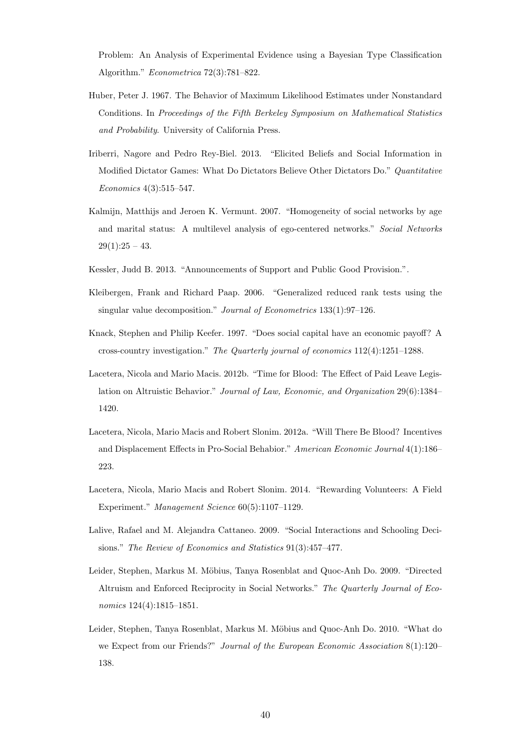Problem: An Analysis of Experimental Evidence using a Bayesian Type Classification Algorithm." *Econometrica* 72(3):781–822.

Huber, Peter J. 1967. The Behavior of Maximum Likelihood Estimates under Nonstandard Conditions. In *Proceedings of the Fifth Berkeley Symposium on Mathematical Statistics and Probability*. University of California Press.

Iriberri, Nagore and Pedro Rey-Biel. 2013. "Elicited Beliefs and Social Information in Modified Dictator Games: What Do Dictators Believe Other Dictators Do." *Quantitative Economics* 4(3):515–547.

Kalmijn, Matthijs and Jeroen K. Vermunt. 2007. "Homogeneity of social networks by age and marital status: A multilevel analysis of ego-centered networks." *Social Networks* 29(1):25 – 43.

Kessler, Judd B. 2013. "Announcements of Support and Public Good Provision.".

Kleibergen, Frank and Richard Paap. 2006. "Generalized reduced rank tests using the singular value decomposition." *Journal of Econometrics* 133(1):97–126.

Knack, Stephen and Philip Keefer. 1997. "Does social capital have an economic payoff? A cross-country investigation." *The Quarterly journal of economics* 112(4):1251–1288.

Lacetera, Nicola and Mario Macis. 2012b. "Time for Blood: The Effect of Paid Leave Legislation on Altruistic Behavior." *Journal of Law, Economic, and Organization* 29(6):1384–1420.

Lacetera, Nicola, Mario Macis and Robert Slonim. 2012a. "Will There Be Blood? Incentives and Displacement Effects in Pro-Social Behabior." *American Economic Journal* 4(1):186–223.

Lacetera, Nicola, Mario Macis and Robert Slonim. 2014. "Rewarding Volunteers: A Field Experiment." *Management Science* 60(5):1107–1129.

Lalive, Rafael and M. Alejandra Cattaneo. 2009. "Social Interactions and Schooling Decisions." *The Review of Economics and Statistics* 91(3):457–477.

Leider, Stephen, Markus M. Möbius, Tanya Rosenblat and Quoc-Anh Do. 2009. "Directed Altruism and Enforced Reciprocity in Social Networks." *The Quarterly Journal of Economics* 124(4):1815–1851.

Leider, Stephen, Tanya Rosenblat, Markus M. Möbius and Quoc-Anh Do. 2010. "What do we Expect from our Friends?" *Journal of the European Economic Association* 8(1):120–138.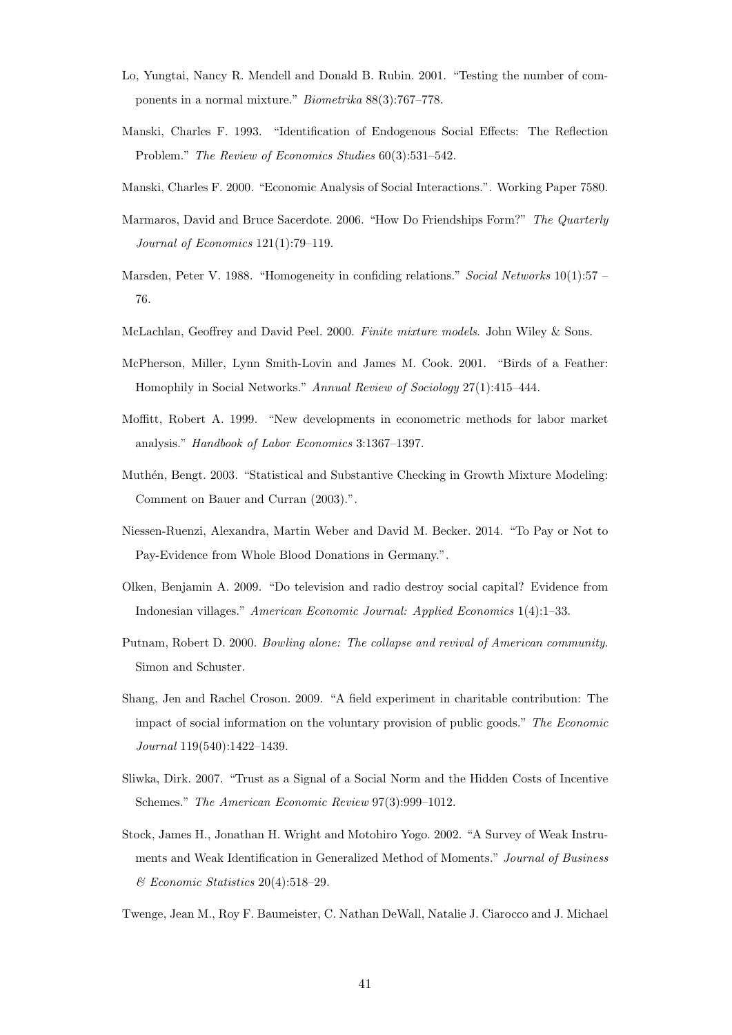Lo, Yungtai, Nancy R. Mendell and Donald B. Rubin. 2001. "Testing the number of components in a normal mixture." *Biometrika* 88(3):767–778.

Manski, Charles F. 1993. "Identification of Endogenous Social Effects: The Reflection Problem." *The Review of Economics Studies* 60(3):531–542.

Manski, Charles F. 2000. "Economic Analysis of Social Interactions.". Working Paper 7580.

Marmaros, David and Bruce Sacerdote. 2006. "How Do Friendships Form?" *The Quarterly Journal of Economics* 121(1):79–119.

Marsden, Peter V. 1988. "Homogeneity in confiding relations." *Social Networks* 10(1):57 – 76.

McLachlan, Geoffrey and David Peel. 2000. *Finite mixture models*. John Wiley & Sons.

McPherson, Miller, Lynn Smith-Lovin and James M. Cook. 2001. "Birds of a Feather: Homophily in Social Networks." *Annual Review of Sociology* 27(1):415–444.

Moffitt, Robert A. 1999. "New developments in econometric methods for labor market analysis." *Handbook of Labor Economics* 3:1367–1397.

Muthén, Bengt. 2003. "Statistical and Substantive Checking in Growth Mixture Modeling: Comment on Bauer and Curran (2003).".

Niessen-Ruenzi, Alexandra, Martin Weber and David M. Becker. 2014. "To Pay or Not to Pay-Evidence from Whole Blood Donations in Germany.".

Olken, Benjamin A. 2009. "Do television and radio destroy social capital? Evidence from Indonesian villages." *American Economic Journal: Applied Economics* 1(4):1–33.

Putnam, Robert D. 2000. *Bowling alone: The collapse and revival of American community*. Simon and Schuster.

Shang, Jen and Rachel Croson. 2009. "A field experiment in charitable contribution: The impact of social information on the voluntary provision of public goods." *The Economic Journal* 119(540):1422–1439.

Sliwka, Dirk. 2007. "Trust as a Signal of a Social Norm and the Hidden Costs of Incentive Schemes." *The American Economic Review* 97(3):999–1012.

Stock, James H., Jonathan H. Wright and Motohiro Yogo. 2002. "A Survey of Weak Instruments and Weak Identification in Generalized Method of Moments." *Journal of Business & Economic Statistics* 20(4):518–29.

Twenge, Jean M., Roy F. Baumeister, C. Nathan DeWall, Natalie J. Ciarocco and J. Michael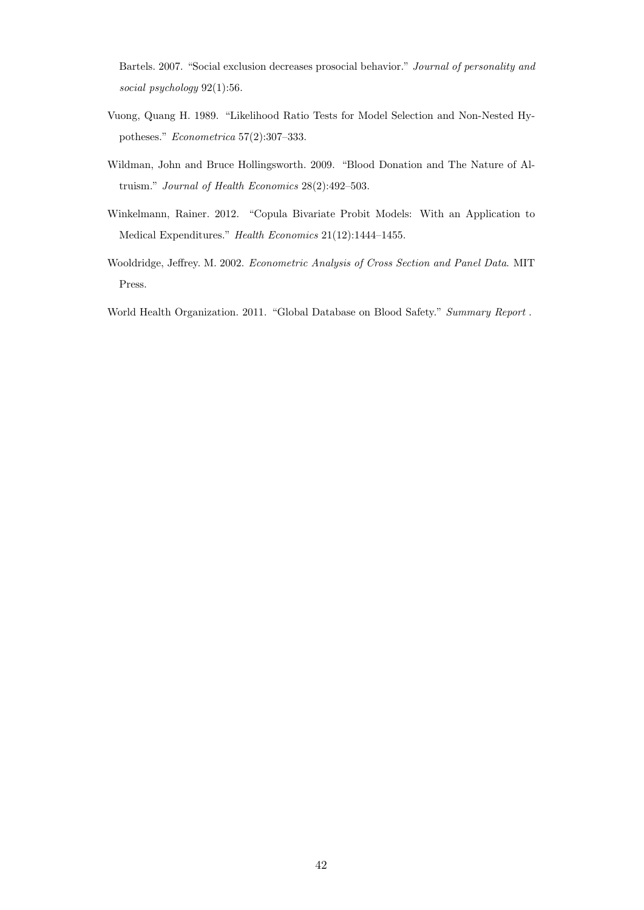Bartels. 2007. "Social exclusion decreases prosocial behavior." *Journal of personality and social psychology* 92(1):56.

Vuong, Quang H. 1989. "Likelihood Ratio Tests for Model Selection and Non-Nested Hypotheses." *Econometrica* 57(2):307–333.

Wildman, John and Bruce Hollingsworth. 2009. "Blood Donation and The Nature of Altruism." *Journal of Health Economics* 28(2):492–503.

Winkelmann, Rainer. 2012. "Copula Bivariate Probit Models: With an Application to Medical Expenditures." *Health Economics* 21(12):1444–1455.

Wooldridge, Jeffrey. M. 2002. *Econometric Analysis of Cross Section and Panel Data*. MIT Press.

World Health Organization. 2011. "Global Database on Blood Safety." *Summary Report* .